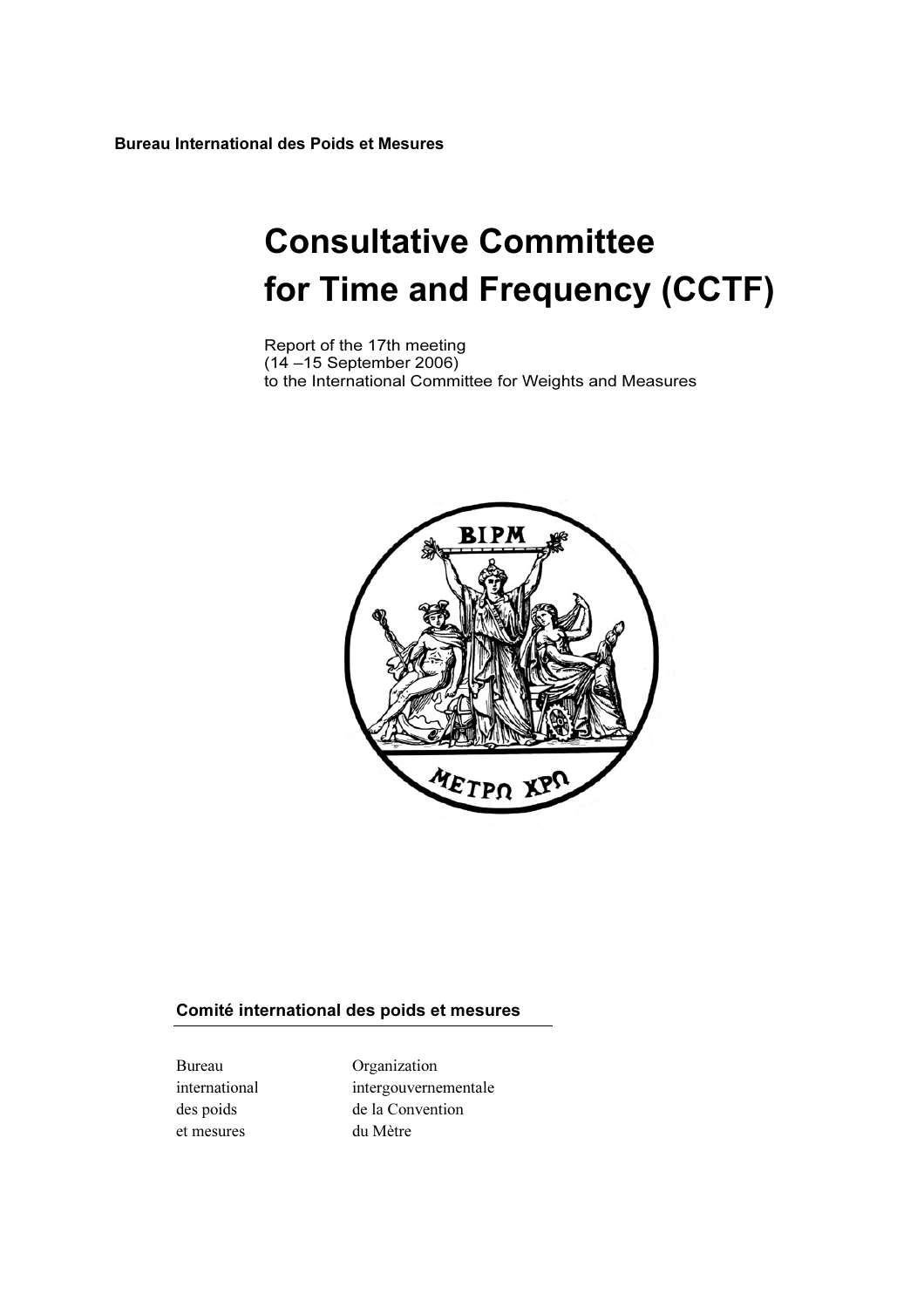**Bureau International des Poids et Mesures**

# Consultative Committee for Time and Frequency (CCTF)

Report of the 17th meeting
(14 –15 September 2006)
to the International Committee for Weights and Measures

**Comité international des poids et mesures**

Bureau international des poids et mesures

Organization intergouvernementale de la Convention du Mètre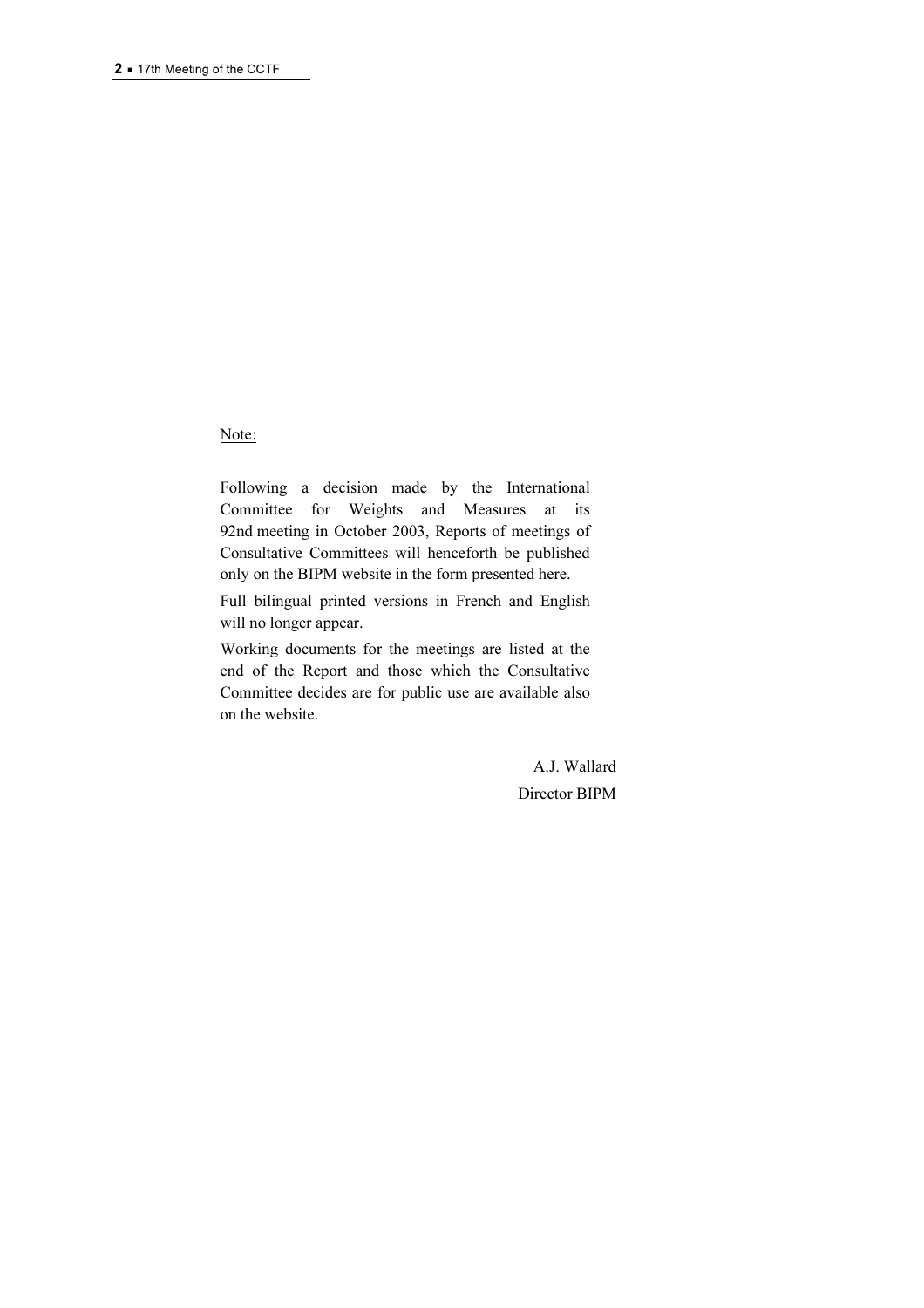Note:

Following a decision made by the International Committee for Weights and Measures at its 92nd meeting in October 2003, Reports of meetings of Consultative Committees will henceforth be published only on the BIPM website in the form presented here.

Full bilingual printed versions in French and English will no longer appear.

Working documents for the meetings are listed at the end of the Report and those which the Consultative Committee decides are for public use are available also on the website.

A.J. Wallard

Director BIPM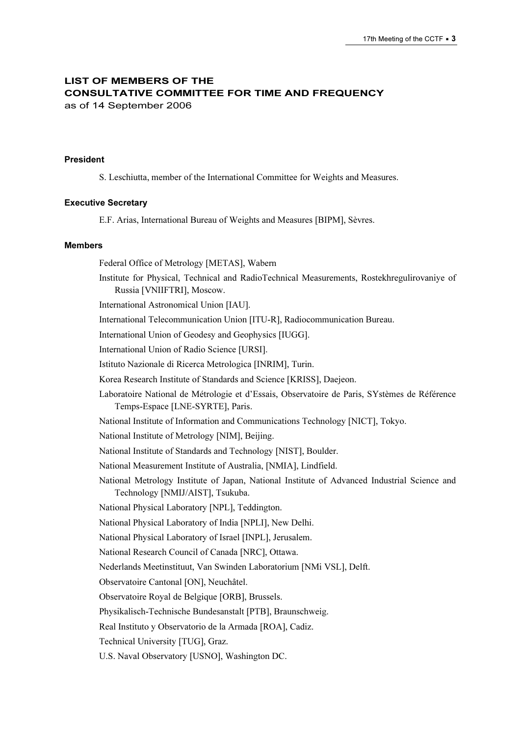# LIST OF MEMBERS OF THE CONSULTATIVE COMMITTEE FOR TIME AND FREQUENCY

as of 14 September 2006

### President

S. Leschiutta, member of the International Committee for Weights and Measures.

### Executive Secretary

E.F. Arias, International Bureau of Weights and Measures [BIPM], Sèvres.

### Members

Federal Office of Metrology [METAS], Wabern

Institute for Physical, Technical and RadioTechnical Measurements, Rostekhregulirovaniye of Russia [VNIIFTRI], Moscow.

International Astronomical Union [IAU].

International Telecommunication Union [ITU-R], Radiocommunication Bureau.

International Union of Geodesy and Geophysics [IUGG].

International Union of Radio Science [URSI].

Istituto Nazionale di Ricerca Metrologica [INRIM], Turin.

Korea Research Institute of Standards and Science [KRISS], Daejeon.

Laboratoire National de Métrologie et d'Essais, Observatoire de Paris, SYstèmes de Référence Temps-Espace [LNE-SYRTE], Paris.

National Institute of Information and Communications Technology [NICT], Tokyo.

National Institute of Metrology [NIM], Beijing.

National Institute of Standards and Technology [NIST], Boulder.

National Measurement Institute of Australia, [NMIA], Lindfield.

National Metrology Institute of Japan, National Institute of Advanced Industrial Science and Technology [NMIJ/AIST], Tsukuba.

National Physical Laboratory [NPL], Teddington.

National Physical Laboratory of India [NPLI], New Delhi.

National Physical Laboratory of Israel [INPL], Jerusalem.

National Research Council of Canada [NRC], Ottawa.

Nederlands Meetinstituut, Van Swinden Laboratorium [NMi VSL], Delft.

Observatoire Cantonal [ON], Neuchâtel.

Observatoire Royal de Belgique [ORB], Brussels.

Physikalisch-Technische Bundesanstalt [PTB], Braunschweig.

Real Instituto y Observatorio de la Armada [ROA], Cadiz.

Technical University [TUG], Graz.

U.S. Naval Observatory [USNO], Washington DC.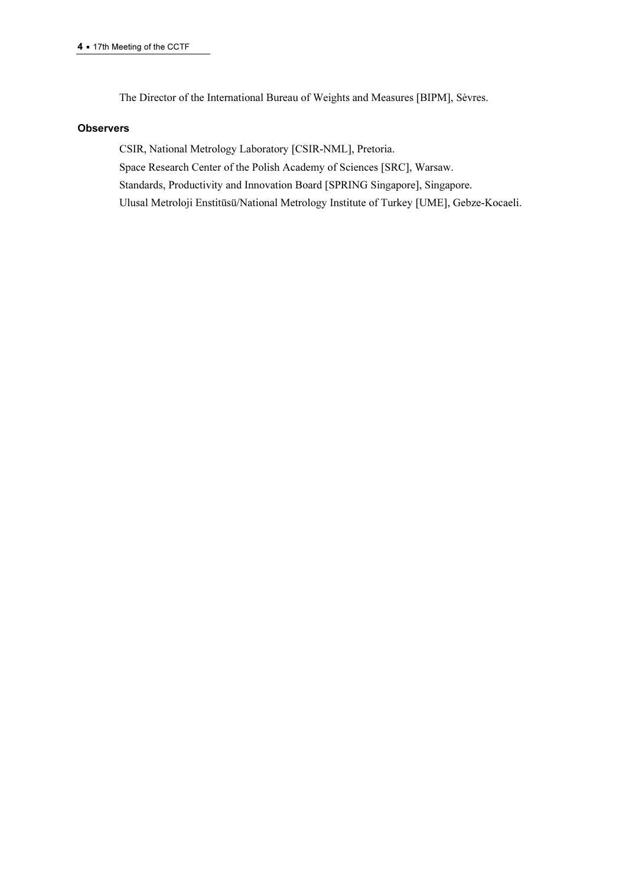The Director of the International Bureau of Weights and Measures [BIPM], Sèvres.

**Observers**

CSIR, National Metrology Laboratory [CSIR-NML], Pretoria.

Space Research Center of the Polish Academy of Sciences [SRC], Warsaw.

Standards, Productivity and Innovation Board [SPRING Singapore], Singapore.

Ulusal Metroloji Enstitüsü/National Metrology Institute of Turkey [UME], Gebze-Kocaeli.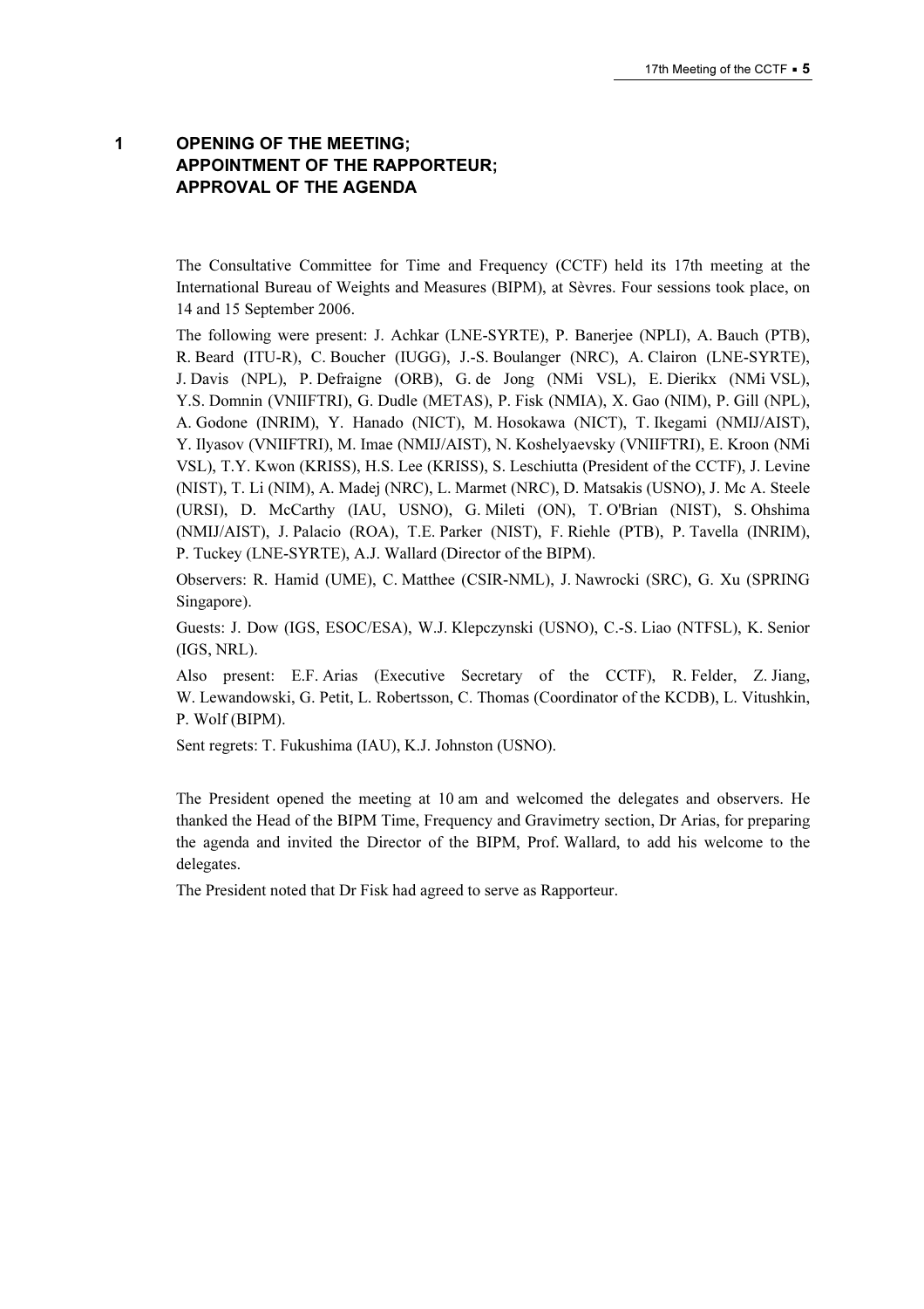# 1 OPENING OF THE MEETING; APPOINTMENT OF THE RAPPORTEUR; APPROVAL OF THE AGENDA

The Consultative Committee for Time and Frequency (CCTF) held its 17th meeting at the International Bureau of Weights and Measures (BIPM), at Sèvres. Four sessions took place, on 14 and 15 September 2006.

The following were present: J. Achkar (LNE-SYRTE), P. Banerjee (NPLI), A. Bauch (PTB), R. Beard (ITU-R), C. Boucher (IUGG), J.-S. Boulanger (NRC), A. Clairon (LNE-SYRTE), J. Davis (NPL), P. Defraigne (ORB), G. de Jong (NMi VSL), E. Dierikx (NMi VSL), Y.S. Domnin (VNIIFTRI), G. Dudle (METAS), P. Fisk (NMIA), X. Gao (NIM), P. Gill (NPL), A. Godone (INRIM), Y. Hanado (NICT), M. Hosokawa (NICT), T. Ikegami (NMIJ/AIST), Y. Ilyasov (VNIIFTRI), M. Imae (NMIJ/AIST), N. Koshelyaevsky (VNIIFTRI), E. Kroon (NMi VSL), T.Y. Kwon (KRISS), H.S. Lee (KRISS), S. Leschiutta (President of the CCTF), J. Levine (NIST), T. Li (NIM), A. Madej (NRC), L. Marmet (NRC), D. Matsakis (USNO), J. Mc A. Steele (URSI), D. McCarthy (IAU, USNO), G. Mileti (ON), T. O'Brian (NIST), S. Ohshima (NMIJ/AIST), J. Palacio (ROA), T.E. Parker (NIST), F. Riehle (PTB), P. Tavella (INRIM), P. Tuckey (LNE-SYRTE), A.J. Wallard (Director of the BIPM).

Observers: R. Hamid (UME), C. Matthee (CSIR-NML), J. Nawrocki (SRC), G. Xu (SPRING Singapore).

Guests: J. Dow (IGS, ESOC/ESA), W.J. Klepczynski (USNO), C.-S. Liao (NTFSL), K. Senior (IGS, NRL).

Also present: E.F. Arias (Executive Secretary of the CCTF), R. Felder, Z. Jiang, W. Lewandowski, G. Petit, L. Robertsson, C. Thomas (Coordinator of the KCDB), L. Vitushkin, P. Wolf (BIPM).

Sent regrets: T. Fukushima (IAU), K.J. Johnston (USNO).

The President opened the meeting at 10 am and welcomed the delegates and observers. He thanked the Head of the BIPM Time, Frequency and Gravimetry section, Dr Arias, for preparing the agenda and invited the Director of the BIPM, Prof. Wallard, to add his welcome to the delegates.

The President noted that Dr Fisk had agreed to serve as Rapporteur.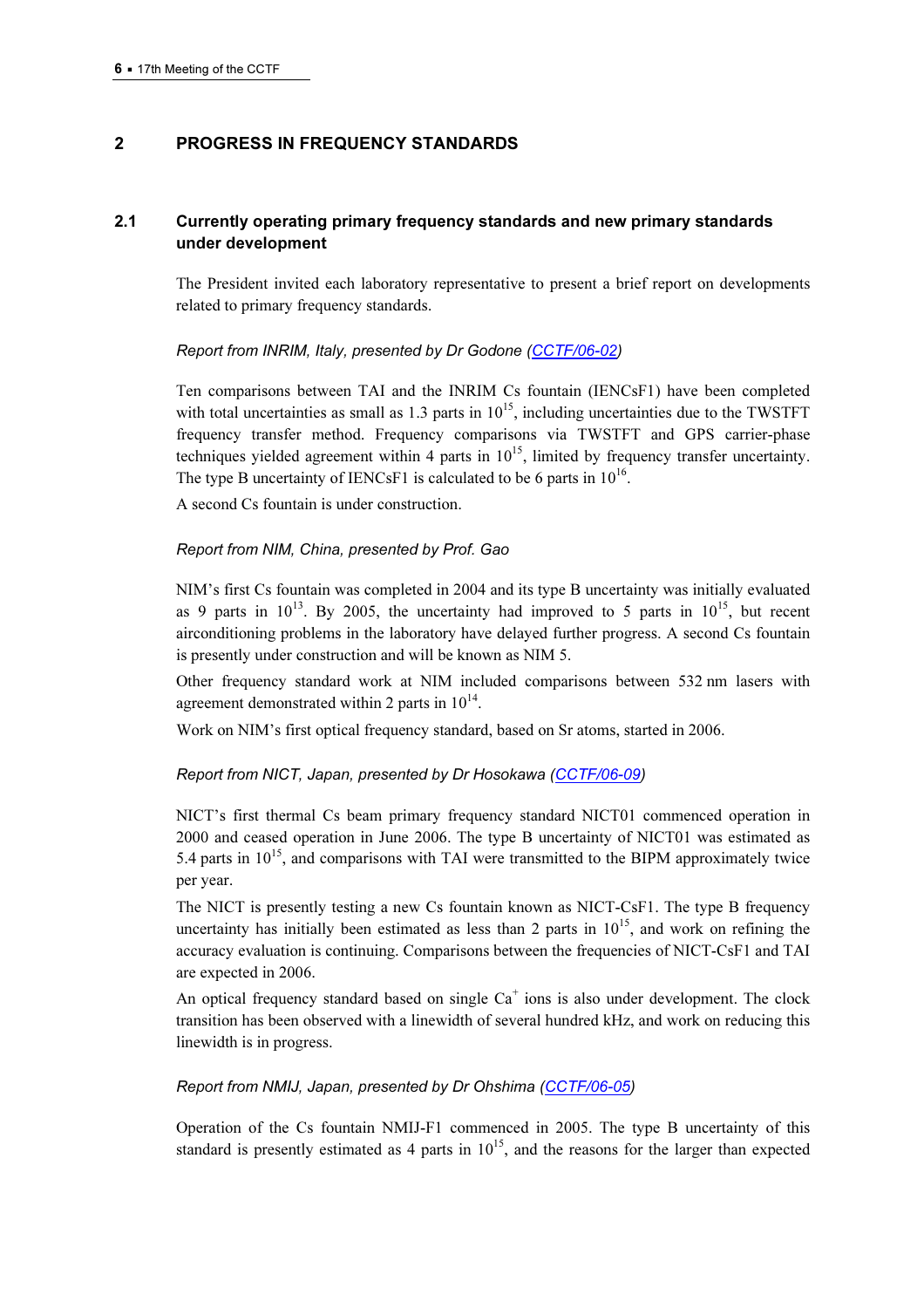## 2 PROGRESS IN FREQUENCY STANDARDS

### 2.1 Currently operating primary frequency standards and new primary standards under development

The President invited each laboratory representative to present a brief report on developments related to primary frequency standards.

*Report from INRIM, Italy, presented by Dr Godone (CCTF/06-02)*

Ten comparisons between TAI and the INRIM Cs fountain (IENCsF1) have been completed with total uncertainties as small as 1.3 parts in $10^{15}$, including uncertainties due to the TWSTFT frequency transfer method. Frequency comparisons via TWSTFT and GPS carrier-phase techniques yielded agreement within 4 parts in $10^{15}$, limited by frequency transfer uncertainty. The type B uncertainty of IENCsF1 is calculated to be 6 parts in $10^{16}$.

A second Cs fountain is under construction.

*Report from NIM, China, presented by Prof. Gao*

NIM's first Cs fountain was completed in 2004 and its type B uncertainty was initially evaluated as 9 parts in $10^{13}$. By 2005, the uncertainty had improved to 5 parts in $10^{15}$, but recent airconditioning problems in the laboratory have delayed further progress. A second Cs fountain is presently under construction and will be known as NIM 5.

Other frequency standard work at NIM included comparisons between 532 nm lasers with agreement demonstrated within 2 parts in $10^{14}$.

Work on NIM's first optical frequency standard, based on Sr atoms, started in 2006.

*Report from NICT, Japan, presented by Dr Hosokawa (CCTF/06-09)*

NICT's first thermal Cs beam primary frequency standard NICT01 commenced operation in 2000 and ceased operation in June 2006. The type B uncertainty of NICT01 was estimated as 5.4 parts in $10^{15}$, and comparisons with TAI were transmitted to the BIPM approximately twice per year.

The NICT is presently testing a new Cs fountain known as NICT-CsF1. The type B frequency uncertainty has initially been estimated as less than 2 parts in $10^{15}$, and work on refining the accuracy evaluation is continuing. Comparisons between the frequencies of NICT-CsF1 and TAI are expected in 2006.

An optical frequency standard based on single $Ca^{+}$ ions is also under development. The clock transition has been observed with a linewidth of several hundred kHz, and work on reducing this linewidth is in progress.

*Report from NMIJ, Japan, presented by Dr Ohshima (CCTF/06-05)*

Operation of the Cs fountain NMIJ-F1 commenced in 2005. The type B uncertainty of this standard is presently estimated as 4 parts in $10^{15}$, and the reasons for the larger than expected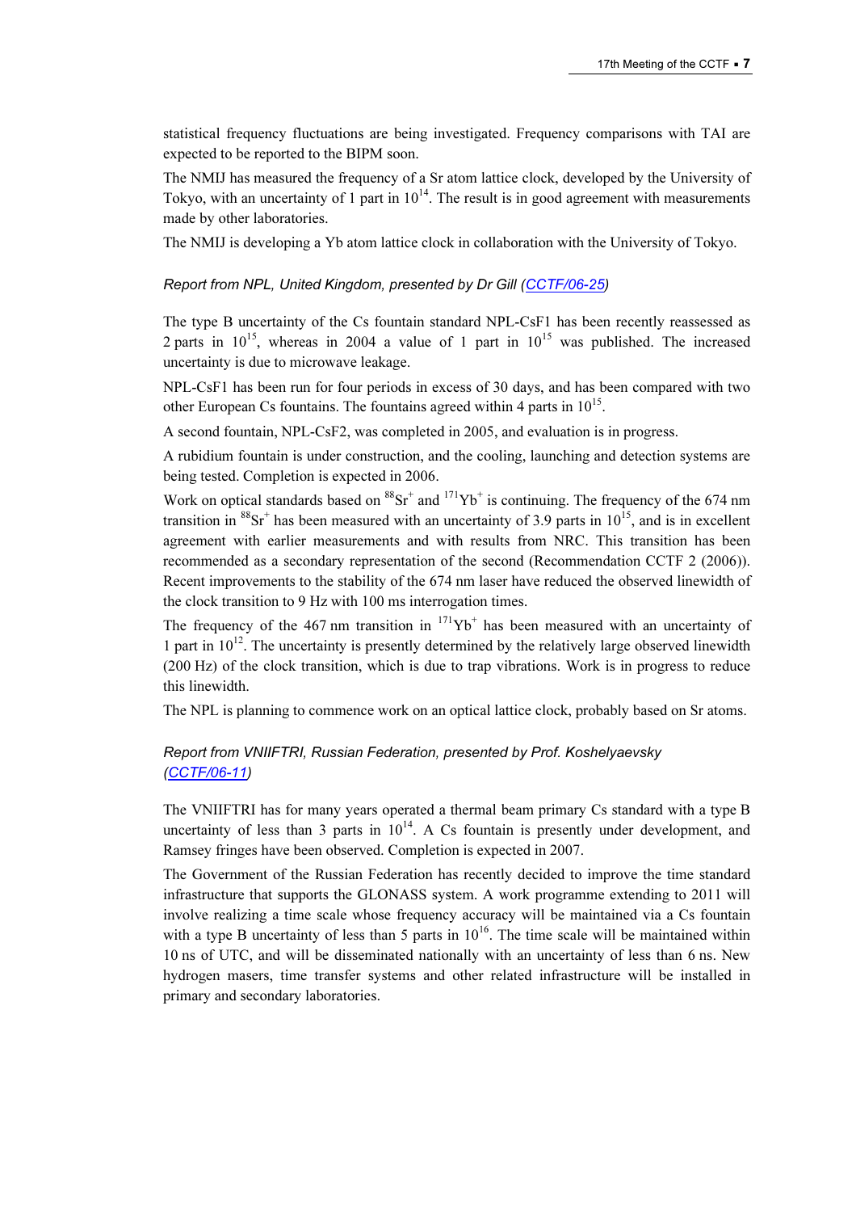statistical frequency fluctuations are being investigated. Frequency comparisons with TAI are expected to be reported to the BIPM soon.

The NMIJ has measured the frequency of a Sr atom lattice clock, developed by the University of Tokyo, with an uncertainty of 1 part in $10^{14}$. The result is in good agreement with measurements made by other laboratories.

The NMIJ is developing a Yb atom lattice clock in collaboration with the University of Tokyo.

*Report from NPL, United Kingdom, presented by Dr Gill (CCTF/06-25)*

The type B uncertainty of the Cs fountain standard NPL-CsF1 has been recently reassessed as 2 parts in $10^{15}$, whereas in 2004 a value of 1 part in $10^{15}$ was published. The increased uncertainty is due to microwave leakage.

NPL-CsF1 has been run for four periods in excess of 30 days, and has been compared with two other European Cs fountains. The fountains agreed within 4 parts in $10^{15}$.

A second fountain, NPL-CsF2, was completed in 2005, and evaluation is in progress.

A rubidium fountain is under construction, and the cooling, launching and detection systems are being tested. Completion is expected in 2006.

Work on optical standards based on $^{88}Sr^{+}$ and $^{171}Yb^{+}$ is continuing. The frequency of the 674 nm transition in $^{88}Sr^{+}$ has been measured with an uncertainty of 3.9 parts in $10^{15}$, and is in excellent agreement with earlier measurements and with results from NRC. This transition has been recommended as a secondary representation of the second (Recommendation CCTF 2 (2006)). Recent improvements to the stability of the 674 nm laser have reduced the observed linewidth of the clock transition to 9 Hz with 100 ms interrogation times.

The frequency of the 467 nm transition in $^{171}Yb^{+}$ has been measured with an uncertainty of 1 part in $10^{12}$. The uncertainty is presently determined by the relatively large observed linewidth (200 Hz) of the clock transition, which is due to trap vibrations. Work is in progress to reduce this linewidth.

The NPL is planning to commence work on an optical lattice clock, probably based on Sr atoms.

*Report from VNIIFTRI, Russian Federation, presented by Prof. Koshelyaevsky (CCTF/06-11)*

The VNIIFTRI has for many years operated a thermal beam primary Cs standard with a type B uncertainty of less than 3 parts in $10^{14}$. A Cs fountain is presently under development, and Ramsey fringes have been observed. Completion is expected in 2007.

The Government of the Russian Federation has recently decided to improve the time standard infrastructure that supports the GLONASS system. A work programme extending to 2011 will involve realizing a time scale whose frequency accuracy will be maintained via a Cs fountain with a type B uncertainty of less than 5 parts in $10^{16}$. The time scale will be maintained within 10 ns of UTC, and will be disseminated nationally with an uncertainty of less than 6 ns. New hydrogen masers, time transfer systems and other related infrastructure will be installed in primary and secondary laboratories.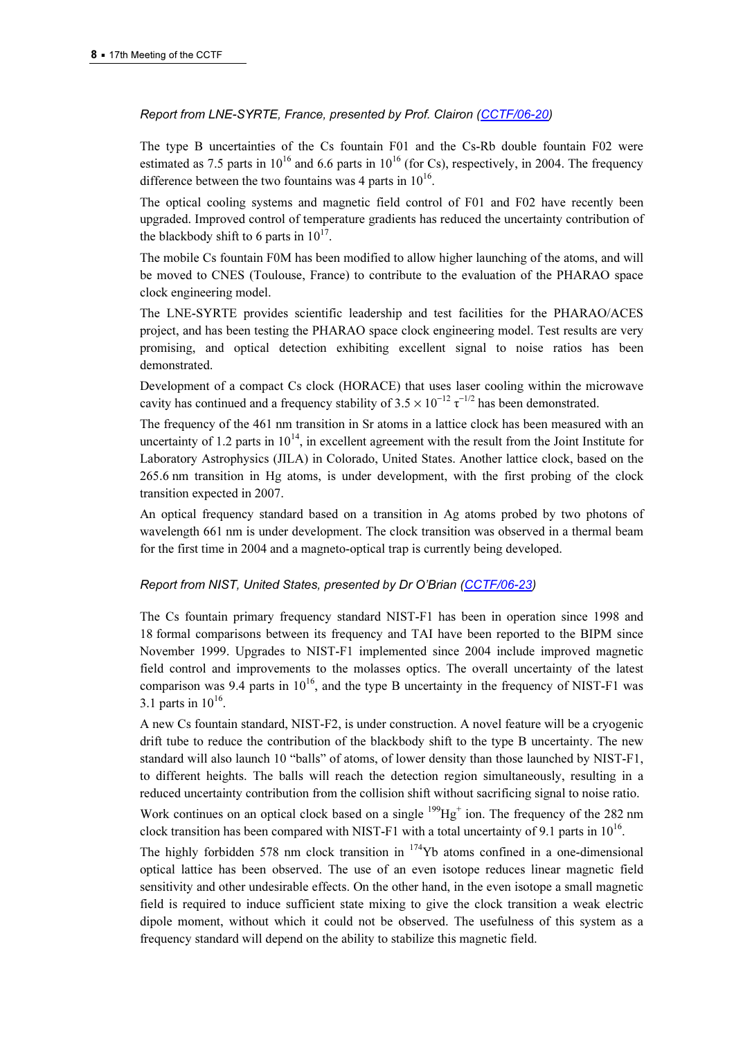*Report from LNE-SYRTE, France, presented by Prof. Clairon (CCTF/06-20)*

The type B uncertainties of the Cs fountain F01 and the Cs-Rb double fountain F02 were estimated as 7.5 parts in $10^{16}$ and 6.6 parts in $10^{16}$ (for Cs), respectively, in 2004. The frequency difference between the two fountains was 4 parts in $10^{16}$.

The optical cooling systems and magnetic field control of F01 and F02 have recently been upgraded. Improved control of temperature gradients has reduced the uncertainty contribution of the blackbody shift to 6 parts in $10^{17}$.

The mobile Cs fountain F0M has been modified to allow higher launching of the atoms, and will be moved to CNES (Toulouse, France) to contribute to the evaluation of the PHARAO space clock engineering model.

The LNE-SYRTE provides scientific leadership and test facilities for the PHARAO/ACES project, and has been testing the PHARAO space clock engineering model. Test results are very promising, and optical detection exhibiting excellent signal to noise ratios has been demonstrated.

Development of a compact Cs clock (HORACE) that uses laser cooling within the microwave cavity has continued and a frequency stability of $3.5 \times 10^{-12}\ \tau^{-1/2}$ has been demonstrated.

The frequency of the 461 nm transition in Sr atoms in a lattice clock has been measured with an uncertainty of 1.2 parts in $10^{14}$, in excellent agreement with the result from the Joint Institute for Laboratory Astrophysics (JILA) in Colorado, United States. Another lattice clock, based on the 265.6 nm transition in Hg atoms, is under development, with the first probing of the clock transition expected in 2007.

An optical frequency standard based on a transition in Ag atoms probed by two photons of wavelength 661 nm is under development. The clock transition was observed in a thermal beam for the first time in 2004 and a magneto-optical trap is currently being developed.

*Report from NIST, United States, presented by Dr O'Brian (CCTF/06-23)*

The Cs fountain primary frequency standard NIST-F1 has been in operation since 1998 and 18 formal comparisons between its frequency and TAI have been reported to the BIPM since November 1999. Upgrades to NIST-F1 implemented since 2004 include improved magnetic field control and improvements to the molasses optics. The overall uncertainty of the latest comparison was 9.4 parts in $10^{16}$, and the type B uncertainty in the frequency of NIST-F1 was 3.1 parts in $10^{16}$.

A new Cs fountain standard, NIST-F2, is under construction. A novel feature will be a cryogenic drift tube to reduce the contribution of the blackbody shift to the type B uncertainty. The new standard will also launch 10 "balls" of atoms, of lower density than those launched by NIST-F1, to different heights. The balls will reach the detection region simultaneously, resulting in a reduced uncertainty contribution from the collision shift without sacrificing signal to noise ratio.

Work continues on an optical clock based on a single $^{199}Hg^{+}$ ion. The frequency of the 282 nm clock transition has been compared with NIST-F1 with a total uncertainty of 9.1 parts in $10^{16}$.

The highly forbidden 578 nm clock transition in $^{174}Yb$ atoms confined in a one-dimensional optical lattice has been observed. The use of an even isotope reduces linear magnetic field sensitivity and other undesirable effects. On the other hand, in the even isotope a small magnetic field is required to induce sufficient state mixing to give the clock transition a weak electric dipole moment, without which it could not be observed. The usefulness of this system as a frequency standard will depend on the ability to stabilize this magnetic field.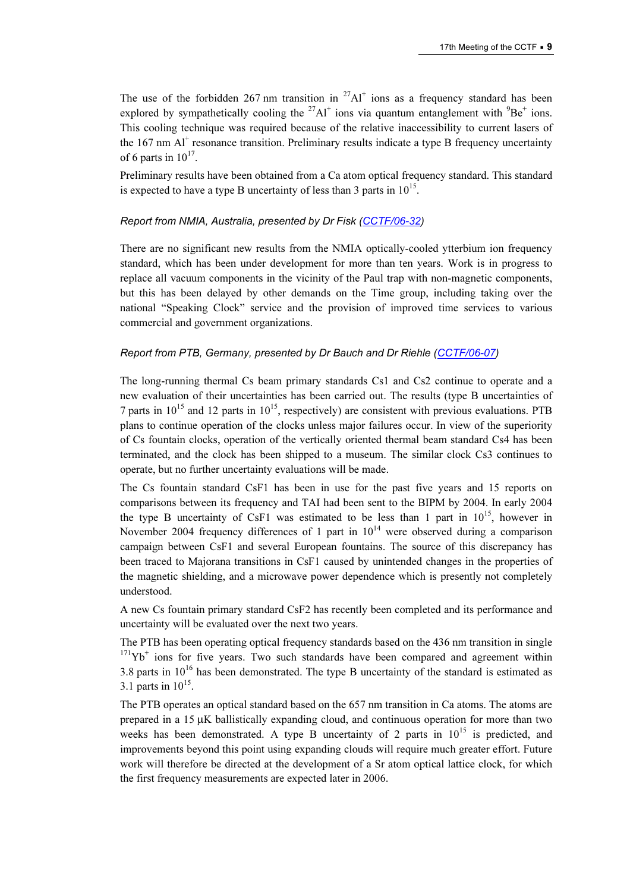The use of the forbidden 267 nm transition in $^{27}Al^+$ ions as a frequency standard has been explored by sympathetically cooling the $^{27}Al^+$ ions via quantum entanglement with $^{9}Be^+$ ions. This cooling technique was required because of the relative inaccessibility to current lasers of the 167 nm $Al^+$ resonance transition. Preliminary results indicate a type B frequency uncertainty of 6 parts in $10^{17}$.

Preliminary results have been obtained from a Ca atom optical frequency standard. This standard is expected to have a type B uncertainty of less than 3 parts in $10^{15}$.

*Report from NMIA, Australia, presented by Dr Fisk (CCTF/06-32)*

There are no significant new results from the NMIA optically-cooled ytterbium ion frequency standard, which has been under development for more than ten years. Work is in progress to replace all vacuum components in the vicinity of the Paul trap with non-magnetic components, but this has been delayed by other demands on the Time group, including taking over the national "Speaking Clock" service and the provision of improved time services to various commercial and government organizations.

*Report from PTB, Germany, presented by Dr Bauch and Dr Riehle (CCTF/06-07)*

The long-running thermal Cs beam primary standards Cs1 and Cs2 continue to operate and a new evaluation of their uncertainties has been carried out. The results (type B uncertainties of 7 parts in $10^{15}$ and 12 parts in $10^{15}$, respectively) are consistent with previous evaluations. PTB plans to continue operation of the clocks unless major failures occur. In view of the superiority of Cs fountain clocks, operation of the vertically oriented thermal beam standard Cs4 has been terminated, and the clock has been shipped to a museum. The similar clock Cs3 continues to operate, but no further uncertainty evaluations will be made.

The Cs fountain standard CsF1 has been in use for the past five years and 15 reports on comparisons between its frequency and TAI had been sent to the BIPM by 2004. In early 2004 the type B uncertainty of CsF1 was estimated to be less than 1 part in $10^{15}$, however in November 2004 frequency differences of 1 part in $10^{14}$ were observed during a comparison campaign between CsF1 and several European fountains. The source of this discrepancy has been traced to Majorana transitions in CsF1 caused by unintended changes in the properties of the magnetic shielding, and a microwave power dependence which is presently not completely understood.

A new Cs fountain primary standard CsF2 has recently been completed and its performance and uncertainty will be evaluated over the next two years.

The PTB has been operating optical frequency standards based on the 436 nm transition in single $^{171}Yb^+$ ions for five years. Two such standards have been compared and agreement within 3.8 parts in $10^{16}$ has been demonstrated. The type B uncertainty of the standard is estimated as 3.1 parts in $10^{15}$.

The PTB operates an optical standard based on the 657 nm transition in Ca atoms. The atoms are prepared in a 15 μK ballistically expanding cloud, and continuous operation for more than two weeks has been demonstrated. A type B uncertainty of 2 parts in $10^{15}$ is predicted, and improvements beyond this point using expanding clouds will require much greater effort. Future work will therefore be directed at the development of a Sr atom optical lattice clock, for which the first frequency measurements are expected later in 2006.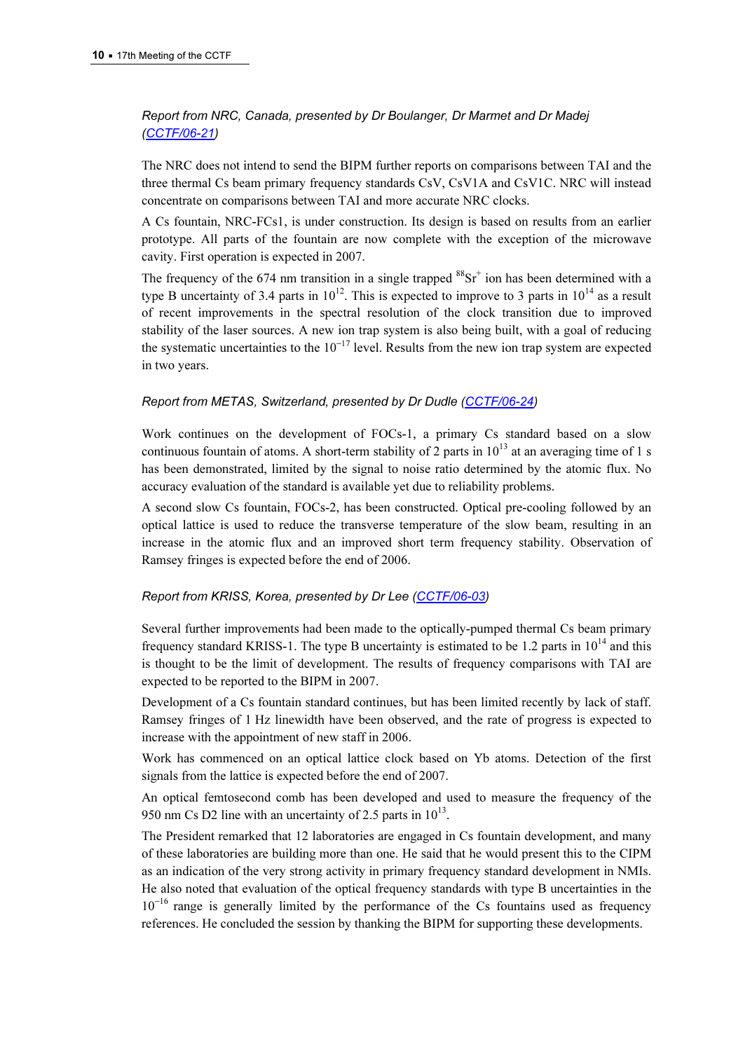*Report from NRC, Canada, presented by Dr Boulanger, Dr Marmet and Dr Madej (CCTF/06-21)*

The NRC does not intend to send the BIPM further reports on comparisons between TAI and the three thermal Cs beam primary frequency standards CsV, CsV1A and CsV1C. NRC will instead concentrate on comparisons between TAI and more accurate NRC clocks.

A Cs fountain, NRC-FCs1, is under construction. Its design is based on results from an earlier prototype. All parts of the fountain are now complete with the exception of the microwave cavity. First operation is expected in 2007.

The frequency of the 674 nm transition in a single trapped $^{88}Sr^{+}$ ion has been determined with a type B uncertainty of 3.4 parts in $10^{12}$. This is expected to improve to 3 parts in $10^{14}$ as a result of recent improvements in the spectral resolution of the clock transition due to improved stability of the laser sources. A new ion trap system is also being built, with a goal of reducing the systematic uncertainties to the $10^{-17}$ level. Results from the new ion trap system are expected in two years.

*Report from METAS, Switzerland, presented by Dr Dudle (CCTF/06-24)*

Work continues on the development of FOCs-1, a primary Cs standard based on a slow continuous fountain of atoms. A short-term stability of 2 parts in $10^{13}$ at an averaging time of 1 s has been demonstrated, limited by the signal to noise ratio determined by the atomic flux. No accuracy evaluation of the standard is available yet due to reliability problems.

A second slow Cs fountain, FOCs-2, has been constructed. Optical pre-cooling followed by an optical lattice is used to reduce the transverse temperature of the slow beam, resulting in an increase in the atomic flux and an improved short term frequency stability. Observation of Ramsey fringes is expected before the end of 2006.

*Report from KRISS, Korea, presented by Dr Lee (CCTF/06-03)*

Several further improvements had been made to the optically-pumped thermal Cs beam primary frequency standard KRISS-1. The type B uncertainty is estimated to be 1.2 parts in $10^{14}$ and this is thought to be the limit of development. The results of frequency comparisons with TAI are expected to be reported to the BIPM in 2007.

Development of a Cs fountain standard continues, but has been limited recently by lack of staff. Ramsey fringes of 1 Hz linewidth have been observed, and the rate of progress is expected to increase with the appointment of new staff in 2006.

Work has commenced on an optical lattice clock based on Yb atoms. Detection of the first signals from the lattice is expected before the end of 2007.

An optical femtosecond comb has been developed and used to measure the frequency of the 950 nm Cs D2 line with an uncertainty of 2.5 parts in $10^{13}$.

The President remarked that 12 laboratories are engaged in Cs fountain development, and many of these laboratories are building more than one. He said that he would present this to the CIPM as an indication of the very strong activity in primary frequency standard development in NMIs. He also noted that evaluation of the optical frequency standards with type B uncertainties in the $10^{-16}$ range is generally limited by the performance of the Cs fountains used as frequency references. He concluded the session by thanking the BIPM for supporting these developments.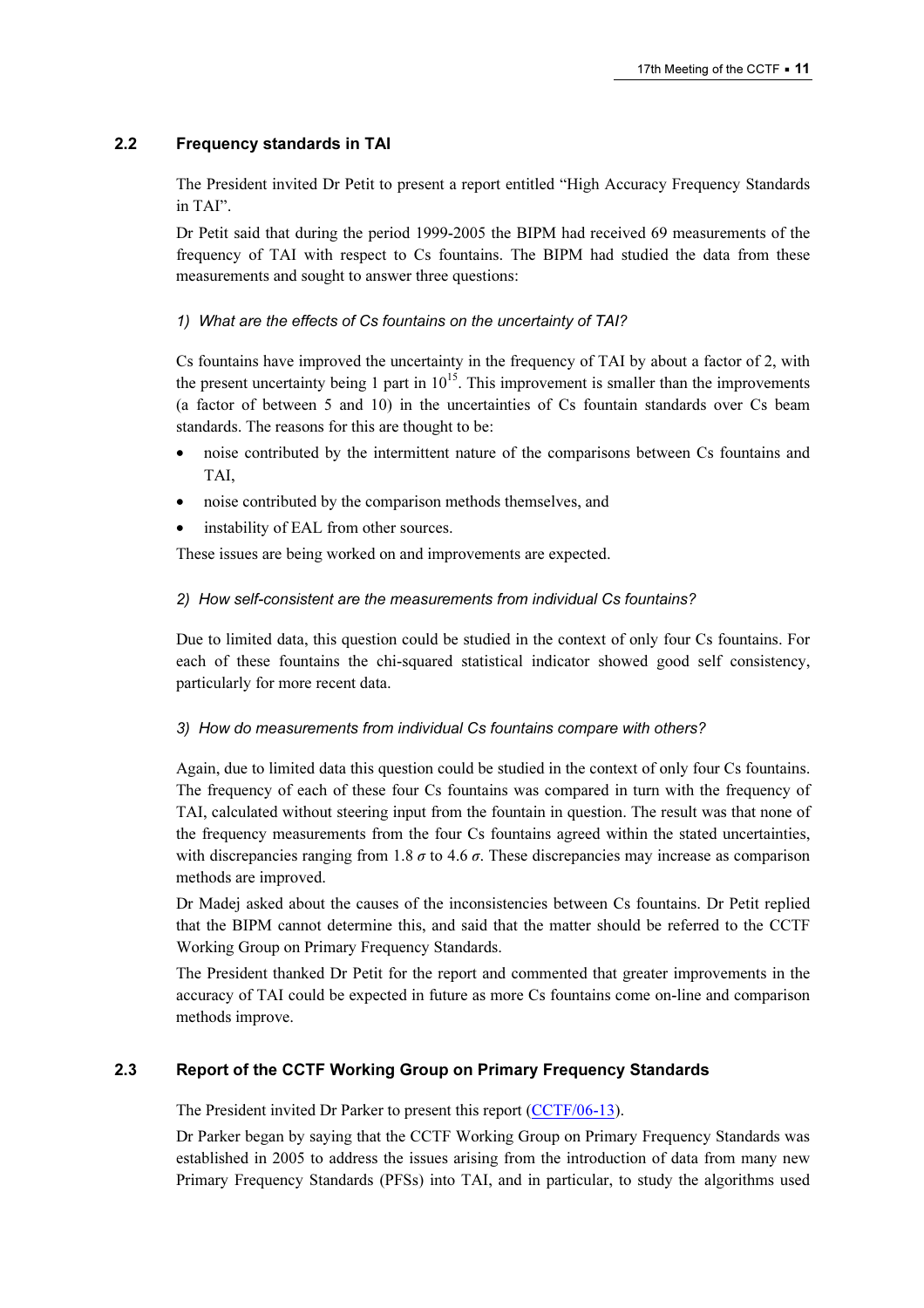## 2.2 Frequency standards in TAI

The President invited Dr Petit to present a report entitled "High Accuracy Frequency Standards in TAI".

Dr Petit said that during the period 1999-2005 the BIPM had received 69 measurements of the frequency of TAI with respect to Cs fountains. The BIPM had studied the data from these measurements and sought to answer three questions:

*1) What are the effects of Cs fountains on the uncertainty of TAI?*

Cs fountains have improved the uncertainty in the frequency of TAI by about a factor of 2, with the present uncertainty being 1 part in $10^{15}$. This improvement is smaller than the improvements (a factor of between 5 and 10) in the uncertainties of Cs fountain standards over Cs beam standards. The reasons for this are thought to be:

- noise contributed by the intermittent nature of the comparisons between Cs fountains and TAI,
- noise contributed by the comparison methods themselves, and
- instability of EAL from other sources.

These issues are being worked on and improvements are expected.

*2) How self-consistent are the measurements from individual Cs fountains?*

Due to limited data, this question could be studied in the context of only four Cs fountains. For each of these fountains the chi-squared statistical indicator showed good self consistency, particularly for more recent data.

*3) How do measurements from individual Cs fountains compare with others?*

Again, due to limited data this question could be studied in the context of only four Cs fountains. The frequency of each of these four Cs fountains was compared in turn with the frequency of TAI, calculated without steering input from the fountain in question. The result was that none of the frequency measurements from the four Cs fountains agreed within the stated uncertainties, with discrepancies ranging from 1.8 $\sigma$ to 4.6 $\sigma$. These discrepancies may increase as comparison methods are improved.

Dr Madej asked about the causes of the inconsistencies between Cs fountains. Dr Petit replied that the BIPM cannot determine this, and said that the matter should be referred to the CCTF Working Group on Primary Frequency Standards.

The President thanked Dr Petit for the report and commented that greater improvements in the accuracy of TAI could be expected in future as more Cs fountains come on-line and comparison methods improve.

## 2.3 Report of the CCTF Working Group on Primary Frequency Standards

The President invited Dr Parker to present this report (CCTF/06-13).

Dr Parker began by saying that the CCTF Working Group on Primary Frequency Standards was established in 2005 to address the issues arising from the introduction of data from many new Primary Frequency Standards (PFSs) into TAI, and in particular, to study the algorithms used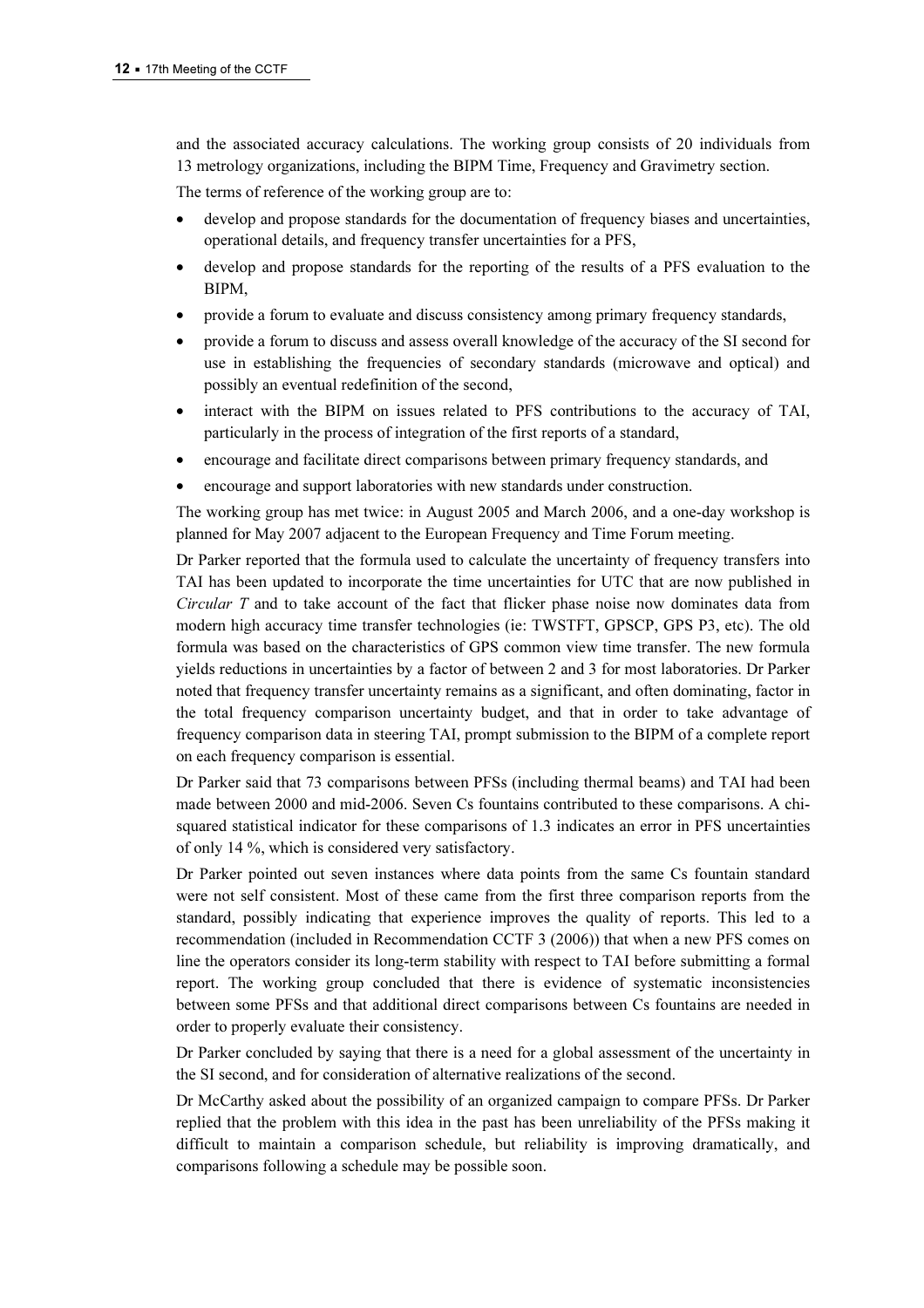and the associated accuracy calculations. The working group consists of 20 individuals from 13 metrology organizations, including the BIPM Time, Frequency and Gravimetry section.

The terms of reference of the working group are to:

- develop and propose standards for the documentation of frequency biases and uncertainties, operational details, and frequency transfer uncertainties for a PFS,
- develop and propose standards for the reporting of the results of a PFS evaluation to the BIPM,
- provide a forum to evaluate and discuss consistency among primary frequency standards,
- provide a forum to discuss and assess overall knowledge of the accuracy of the SI second for use in establishing the frequencies of secondary standards (microwave and optical) and possibly an eventual redefinition of the second,
- interact with the BIPM on issues related to PFS contributions to the accuracy of TAI, particularly in the process of integration of the first reports of a standard,
- encourage and facilitate direct comparisons between primary frequency standards, and
- encourage and support laboratories with new standards under construction.

The working group has met twice: in August 2005 and March 2006, and a one-day workshop is planned for May 2007 adjacent to the European Frequency and Time Forum meeting.

Dr Parker reported that the formula used to calculate the uncertainty of frequency transfers into TAI has been updated to incorporate the time uncertainties for UTC that are now published in *Circular T* and to take account of the fact that flicker phase noise now dominates data from modern high accuracy time transfer technologies (ie: TWSTFT, GPSCP, GPS P3, etc). The old formula was based on the characteristics of GPS common view time transfer. The new formula yields reductions in uncertainties by a factor of between 2 and 3 for most laboratories. Dr Parker noted that frequency transfer uncertainty remains as a significant, and often dominating, factor in the total frequency comparison uncertainty budget, and that in order to take advantage of frequency comparison data in steering TAI, prompt submission to the BIPM of a complete report on each frequency comparison is essential.

Dr Parker said that 73 comparisons between PFSs (including thermal beams) and TAI had been made between 2000 and mid-2006. Seven Cs fountains contributed to these comparisons. A chi-squared statistical indicator for these comparisons of 1.3 indicates an error in PFS uncertainties of only 14 %, which is considered very satisfactory.

Dr Parker pointed out seven instances where data points from the same Cs fountain standard were not self consistent. Most of these came from the first three comparison reports from the standard, possibly indicating that experience improves the quality of reports. This led to a recommendation (included in Recommendation CCTF 3 (2006)) that when a new PFS comes on line the operators consider its long-term stability with respect to TAI before submitting a formal report. The working group concluded that there is evidence of systematic inconsistencies between some PFSs and that additional direct comparisons between Cs fountains are needed in order to properly evaluate their consistency.

Dr Parker concluded by saying that there is a need for a global assessment of the uncertainty in the SI second, and for consideration of alternative realizations of the second.

Dr McCarthy asked about the possibility of an organized campaign to compare PFSs. Dr Parker replied that the problem with this idea in the past has been unreliability of the PFSs making it difficult to maintain a comparison schedule, but reliability is improving dramatically, and comparisons following a schedule may be possible soon.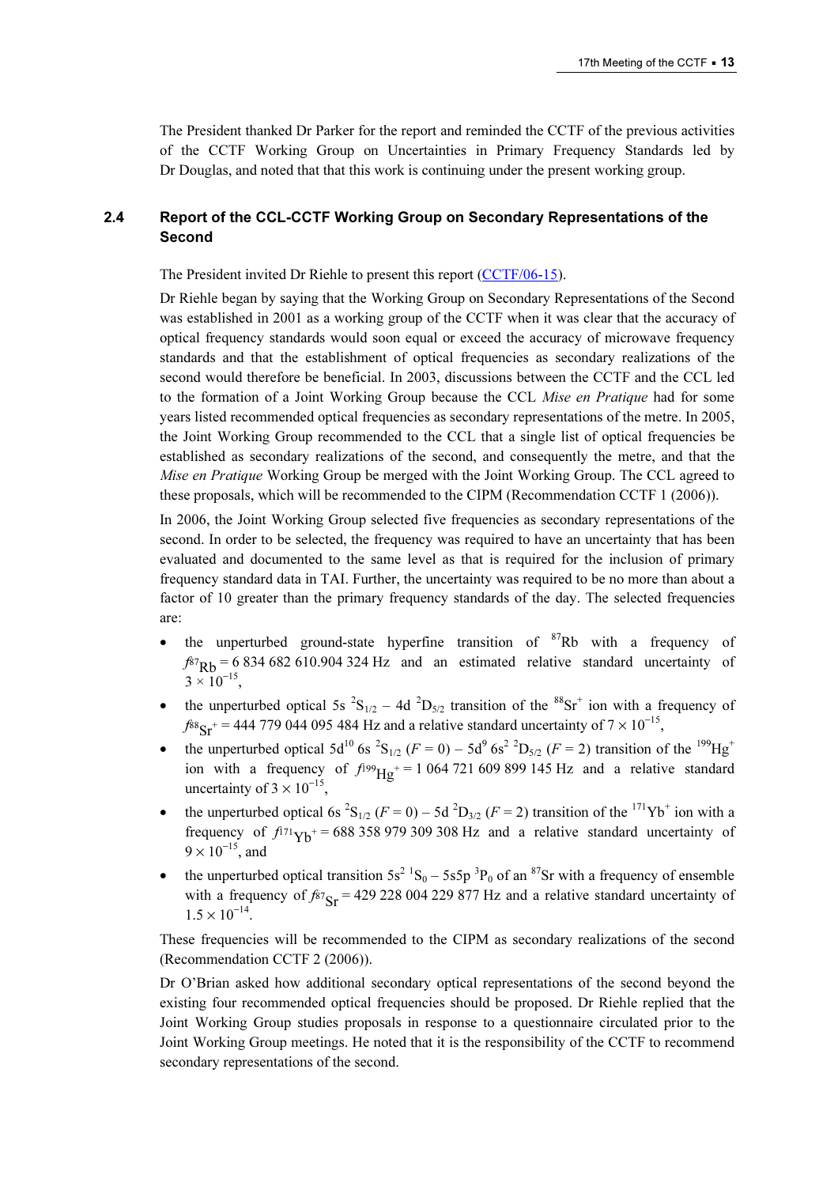The President thanked Dr Parker for the report and reminded the CCTF of the previous activities of the CCTF Working Group on Uncertainties in Primary Frequency Standards led by Dr Douglas, and noted that that this work is continuing under the present working group.

## 2.4 Report of the CCL-CCTF Working Group on Secondary Representations of the Second

The President invited Dr Riehle to present this report (CCTF/06-15).

Dr Riehle began by saying that the Working Group on Secondary Representations of the Second was established in 2001 as a working group of the CCTF when it was clear that the accuracy of optical frequency standards would soon equal or exceed the accuracy of microwave frequency standards and that the establishment of optical frequencies as secondary realizations of the second would therefore be beneficial. In 2003, discussions between the CCTF and the CCL led to the formation of a Joint Working Group because the CCL *Mise en Pratique* had for some years listed recommended optical frequencies as secondary representations of the metre. In 2005, the Joint Working Group recommended to the CCL that a single list of optical frequencies be established as secondary realizations of the second, and consequently the metre, and that the *Mise en Pratique* Working Group be merged with the Joint Working Group. The CCL agreed to these proposals, which will be recommended to the CIPM (Recommendation CCTF 1 (2006)).

In 2006, the Joint Working Group selected five frequencies as secondary representations of the second. In order to be selected, the frequency was required to have an uncertainty that has been evaluated and documented to the same level as that is required for the inclusion of primary frequency standard data in TAI. Further, the uncertainty was required to be no more than about a factor of 10 greater than the primary frequency standards of the day. The selected frequencies are:

- the unperturbed ground-state hyperfine transition of $^{87}$Rb with a frequency of $f_{^{87}\mathrm{Rb}}$ = 6 834 682 610.904 324 Hz and an estimated relative standard uncertainty of $3 \times 10^{-15}$,
- the unperturbed optical 5s $^2S_{1/2}$ – 4d $^2D_{5/2}$ transition of the $^{88}Sr^+$ ion with a frequency of $f_{^{88}\mathrm{Sr}^+}$ = 444 779 044 095 484 Hz and a relative standard uncertainty of $7 \times 10^{-15}$,
- the unperturbed optical 5d$^{10}$ 6s $^2S_{1/2}$ ($F$ = 0) – 5d$^9$ 6s$^2$ $^2D_{5/2}$ ($F$ = 2) transition of the $^{199}Hg^+$ ion with a frequency of $f_{^{199}\mathrm{Hg}^+}$ = 1 064 721 609 899 145 Hz and a relative standard uncertainty of $3 \times 10^{-15}$,
- the unperturbed optical 6s $^2S_{1/2}$ ($F$ = 0) – 5d $^2D_{3/2}$ ($F$ = 2) transition of the $^{171}Yb^+$ ion with a frequency of $f_{^{171}\mathrm{Yb}^+}$ = 688 358 979 309 308 Hz and a relative standard uncertainty of $9 \times 10^{-15}$, and
- the unperturbed optical transition 5s$^2$ $^1S_0$ – 5s5p $^3P_0$ of an $^{87}$Sr with a frequency of ensemble with a frequency of $f_{^{87}\mathrm{Sr}}$ = 429 228 004 229 877 Hz and a relative standard uncertainty of $1.5 \times 10^{-14}$.

These frequencies will be recommended to the CIPM as secondary realizations of the second (Recommendation CCTF 2 (2006)).

Dr O'Brian asked how additional secondary optical representations of the second beyond the existing four recommended optical frequencies should be proposed. Dr Riehle replied that the Joint Working Group studies proposals in response to a questionnaire circulated prior to the Joint Working Group meetings. He noted that it is the responsibility of the CCTF to recommend secondary representations of the second.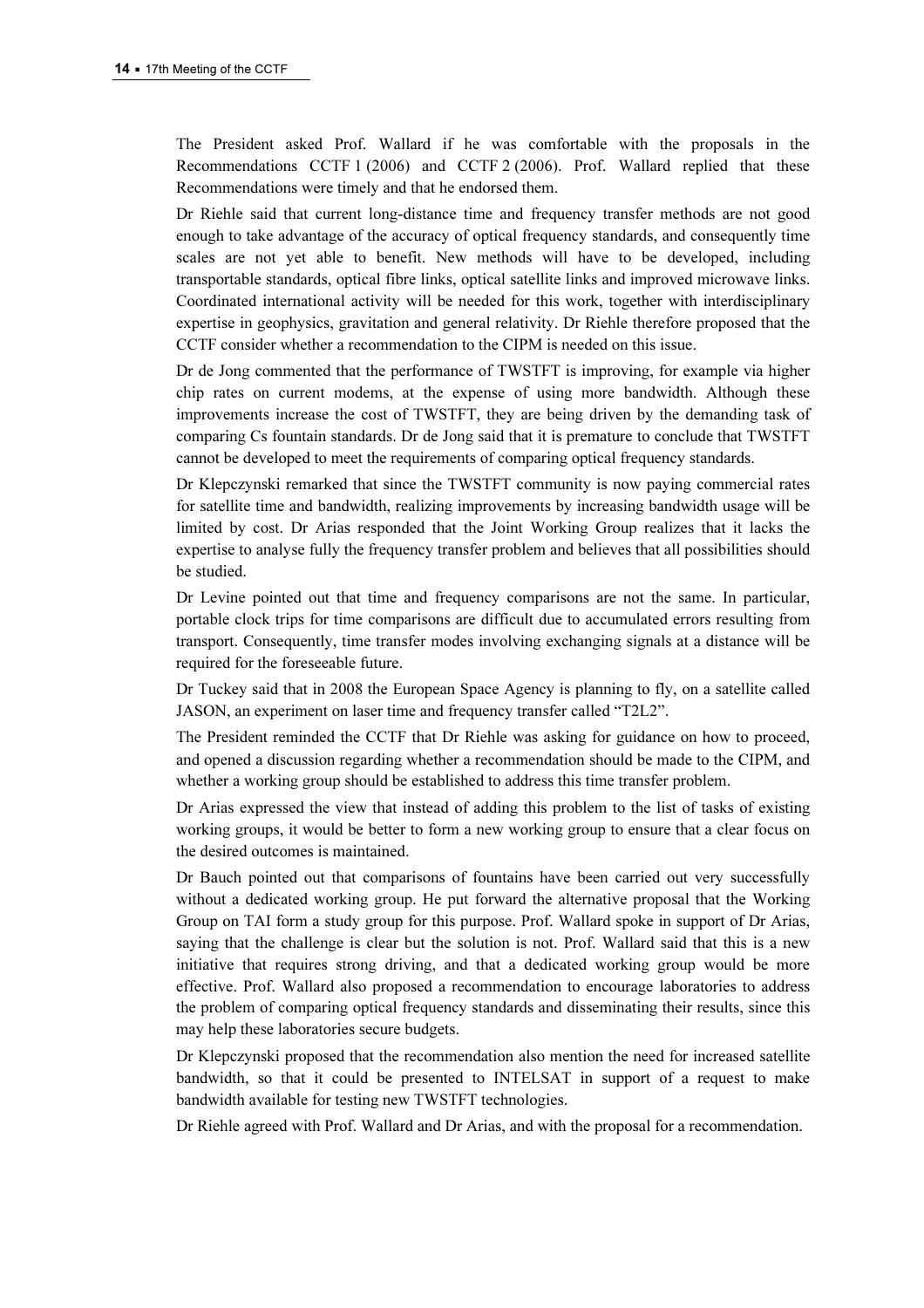The President asked Prof. Wallard if he was comfortable with the proposals in the Recommendations CCTF 1 (2006) and CCTF 2 (2006). Prof. Wallard replied that these Recommendations were timely and that he endorsed them.

Dr Riehle said that current long-distance time and frequency transfer methods are not good enough to take advantage of the accuracy of optical frequency standards, and consequently time scales are not yet able to benefit. New methods will have to be developed, including transportable standards, optical fibre links, optical satellite links and improved microwave links. Coordinated international activity will be needed for this work, together with interdisciplinary expertise in geophysics, gravitation and general relativity. Dr Riehle therefore proposed that the CCTF consider whether a recommendation to the CIPM is needed on this issue.

Dr de Jong commented that the performance of TWSTFT is improving, for example via higher chip rates on current modems, at the expense of using more bandwidth. Although these improvements increase the cost of TWSTFT, they are being driven by the demanding task of comparing Cs fountain standards. Dr de Jong said that it is premature to conclude that TWSTFT cannot be developed to meet the requirements of comparing optical frequency standards.

Dr Klepczynski remarked that since the TWSTFT community is now paying commercial rates for satellite time and bandwidth, realizing improvements by increasing bandwidth usage will be limited by cost. Dr Arias responded that the Joint Working Group realizes that it lacks the expertise to analyse fully the frequency transfer problem and believes that all possibilities should be studied.

Dr Levine pointed out that time and frequency comparisons are not the same. In particular, portable clock trips for time comparisons are difficult due to accumulated errors resulting from transport. Consequently, time transfer modes involving exchanging signals at a distance will be required for the foreseeable future.

Dr Tuckey said that in 2008 the European Space Agency is planning to fly, on a satellite called JASON, an experiment on laser time and frequency transfer called "T2L2".

The President reminded the CCTF that Dr Riehle was asking for guidance on how to proceed, and opened a discussion regarding whether a recommendation should be made to the CIPM, and whether a working group should be established to address this time transfer problem.

Dr Arias expressed the view that instead of adding this problem to the list of tasks of existing working groups, it would be better to form a new working group to ensure that a clear focus on the desired outcomes is maintained.

Dr Bauch pointed out that comparisons of fountains have been carried out very successfully without a dedicated working group. He put forward the alternative proposal that the Working Group on TAI form a study group for this purpose. Prof. Wallard spoke in support of Dr Arias, saying that the challenge is clear but the solution is not. Prof. Wallard said that this is a new initiative that requires strong driving, and that a dedicated working group would be more effective. Prof. Wallard also proposed a recommendation to encourage laboratories to address the problem of comparing optical frequency standards and disseminating their results, since this may help these laboratories secure budgets.

Dr Klepczynski proposed that the recommendation also mention the need for increased satellite bandwidth, so that it could be presented to INTELSAT in support of a request to make bandwidth available for testing new TWSTFT technologies.

Dr Riehle agreed with Prof. Wallard and Dr Arias, and with the proposal for a recommendation.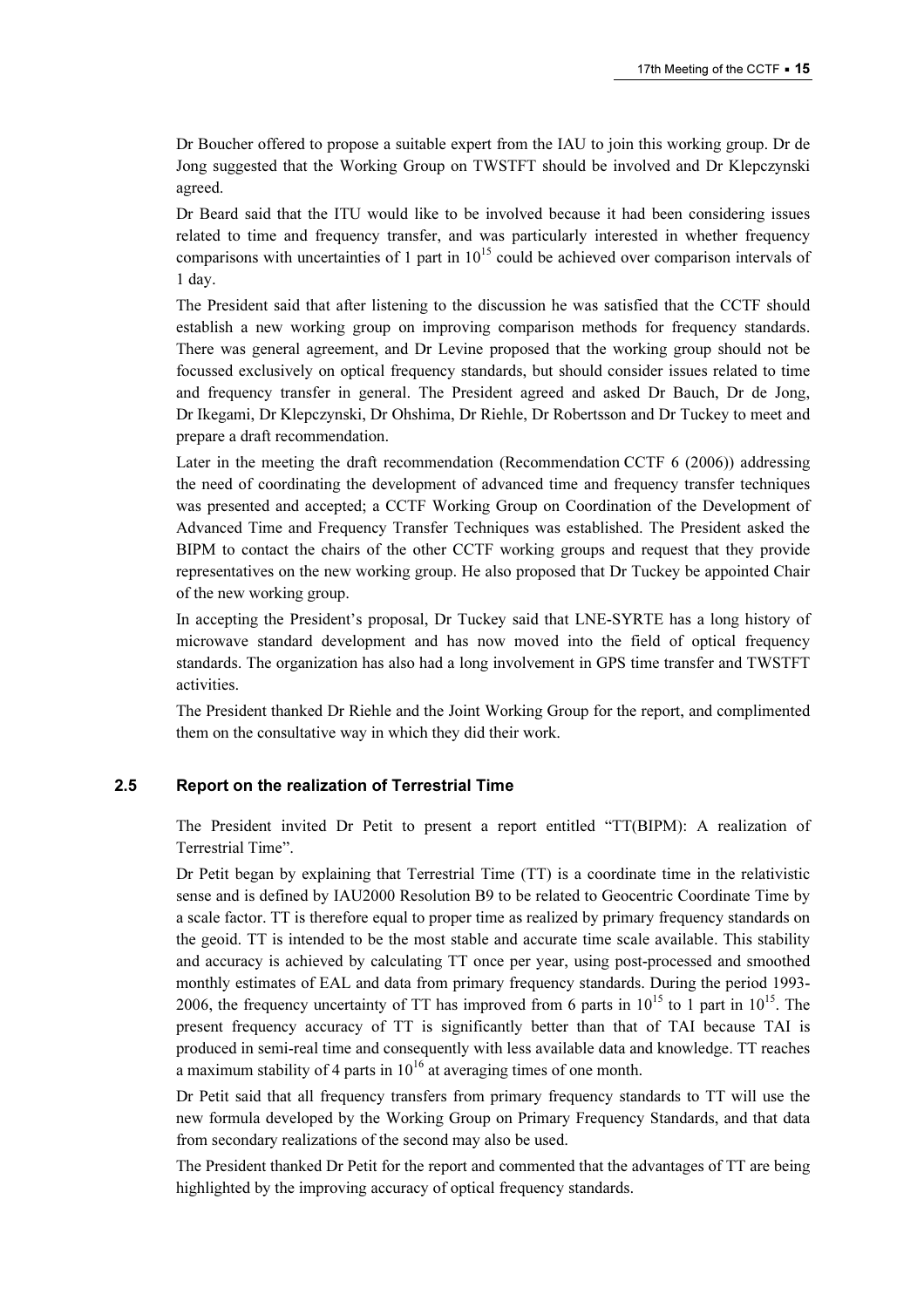Dr Boucher offered to propose a suitable expert from the IAU to join this working group. Dr de Jong suggested that the Working Group on TWSTFT should be involved and Dr Klepczynski agreed.

Dr Beard said that the ITU would like to be involved because it had been considering issues related to time and frequency transfer, and was particularly interested in whether frequency comparisons with uncertainties of 1 part in $10^{15}$ could be achieved over comparison intervals of 1 day.

The President said that after listening to the discussion he was satisfied that the CCTF should establish a new working group on improving comparison methods for frequency standards. There was general agreement, and Dr Levine proposed that the working group should not be focussed exclusively on optical frequency standards, but should consider issues related to time and frequency transfer in general. The President agreed and asked Dr Bauch, Dr de Jong, Dr Ikegami, Dr Klepczynski, Dr Ohshima, Dr Riehle, Dr Robertsson and Dr Tuckey to meet and prepare a draft recommendation.

Later in the meeting the draft recommendation (Recommendation CCTF 6 (2006)) addressing the need of coordinating the development of advanced time and frequency transfer techniques was presented and accepted; a CCTF Working Group on Coordination of the Development of Advanced Time and Frequency Transfer Techniques was established. The President asked the BIPM to contact the chairs of the other CCTF working groups and request that they provide representatives on the new working group. He also proposed that Dr Tuckey be appointed Chair of the new working group.

In accepting the President's proposal, Dr Tuckey said that LNE-SYRTE has a long history of microwave standard development and has now moved into the field of optical frequency standards. The organization has also had a long involvement in GPS time transfer and TWSTFT activities.

The President thanked Dr Riehle and the Joint Working Group for the report, and complimented them on the consultative way in which they did their work.

## 2.5 Report on the realization of Terrestrial Time

The President invited Dr Petit to present a report entitled "TT(BIPM): A realization of Terrestrial Time".

Dr Petit began by explaining that Terrestrial Time (TT) is a coordinate time in the relativistic sense and is defined by IAU2000 Resolution B9 to be related to Geocentric Coordinate Time by a scale factor. TT is therefore equal to proper time as realized by primary frequency standards on the geoid. TT is intended to be the most stable and accurate time scale available. This stability and accuracy is achieved by calculating TT once per year, using post-processed and smoothed monthly estimates of EAL and data from primary frequency standards. During the period 1993-2006, the frequency uncertainty of TT has improved from 6 parts in $10^{15}$ to 1 part in $10^{15}$. The present frequency accuracy of TT is significantly better than that of TAI because TAI is produced in semi-real time and consequently with less available data and knowledge. TT reaches a maximum stability of 4 parts in $10^{16}$ at averaging times of one month.

Dr Petit said that all frequency transfers from primary frequency standards to TT will use the new formula developed by the Working Group on Primary Frequency Standards, and that data from secondary realizations of the second may also be used.

The President thanked Dr Petit for the report and commented that the advantages of TT are being highlighted by the improving accuracy of optical frequency standards.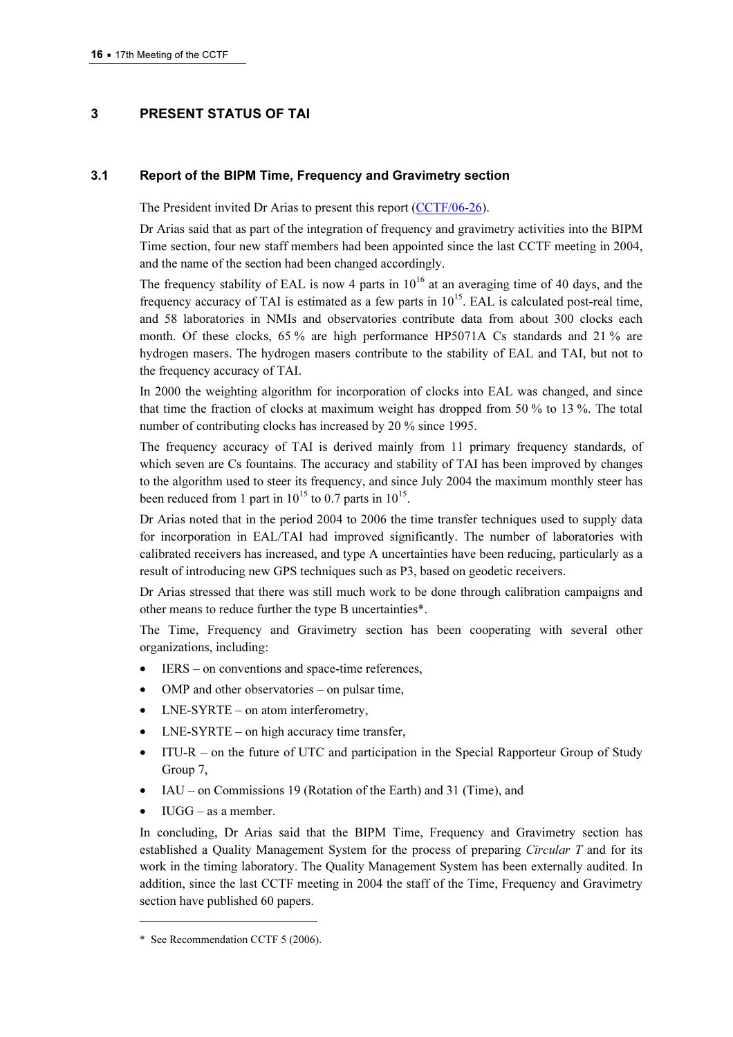## 3 PRESENT STATUS OF TAI

### 3.1 Report of the BIPM Time, Frequency and Gravimetry section

The President invited Dr Arias to present this report (CCTF/06-26).

Dr Arias said that as part of the integration of frequency and gravimetry activities into the BIPM Time section, four new staff members had been appointed since the last CCTF meeting in 2004, and the name of the section had been changed accordingly.

The frequency stability of EAL is now 4 parts in $10^{16}$ at an averaging time of 40 days, and the frequency accuracy of TAI is estimated as a few parts in $10^{15}$. EAL is calculated post-real time, and 58 laboratories in NMIs and observatories contribute data from about 300 clocks each month. Of these clocks, 65 % are high performance HP5071A Cs standards and 21 % are hydrogen masers. The hydrogen masers contribute to the stability of EAL and TAI, but not to the frequency accuracy of TAI.

In 2000 the weighting algorithm for incorporation of clocks into EAL was changed, and since that time the fraction of clocks at maximum weight has dropped from 50 % to 13 %. The total number of contributing clocks has increased by 20 % since 1995.

The frequency accuracy of TAI is derived mainly from 11 primary frequency standards, of which seven are Cs fountains. The accuracy and stability of TAI has been improved by changes to the algorithm used to steer its frequency, and since July 2004 the maximum monthly steer has been reduced from 1 part in $10^{15}$ to 0.7 parts in $10^{15}$.

Dr Arias noted that in the period 2004 to 2006 the time transfer techniques used to supply data for incorporation in EAL/TAI had improved significantly. The number of laboratories with calibrated receivers has increased, and type A uncertainties have been reducing, particularly as a result of introducing new GPS techniques such as P3, based on geodetic receivers.

Dr Arias stressed that there was still much work to be done through calibration campaigns and other means to reduce further the type B uncertainties*.

The Time, Frequency and Gravimetry section has been cooperating with several other organizations, including:

- IERS – on conventions and space-time references,
- OMP and other observatories – on pulsar time,
- LNE-SYRTE – on atom interferometry,
- LNE-SYRTE – on high accuracy time transfer,
- ITU-R – on the future of UTC and participation in the Special Rapporteur Group of Study Group 7,
- IAU – on Commissions 19 (Rotation of the Earth) and 31 (Time), and
- IUGG – as a member.

In concluding, Dr Arias said that the BIPM Time, Frequency and Gravimetry section has established a Quality Management System for the process of preparing *Circular T* and for its work in the timing laboratory. The Quality Management System has been externally audited. In addition, since the last CCTF meeting in 2004 the staff of the Time, Frequency and Gravimetry section have published 60 papers.

---

\* See Recommendation CCTF 5 (2006).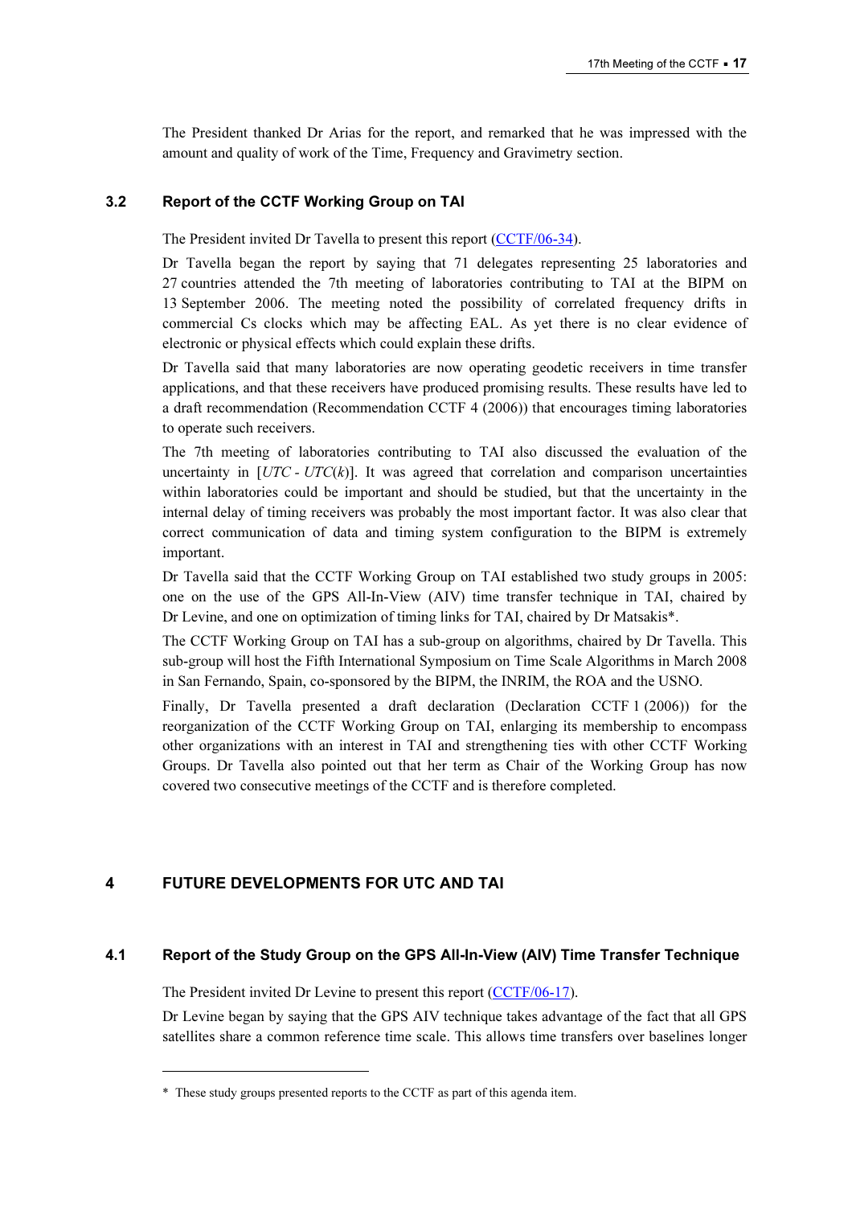The President thanked Dr Arias for the report, and remarked that he was impressed with the amount and quality of work of the Time, Frequency and Gravimetry section.

### 3.2 Report of the CCTF Working Group on TAI

The President invited Dr Tavella to present this report (CCTF/06-34).

Dr Tavella began the report by saying that 71 delegates representing 25 laboratories and 27 countries attended the 7th meeting of laboratories contributing to TAI at the BIPM on 13 September 2006. The meeting noted the possibility of correlated frequency drifts in commercial Cs clocks which may be affecting EAL. As yet there is no clear evidence of electronic or physical effects which could explain these drifts.

Dr Tavella said that many laboratories are now operating geodetic receivers in time transfer applications, and that these receivers have produced promising results. These results have led to a draft recommendation (Recommendation CCTF 4 (2006)) that encourages timing laboratories to operate such receivers.

The 7th meeting of laboratories contributing to TAI also discussed the evaluation of the uncertainty in [*UTC* - *UTC*(*k*)]. It was agreed that correlation and comparison uncertainties within laboratories could be important and should be studied, but that the uncertainty in the internal delay of timing receivers was probably the most important factor. It was also clear that correct communication of data and timing system configuration to the BIPM is extremely important.

Dr Tavella said that the CCTF Working Group on TAI established two study groups in 2005: one on the use of the GPS All-In-View (AIV) time transfer technique in TAI, chaired by Dr Levine, and one on optimization of timing links for TAI, chaired by Dr Matsakis*.

The CCTF Working Group on TAI has a sub-group on algorithms, chaired by Dr Tavella. This sub-group will host the Fifth International Symposium on Time Scale Algorithms in March 2008 in San Fernando, Spain, co-sponsored by the BIPM, the INRIM, the ROA and the USNO.

Finally, Dr Tavella presented a draft declaration (Declaration CCTF 1 (2006)) for the reorganization of the CCTF Working Group on TAI, enlarging its membership to encompass other organizations with an interest in TAI and strengthening ties with other CCTF Working Groups. Dr Tavella also pointed out that her term as Chair of the Working Group has now covered two consecutive meetings of the CCTF and is therefore completed.

## 4 FUTURE DEVELOPMENTS FOR UTC AND TAI

### 4.1 Report of the Study Group on the GPS All-In-View (AIV) Time Transfer Technique

The President invited Dr Levine to present this report (CCTF/06-17).

Dr Levine began by saying that the GPS AIV technique takes advantage of the fact that all GPS satellites share a common reference time scale. This allows time transfers over baselines longer

---

\* These study groups presented reports to the CCTF as part of this agenda item.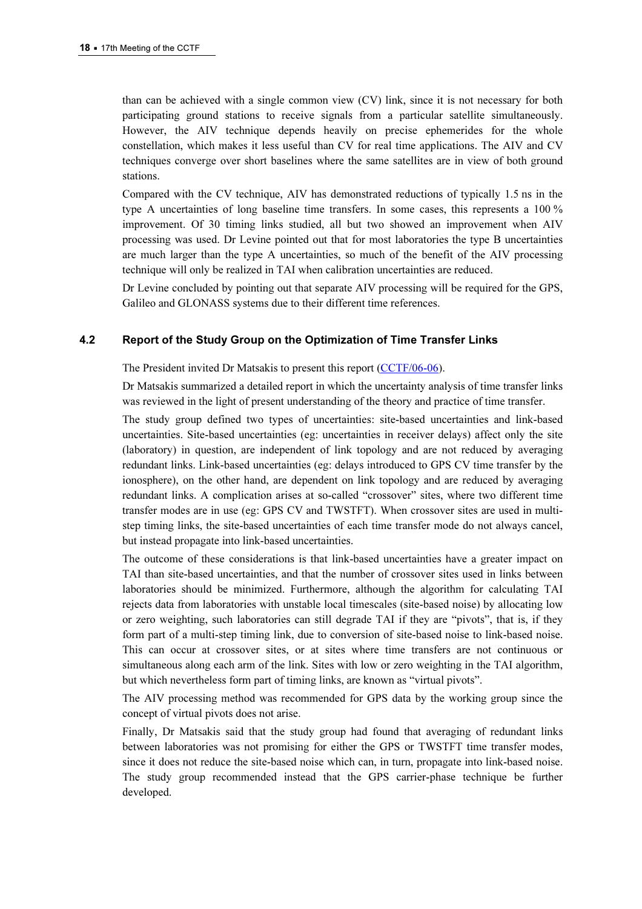than can be achieved with a single common view (CV) link, since it is not necessary for both participating ground stations to receive signals from a particular satellite simultaneously. However, the AIV technique depends heavily on precise ephemerides for the whole constellation, which makes it less useful than CV for real time applications. The AIV and CV techniques converge over short baselines where the same satellites are in view of both ground stations.

Compared with the CV technique, AIV has demonstrated reductions of typically 1.5 ns in the type A uncertainties of long baseline time transfers. In some cases, this represents a 100 % improvement. Of 30 timing links studied, all but two showed an improvement when AIV processing was used. Dr Levine pointed out that for most laboratories the type B uncertainties are much larger than the type A uncertainties, so much of the benefit of the AIV processing technique will only be realized in TAI when calibration uncertainties are reduced.

Dr Levine concluded by pointing out that separate AIV processing will be required for the GPS, Galileo and GLONASS systems due to their different time references.

### 4.2 Report of the Study Group on the Optimization of Time Transfer Links

The President invited Dr Matsakis to present this report (CCTF/06-06).

Dr Matsakis summarized a detailed report in which the uncertainty analysis of time transfer links was reviewed in the light of present understanding of the theory and practice of time transfer.

The study group defined two types of uncertainties: site-based uncertainties and link-based uncertainties. Site-based uncertainties (eg: uncertainties in receiver delays) affect only the site (laboratory) in question, are independent of link topology and are not reduced by averaging redundant links. Link-based uncertainties (eg: delays introduced to GPS CV time transfer by the ionosphere), on the other hand, are dependent on link topology and are reduced by averaging redundant links. A complication arises at so-called "crossover" sites, where two different time transfer modes are in use (eg: GPS CV and TWSTFT). When crossover sites are used in multi-step timing links, the site-based uncertainties of each time transfer mode do not always cancel, but instead propagate into link-based uncertainties.

The outcome of these considerations is that link-based uncertainties have a greater impact on TAI than site-based uncertainties, and that the number of crossover sites used in links between laboratories should be minimized. Furthermore, although the algorithm for calculating TAI rejects data from laboratories with unstable local timescales (site-based noise) by allocating low or zero weighting, such laboratories can still degrade TAI if they are "pivots", that is, if they form part of a multi-step timing link, due to conversion of site-based noise to link-based noise. This can occur at crossover sites, or at sites where time transfers are not continuous or simultaneous along each arm of the link. Sites with low or zero weighting in the TAI algorithm, but which nevertheless form part of timing links, are known as "virtual pivots".

The AIV processing method was recommended for GPS data by the working group since the concept of virtual pivots does not arise.

Finally, Dr Matsakis said that the study group had found that averaging of redundant links between laboratories was not promising for either the GPS or TWSTFT time transfer modes, since it does not reduce the site-based noise which can, in turn, propagate into link-based noise. The study group recommended instead that the GPS carrier-phase technique be further developed.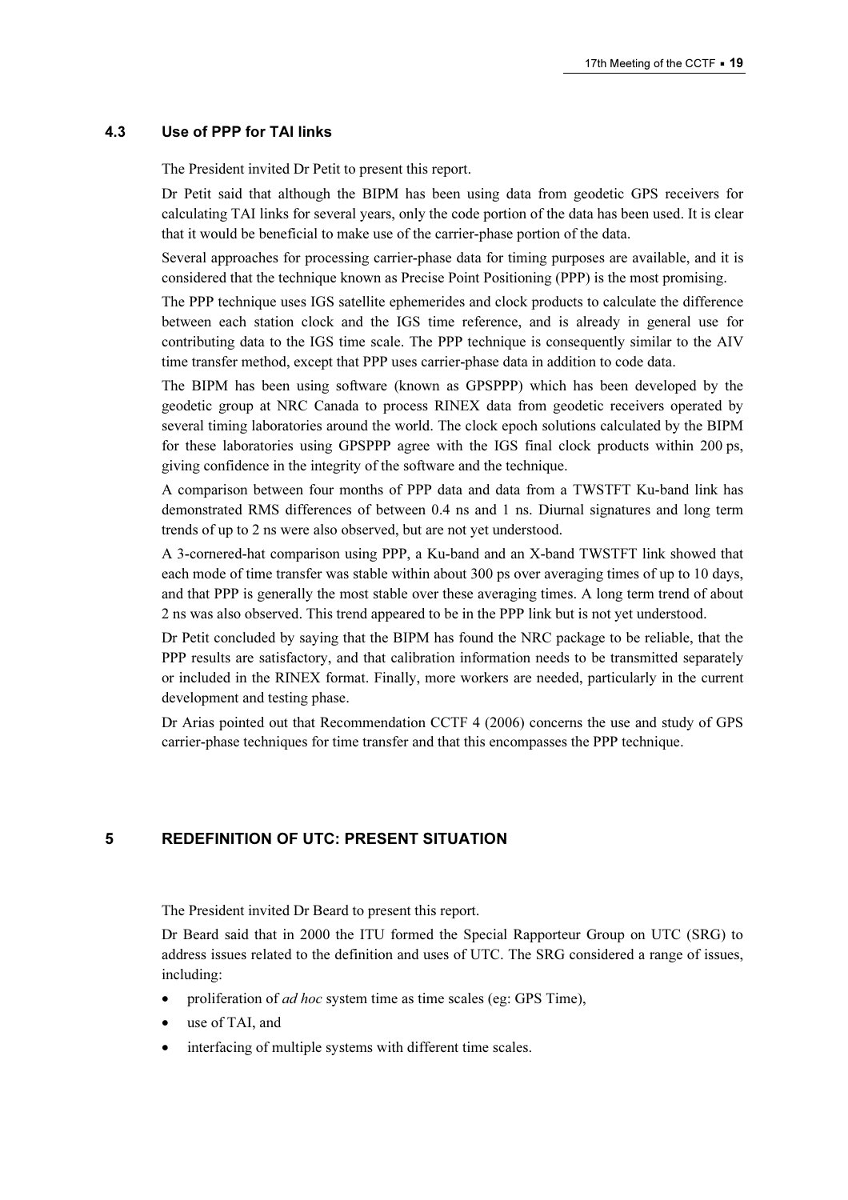### 4.3 Use of PPP for TAI links

The President invited Dr Petit to present this report.

Dr Petit said that although the BIPM has been using data from geodetic GPS receivers for calculating TAI links for several years, only the code portion of the data has been used. It is clear that it would be beneficial to make use of the carrier-phase portion of the data.

Several approaches for processing carrier-phase data for timing purposes are available, and it is considered that the technique known as Precise Point Positioning (PPP) is the most promising.

The PPP technique uses IGS satellite ephemerides and clock products to calculate the difference between each station clock and the IGS time reference, and is already in general use for contributing data to the IGS time scale. The PPP technique is consequently similar to the AIV time transfer method, except that PPP uses carrier-phase data in addition to code data.

The BIPM has been using software (known as GPSPPP) which has been developed by the geodetic group at NRC Canada to process RINEX data from geodetic receivers operated by several timing laboratories around the world. The clock epoch solutions calculated by the BIPM for these laboratories using GPSPPP agree with the IGS final clock products within 200 ps, giving confidence in the integrity of the software and the technique.

A comparison between four months of PPP data and data from a TWSTFT Ku-band link has demonstrated RMS differences of between 0.4 ns and 1 ns. Diurnal signatures and long term trends of up to 2 ns were also observed, but are not yet understood.

A 3-cornered-hat comparison using PPP, a Ku-band and an X-band TWSTFT link showed that each mode of time transfer was stable within about 300 ps over averaging times of up to 10 days, and that PPP is generally the most stable over these averaging times. A long term trend of about 2 ns was also observed. This trend appeared to be in the PPP link but is not yet understood.

Dr Petit concluded by saying that the BIPM has found the NRC package to be reliable, that the PPP results are satisfactory, and that calibration information needs to be transmitted separately or included in the RINEX format. Finally, more workers are needed, particularly in the current development and testing phase.

Dr Arias pointed out that Recommendation CCTF 4 (2006) concerns the use and study of GPS carrier-phase techniques for time transfer and that this encompasses the PPP technique.

## 5 REDEFINITION OF UTC: PRESENT SITUATION

The President invited Dr Beard to present this report.

Dr Beard said that in 2000 the ITU formed the Special Rapporteur Group on UTC (SRG) to address issues related to the definition and uses of UTC. The SRG considered a range of issues, including:

- proliferation of *ad hoc* system time as time scales (eg: GPS Time),
- use of TAI, and
- interfacing of multiple systems with different time scales.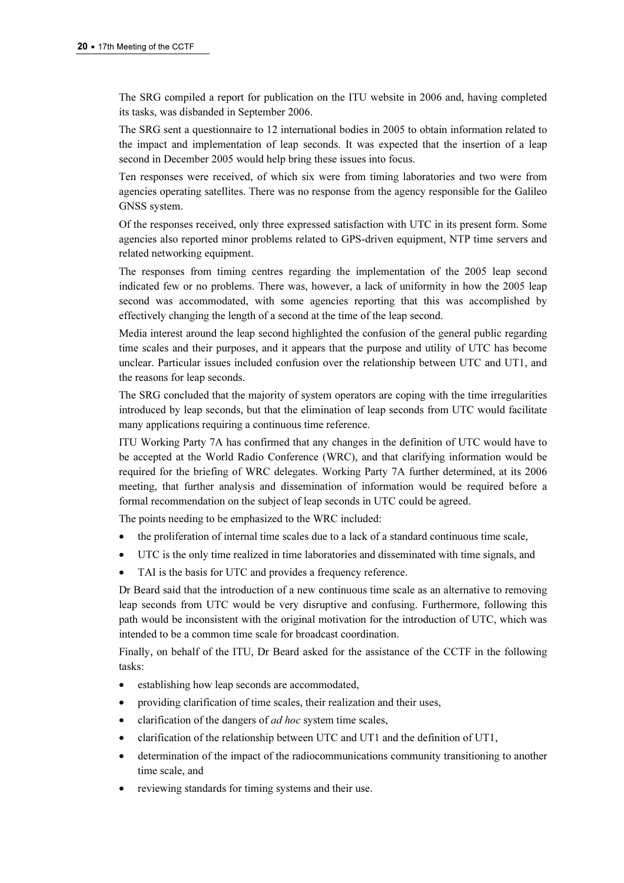The SRG compiled a report for publication on the ITU website in 2006 and, having completed its tasks, was disbanded in September 2006.

The SRG sent a questionnaire to 12 international bodies in 2005 to obtain information related to the impact and implementation of leap seconds. It was expected that the insertion of a leap second in December 2005 would help bring these issues into focus.

Ten responses were received, of which six were from timing laboratories and two were from agencies operating satellites. There was no response from the agency responsible for the Galileo GNSS system.

Of the responses received, only three expressed satisfaction with UTC in its present form. Some agencies also reported minor problems related to GPS-driven equipment, NTP time servers and related networking equipment.

The responses from timing centres regarding the implementation of the 2005 leap second indicated few or no problems. There was, however, a lack of uniformity in how the 2005 leap second was accommodated, with some agencies reporting that this was accomplished by effectively changing the length of a second at the time of the leap second.

Media interest around the leap second highlighted the confusion of the general public regarding time scales and their purposes, and it appears that the purpose and utility of UTC has become unclear. Particular issues included confusion over the relationship between UTC and UT1, and the reasons for leap seconds.

The SRG concluded that the majority of system operators are coping with the time irregularities introduced by leap seconds, but that the elimination of leap seconds from UTC would facilitate many applications requiring a continuous time reference.

ITU Working Party 7A has confirmed that any changes in the definition of UTC would have to be accepted at the World Radio Conference (WRC), and that clarifying information would be required for the briefing of WRC delegates. Working Party 7A further determined, at its 2006 meeting, that further analysis and dissemination of information would be required before a formal recommendation on the subject of leap seconds in UTC could be agreed.

The points needing to be emphasized to the WRC included:

- the proliferation of internal time scales due to a lack of a standard continuous time scale,
- UTC is the only time realized in time laboratories and disseminated with time signals, and
- TAI is the basis for UTC and provides a frequency reference.

Dr Beard said that the introduction of a new continuous time scale as an alternative to removing leap seconds from UTC would be very disruptive and confusing. Furthermore, following this path would be inconsistent with the original motivation for the introduction of UTC, which was intended to be a common time scale for broadcast coordination.

Finally, on behalf of the ITU, Dr Beard asked for the assistance of the CCTF in the following tasks:

- establishing how leap seconds are accommodated,
- providing clarification of time scales, their realization and their uses,
- clarification of the dangers of *ad hoc* system time scales,
- clarification of the relationship between UTC and UT1 and the definition of UT1,
- determination of the impact of the radiocommunications community transitioning to another time scale, and
- reviewing standards for timing systems and their use.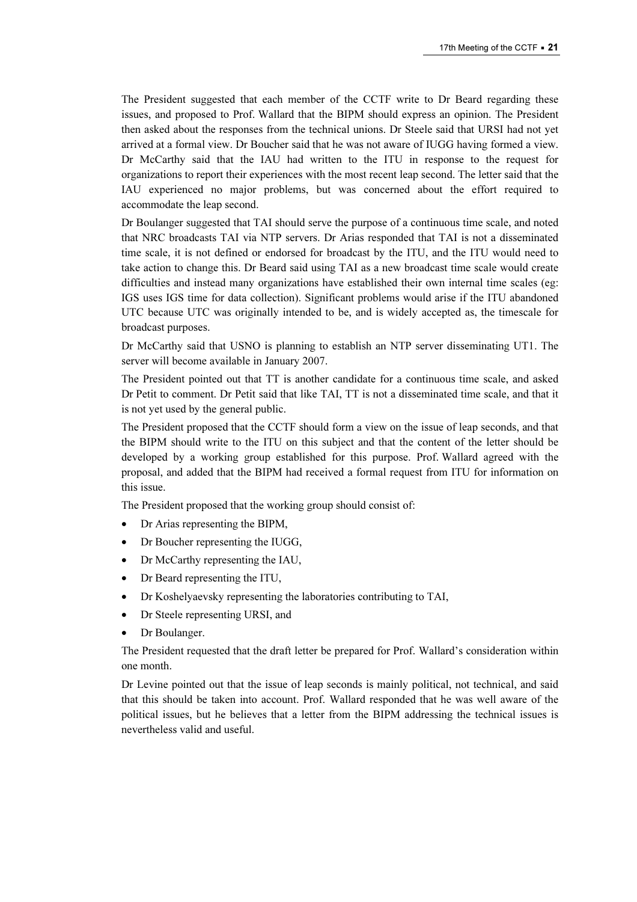The President suggested that each member of the CCTF write to Dr Beard regarding these issues, and proposed to Prof. Wallard that the BIPM should express an opinion. The President then asked about the responses from the technical unions. Dr Steele said that URSI had not yet arrived at a formal view. Dr Boucher said that he was not aware of IUGG having formed a view. Dr McCarthy said that the IAU had written to the ITU in response to the request for organizations to report their experiences with the most recent leap second. The letter said that the IAU experienced no major problems, but was concerned about the effort required to accommodate the leap second.

Dr Boulanger suggested that TAI should serve the purpose of a continuous time scale, and noted that NRC broadcasts TAI via NTP servers. Dr Arias responded that TAI is not a disseminated time scale, it is not defined or endorsed for broadcast by the ITU, and the ITU would need to take action to change this. Dr Beard said using TAI as a new broadcast time scale would create difficulties and instead many organizations have established their own internal time scales (eg: IGS uses IGS time for data collection). Significant problems would arise if the ITU abandoned UTC because UTC was originally intended to be, and is widely accepted as, the timescale for broadcast purposes.

Dr McCarthy said that USNO is planning to establish an NTP server disseminating UT1. The server will become available in January 2007.

The President pointed out that TT is another candidate for a continuous time scale, and asked Dr Petit to comment. Dr Petit said that like TAI, TT is not a disseminated time scale, and that it is not yet used by the general public.

The President proposed that the CCTF should form a view on the issue of leap seconds, and that the BIPM should write to the ITU on this subject and that the content of the letter should be developed by a working group established for this purpose. Prof. Wallard agreed with the proposal, and added that the BIPM had received a formal request from ITU for information on this issue.

The President proposed that the working group should consist of:

- Dr Arias representing the BIPM,
- Dr Boucher representing the IUGG,
- Dr McCarthy representing the IAU,
- Dr Beard representing the ITU,
- Dr Koshelyaevsky representing the laboratories contributing to TAI,
- Dr Steele representing URSI, and
- Dr Boulanger.

The President requested that the draft letter be prepared for Prof. Wallard's consideration within one month.

Dr Levine pointed out that the issue of leap seconds is mainly political, not technical, and said that this should be taken into account. Prof. Wallard responded that he was well aware of the political issues, but he believes that a letter from the BIPM addressing the technical issues is nevertheless valid and useful.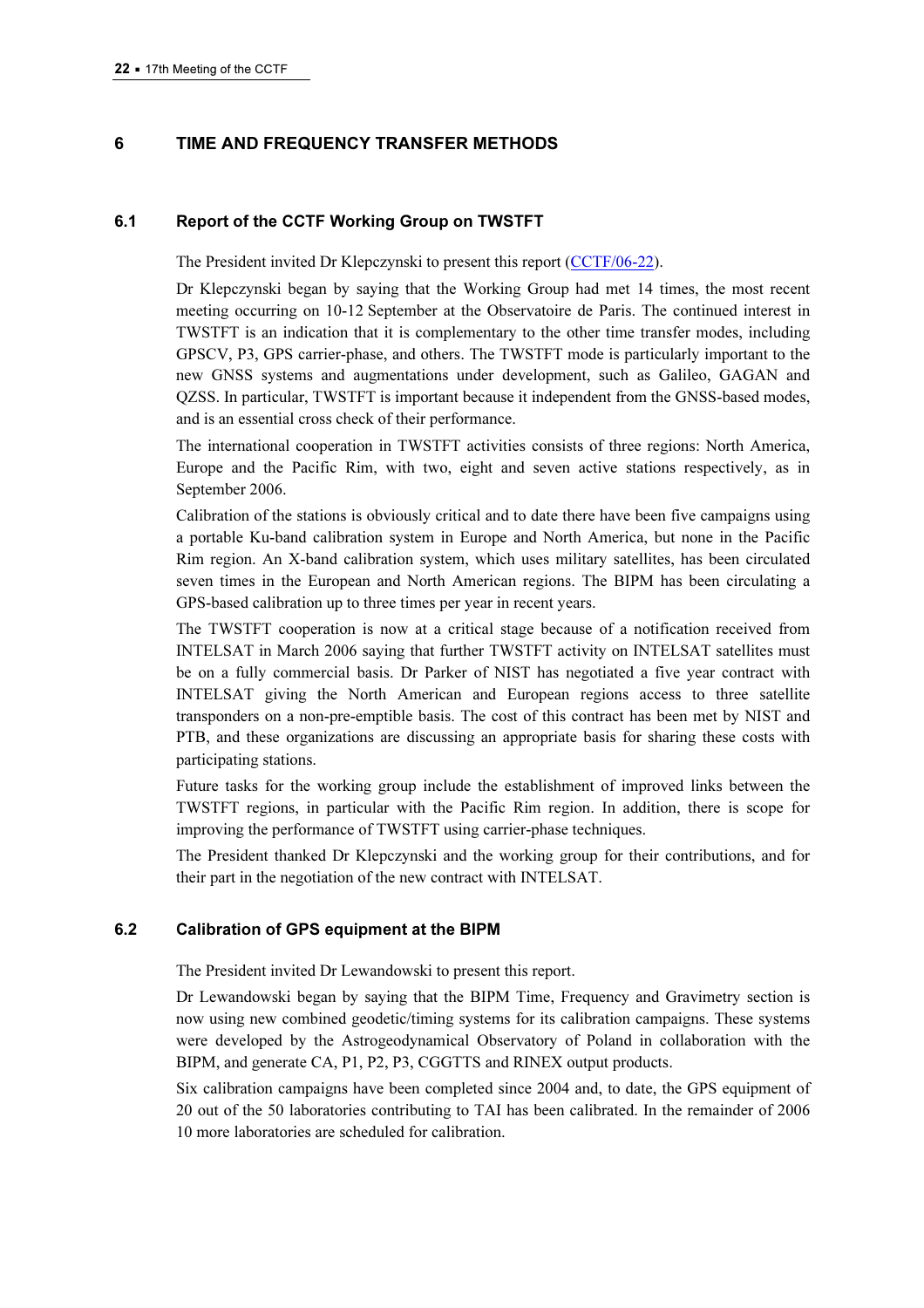# 6 TIME AND FREQUENCY TRANSFER METHODS

## 6.1 Report of the CCTF Working Group on TWSTFT

The President invited Dr Klepczynski to present this report (CCTF/06-22).

Dr Klepczynski began by saying that the Working Group had met 14 times, the most recent meeting occurring on 10-12 September at the Observatoire de Paris. The continued interest in TWSTFT is an indication that it is complementary to the other time transfer modes, including GPSCV, P3, GPS carrier-phase, and others. The TWSTFT mode is particularly important to the new GNSS systems and augmentations under development, such as Galileo, GAGAN and QZSS. In particular, TWSTFT is important because it independent from the GNSS-based modes, and is an essential cross check of their performance.

The international cooperation in TWSTFT activities consists of three regions: North America, Europe and the Pacific Rim, with two, eight and seven active stations respectively, as in September 2006.

Calibration of the stations is obviously critical and to date there have been five campaigns using a portable Ku-band calibration system in Europe and North America, but none in the Pacific Rim region. An X-band calibration system, which uses military satellites, has been circulated seven times in the European and North American regions. The BIPM has been circulating a GPS-based calibration up to three times per year in recent years.

The TWSTFT cooperation is now at a critical stage because of a notification received from INTELSAT in March 2006 saying that further TWSTFT activity on INTELSAT satellites must be on a fully commercial basis. Dr Parker of NIST has negotiated a five year contract with INTELSAT giving the North American and European regions access to three satellite transponders on a non-pre-emptible basis. The cost of this contract has been met by NIST and PTB, and these organizations are discussing an appropriate basis for sharing these costs with participating stations.

Future tasks for the working group include the establishment of improved links between the TWSTFT regions, in particular with the Pacific Rim region. In addition, there is scope for improving the performance of TWSTFT using carrier-phase techniques.

The President thanked Dr Klepczynski and the working group for their contributions, and for their part in the negotiation of the new contract with INTELSAT.

## 6.2 Calibration of GPS equipment at the BIPM

The President invited Dr Lewandowski to present this report.

Dr Lewandowski began by saying that the BIPM Time, Frequency and Gravimetry section is now using new combined geodetic/timing systems for its calibration campaigns. These systems were developed by the Astrogeodynamical Observatory of Poland in collaboration with the BIPM, and generate CA, P1, P2, P3, CGGTTS and RINEX output products.

Six calibration campaigns have been completed since 2004 and, to date, the GPS equipment of 20 out of the 50 laboratories contributing to TAI has been calibrated. In the remainder of 2006 10 more laboratories are scheduled for calibration.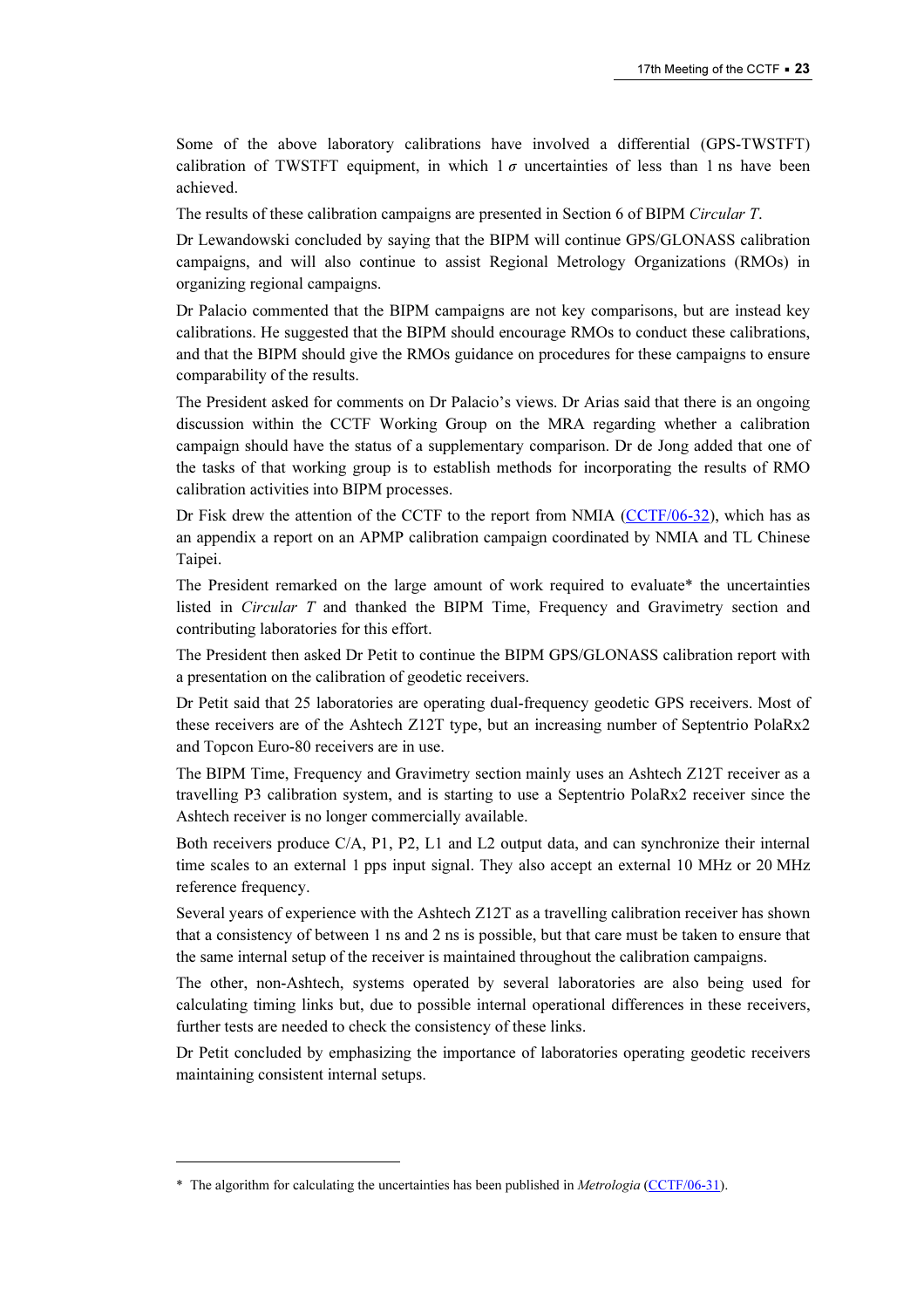Some of the above laboratory calibrations have involved a differential (GPS-TWSTFT) calibration of TWSTFT equipment, in which 1 $\sigma$ uncertainties of less than 1 ns have been achieved.

The results of these calibration campaigns are presented in Section 6 of BIPM *Circular T*.

Dr Lewandowski concluded by saying that the BIPM will continue GPS/GLONASS calibration campaigns, and will also continue to assist Regional Metrology Organizations (RMOs) in organizing regional campaigns.

Dr Palacio commented that the BIPM campaigns are not key comparisons, but are instead key calibrations. He suggested that the BIPM should encourage RMOs to conduct these calibrations, and that the BIPM should give the RMOs guidance on procedures for these campaigns to ensure comparability of the results.

The President asked for comments on Dr Palacio's views. Dr Arias said that there is an ongoing discussion within the CCTF Working Group on the MRA regarding whether a calibration campaign should have the status of a supplementary comparison. Dr de Jong added that one of the tasks of that working group is to establish methods for incorporating the results of RMO calibration activities into BIPM processes.

Dr Fisk drew the attention of the CCTF to the report from NMIA (CCTF/06-32), which has as an appendix a report on an APMP calibration campaign coordinated by NMIA and TL Chinese Taipei.

The President remarked on the large amount of work required to evaluate* the uncertainties listed in *Circular T* and thanked the BIPM Time, Frequency and Gravimetry section and contributing laboratories for this effort.

The President then asked Dr Petit to continue the BIPM GPS/GLONASS calibration report with a presentation on the calibration of geodetic receivers.

Dr Petit said that 25 laboratories are operating dual-frequency geodetic GPS receivers. Most of these receivers are of the Ashtech Z12T type, but an increasing number of Septentrio PolaRx2 and Topcon Euro-80 receivers are in use.

The BIPM Time, Frequency and Gravimetry section mainly uses an Ashtech Z12T receiver as a travelling P3 calibration system, and is starting to use a Septentrio PolaRx2 receiver since the Ashtech receiver is no longer commercially available.

Both receivers produce C/A, P1, P2, L1 and L2 output data, and can synchronize their internal time scales to an external 1 pps input signal. They also accept an external 10 MHz or 20 MHz reference frequency.

Several years of experience with the Ashtech Z12T as a travelling calibration receiver has shown that a consistency of between 1 ns and 2 ns is possible, but that care must be taken to ensure that the same internal setup of the receiver is maintained throughout the calibration campaigns.

The other, non-Ashtech, systems operated by several laboratories are also being used for calculating timing links but, due to possible internal operational differences in these receivers, further tests are needed to check the consistency of these links.

Dr Petit concluded by emphasizing the importance of laboratories operating geodetic receivers maintaining consistent internal setups.

---

\* The algorithm for calculating the uncertainties has been published in *Metrologia* (CCTF/06-31).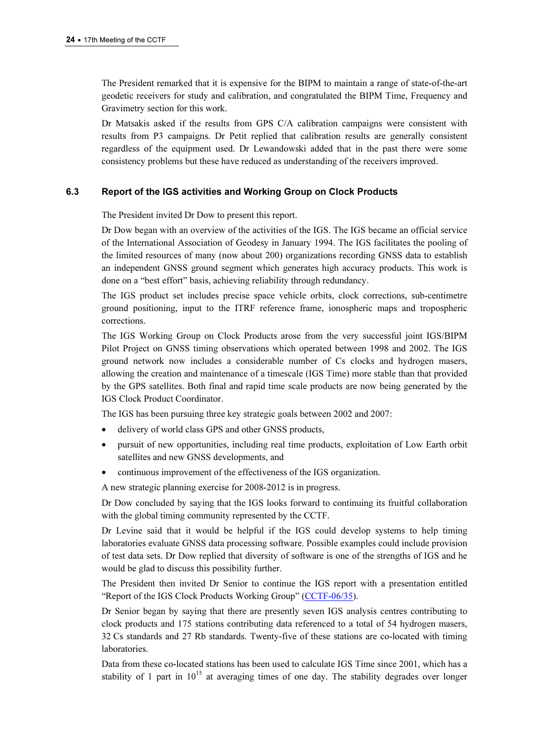The President remarked that it is expensive for the BIPM to maintain a range of state-of-the-art geodetic receivers for study and calibration, and congratulated the BIPM Time, Frequency and Gravimetry section for this work.

Dr Matsakis asked if the results from GPS C/A calibration campaigns were consistent with results from P3 campaigns. Dr Petit replied that calibration results are generally consistent regardless of the equipment used. Dr Lewandowski added that in the past there were some consistency problems but these have reduced as understanding of the receivers improved.

### 6.3 Report of the IGS activities and Working Group on Clock Products

The President invited Dr Dow to present this report.

Dr Dow began with an overview of the activities of the IGS. The IGS became an official service of the International Association of Geodesy in January 1994. The IGS facilitates the pooling of the limited resources of many (now about 200) organizations recording GNSS data to establish an independent GNSS ground segment which generates high accuracy products. This work is done on a "best effort" basis, achieving reliability through redundancy.

The IGS product set includes precise space vehicle orbits, clock corrections, sub-centimetre ground positioning, input to the ITRF reference frame, ionospheric maps and tropospheric corrections.

The IGS Working Group on Clock Products arose from the very successful joint IGS/BIPM Pilot Project on GNSS timing observations which operated between 1998 and 2002. The IGS ground network now includes a considerable number of Cs clocks and hydrogen masers, allowing the creation and maintenance of a timescale (IGS Time) more stable than that provided by the GPS satellites. Both final and rapid time scale products are now being generated by the IGS Clock Product Coordinator.

The IGS has been pursuing three key strategic goals between 2002 and 2007:

- delivery of world class GPS and other GNSS products,
- pursuit of new opportunities, including real time products, exploitation of Low Earth orbit satellites and new GNSS developments, and
- continuous improvement of the effectiveness of the IGS organization.

A new strategic planning exercise for 2008-2012 is in progress.

Dr Dow concluded by saying that the IGS looks forward to continuing its fruitful collaboration with the global timing community represented by the CCTF.

Dr Levine said that it would be helpful if the IGS could develop systems to help timing laboratories evaluate GNSS data processing software. Possible examples could include provision of test data sets. Dr Dow replied that diversity of software is one of the strengths of IGS and he would be glad to discuss this possibility further.

The President then invited Dr Senior to continue the IGS report with a presentation entitled "Report of the IGS Clock Products Working Group" (CCTF-06/35).

Dr Senior began by saying that there are presently seven IGS analysis centres contributing to clock products and 175 stations contributing data referenced to a total of 54 hydrogen masers, 32 Cs standards and 27 Rb standards. Twenty-five of these stations are co-located with timing laboratories.

Data from these co-located stations has been used to calculate IGS Time since 2001, which has a stability of 1 part in $10^{15}$ at averaging times of one day. The stability degrades over longer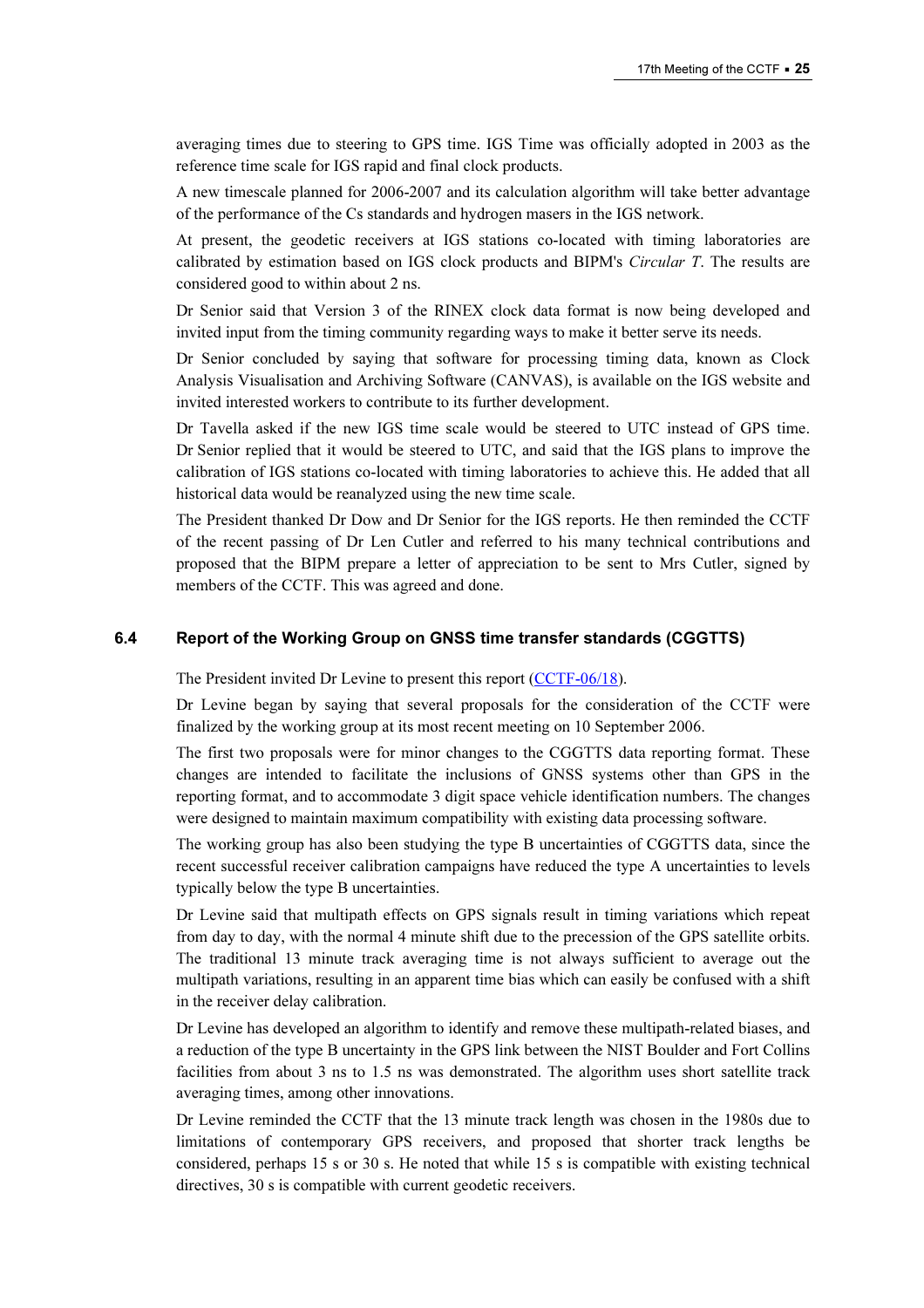averaging times due to steering to GPS time. IGS Time was officially adopted in 2003 as the reference time scale for IGS rapid and final clock products.

A new timescale planned for 2006-2007 and its calculation algorithm will take better advantage of the performance of the Cs standards and hydrogen masers in the IGS network.

At present, the geodetic receivers at IGS stations co-located with timing laboratories are calibrated by estimation based on IGS clock products and BIPM's *Circular T*. The results are considered good to within about 2 ns.

Dr Senior said that Version 3 of the RINEX clock data format is now being developed and invited input from the timing community regarding ways to make it better serve its needs.

Dr Senior concluded by saying that software for processing timing data, known as Clock Analysis Visualisation and Archiving Software (CANVAS), is available on the IGS website and invited interested workers to contribute to its further development.

Dr Tavella asked if the new IGS time scale would be steered to UTC instead of GPS time. Dr Senior replied that it would be steered to UTC, and said that the IGS plans to improve the calibration of IGS stations co-located with timing laboratories to achieve this. He added that all historical data would be reanalyzed using the new time scale.

The President thanked Dr Dow and Dr Senior for the IGS reports. He then reminded the CCTF of the recent passing of Dr Len Cutler and referred to his many technical contributions and proposed that the BIPM prepare a letter of appreciation to be sent to Mrs Cutler, signed by members of the CCTF. This was agreed and done.

### 6.4 Report of the Working Group on GNSS time transfer standards (CGGTTS)

The President invited Dr Levine to present this report (CCTF-06/18).

Dr Levine began by saying that several proposals for the consideration of the CCTF were finalized by the working group at its most recent meeting on 10 September 2006.

The first two proposals were for minor changes to the CGGTTS data reporting format. These changes are intended to facilitate the inclusions of GNSS systems other than GPS in the reporting format, and to accommodate 3 digit space vehicle identification numbers. The changes were designed to maintain maximum compatibility with existing data processing software.

The working group has also been studying the type B uncertainties of CGGTTS data, since the recent successful receiver calibration campaigns have reduced the type A uncertainties to levels typically below the type B uncertainties.

Dr Levine said that multipath effects on GPS signals result in timing variations which repeat from day to day, with the normal 4 minute shift due to the precession of the GPS satellite orbits. The traditional 13 minute track averaging time is not always sufficient to average out the multipath variations, resulting in an apparent time bias which can easily be confused with a shift in the receiver delay calibration.

Dr Levine has developed an algorithm to identify and remove these multipath-related biases, and a reduction of the type B uncertainty in the GPS link between the NIST Boulder and Fort Collins facilities from about 3 ns to 1.5 ns was demonstrated. The algorithm uses short satellite track averaging times, among other innovations.

Dr Levine reminded the CCTF that the 13 minute track length was chosen in the 1980s due to limitations of contemporary GPS receivers, and proposed that shorter track lengths be considered, perhaps 15 s or 30 s. He noted that while 15 s is compatible with existing technical directives, 30 s is compatible with current geodetic receivers.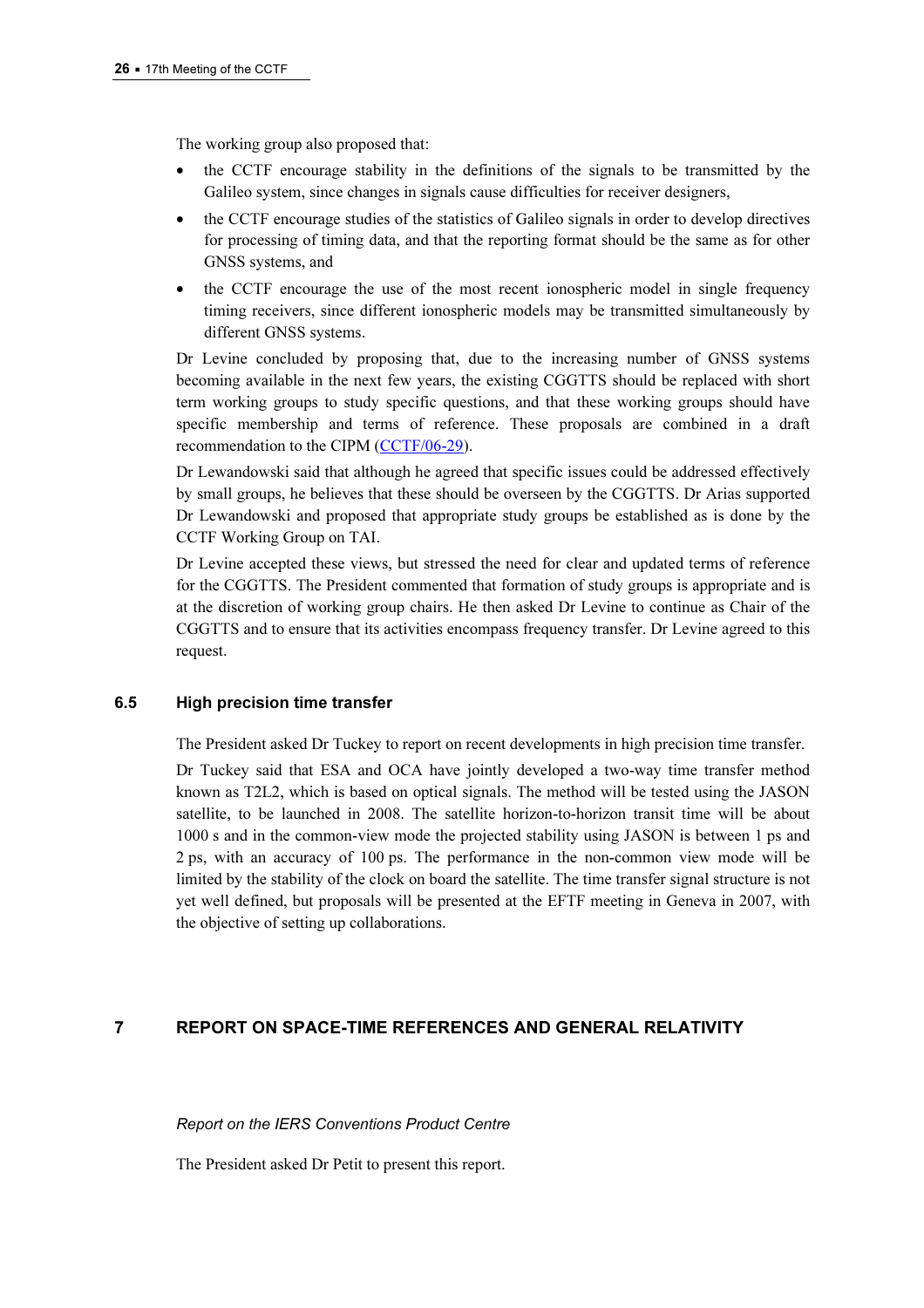The working group also proposed that:

- the CCTF encourage stability in the definitions of the signals to be transmitted by the Galileo system, since changes in signals cause difficulties for receiver designers,
- the CCTF encourage studies of the statistics of Galileo signals in order to develop directives for processing of timing data, and that the reporting format should be the same as for other GNSS systems, and
- the CCTF encourage the use of the most recent ionospheric model in single frequency timing receivers, since different ionospheric models may be transmitted simultaneously by different GNSS systems.

Dr Levine concluded by proposing that, due to the increasing number of GNSS systems becoming available in the next few years, the existing CGGTTS should be replaced with short term working groups to study specific questions, and that these working groups should have specific membership and terms of reference. These proposals are combined in a draft recommendation to the CIPM (CCTF/06-29).

Dr Lewandowski said that although he agreed that specific issues could be addressed effectively by small groups, he believes that these should be overseen by the CGGTTS. Dr Arias supported Dr Lewandowski and proposed that appropriate study groups be established as is done by the CCTF Working Group on TAI.

Dr Levine accepted these views, but stressed the need for clear and updated terms of reference for the CGGTTS. The President commented that formation of study groups is appropriate and is at the discretion of working group chairs. He then asked Dr Levine to continue as Chair of the CGGTTS and to ensure that its activities encompass frequency transfer. Dr Levine agreed to this request.

### 6.5 High precision time transfer

The President asked Dr Tuckey to report on recent developments in high precision time transfer.

Dr Tuckey said that ESA and OCA have jointly developed a two-way time transfer method known as T2L2, which is based on optical signals. The method will be tested using the JASON satellite, to be launched in 2008. The satellite horizon-to-horizon transit time will be about 1000 s and in the common-view mode the projected stability using JASON is between 1 ps and 2 ps, with an accuracy of 100 ps. The performance in the non-common view mode will be limited by the stability of the clock on board the satellite. The time transfer signal structure is not yet well defined, but proposals will be presented at the EFTF meeting in Geneva in 2007, with the objective of setting up collaborations.

## 7 REPORT ON SPACE-TIME REFERENCES AND GENERAL RELATIVITY

*Report on the IERS Conventions Product Centre*

The President asked Dr Petit to present this report.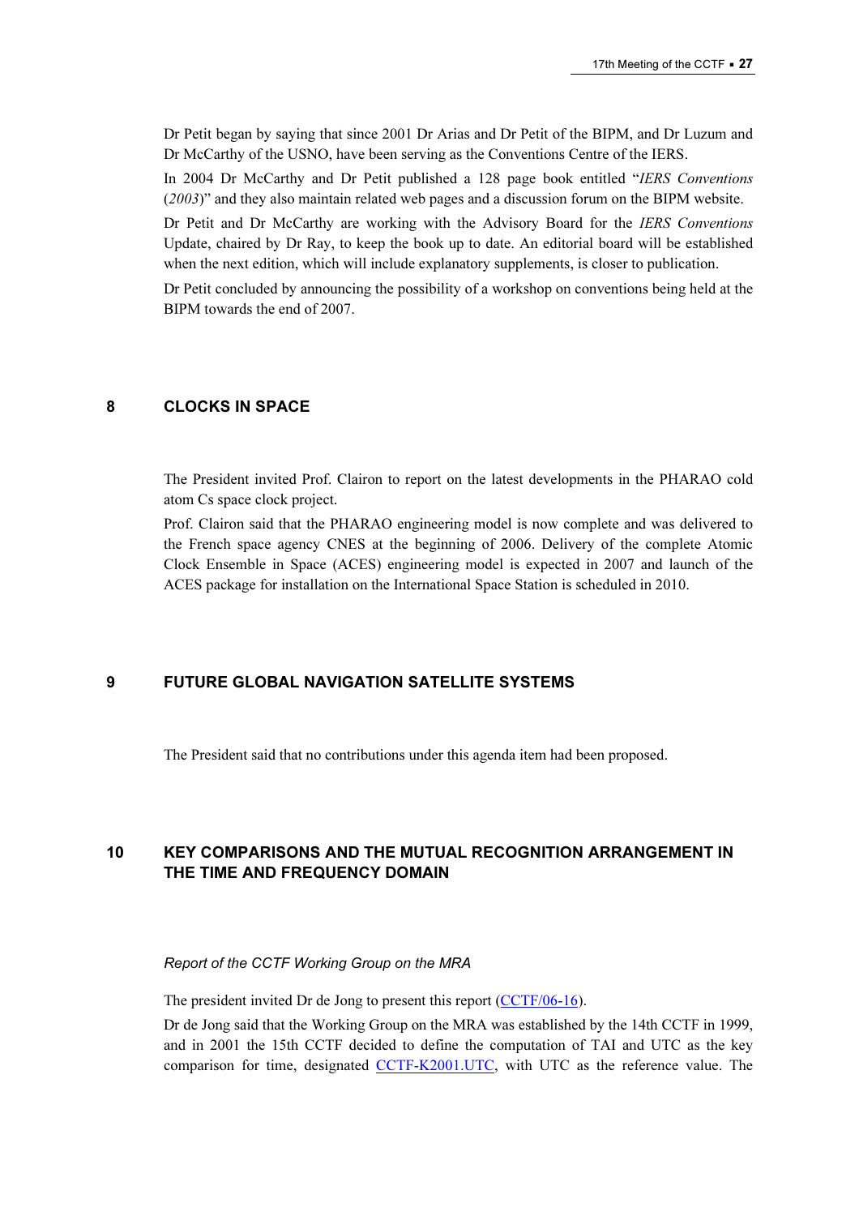Dr Petit began by saying that since 2001 Dr Arias and Dr Petit of the BIPM, and Dr Luzum and Dr McCarthy of the USNO, have been serving as the Conventions Centre of the IERS.

In 2004 Dr McCarthy and Dr Petit published a 128 page book entitled "*IERS Conventions* (*2003*)" and they also maintain related web pages and a discussion forum on the BIPM website.

Dr Petit and Dr McCarthy are working with the Advisory Board for the *IERS Conventions* Update, chaired by Dr Ray, to keep the book up to date. An editorial board will be established when the next edition, which will include explanatory supplements, is closer to publication.

Dr Petit concluded by announcing the possibility of a workshop on conventions being held at the BIPM towards the end of 2007.

## 8 CLOCKS IN SPACE

The President invited Prof. Clairon to report on the latest developments in the PHARAO cold atom Cs space clock project.

Prof. Clairon said that the PHARAO engineering model is now complete and was delivered to the French space agency CNES at the beginning of 2006. Delivery of the complete Atomic Clock Ensemble in Space (ACES) engineering model is expected in 2007 and launch of the ACES package for installation on the International Space Station is scheduled in 2010.

## 9 FUTURE GLOBAL NAVIGATION SATELLITE SYSTEMS

The President said that no contributions under this agenda item had been proposed.

## 10 KEY COMPARISONS AND THE MUTUAL RECOGNITION ARRANGEMENT IN THE TIME AND FREQUENCY DOMAIN

*Report of the CCTF Working Group on the MRA*

The president invited Dr de Jong to present this report (CCTF/06-16).

Dr de Jong said that the Working Group on the MRA was established by the 14th CCTF in 1999, and in 2001 the 15th CCTF decided to define the computation of TAI and UTC as the key comparison for time, designated CCTF-K2001.UTC, with UTC as the reference value. The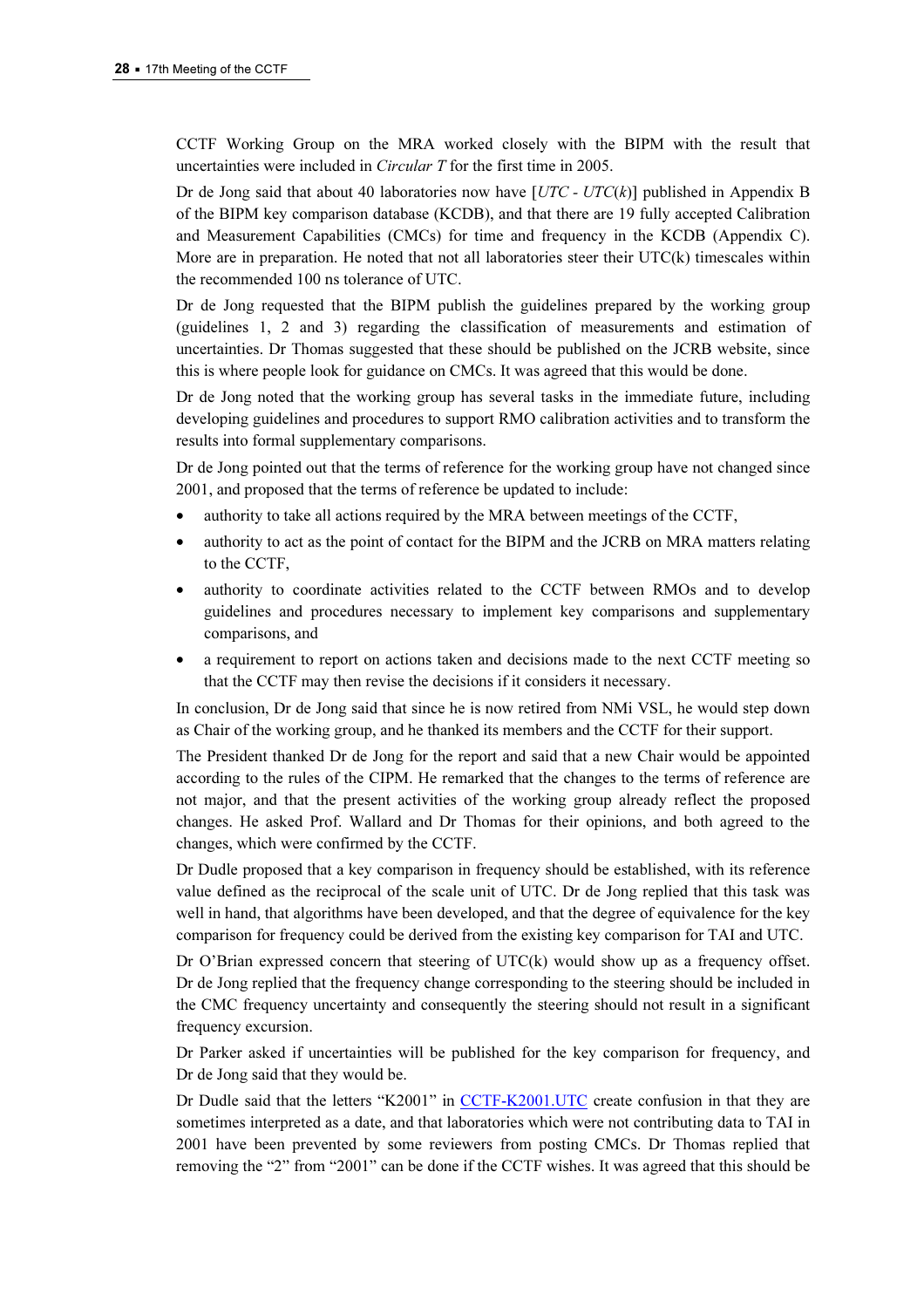CCTF Working Group on the MRA worked closely with the BIPM with the result that uncertainties were included in *Circular T* for the first time in 2005.

Dr de Jong said that about 40 laboratories now have [$UTC$ - $UTC(k)$] published in Appendix B of the BIPM key comparison database (KCDB), and that there are 19 fully accepted Calibration and Measurement Capabilities (CMCs) for time and frequency in the KCDB (Appendix C). More are in preparation. He noted that not all laboratories steer their UTC(k) timescales within the recommended 100 ns tolerance of UTC.

Dr de Jong requested that the BIPM publish the guidelines prepared by the working group (guidelines 1, 2 and 3) regarding the classification of measurements and estimation of uncertainties. Dr Thomas suggested that these should be published on the JCRB website, since this is where people look for guidance on CMCs. It was agreed that this would be done.

Dr de Jong noted that the working group has several tasks in the immediate future, including developing guidelines and procedures to support RMO calibration activities and to transform the results into formal supplementary comparisons.

Dr de Jong pointed out that the terms of reference for the working group have not changed since 2001, and proposed that the terms of reference be updated to include:

- authority to take all actions required by the MRA between meetings of the CCTF,
- authority to act as the point of contact for the BIPM and the JCRB on MRA matters relating to the CCTF,
- authority to coordinate activities related to the CCTF between RMOs and to develop guidelines and procedures necessary to implement key comparisons and supplementary comparisons, and
- a requirement to report on actions taken and decisions made to the next CCTF meeting so that the CCTF may then revise the decisions if it considers it necessary.

In conclusion, Dr de Jong said that since he is now retired from NMi VSL, he would step down as Chair of the working group, and he thanked its members and the CCTF for their support.

The President thanked Dr de Jong for the report and said that a new Chair would be appointed according to the rules of the CIPM. He remarked that the changes to the terms of reference are not major, and that the present activities of the working group already reflect the proposed changes. He asked Prof. Wallard and Dr Thomas for their opinions, and both agreed to the changes, which were confirmed by the CCTF.

Dr Dudle proposed that a key comparison in frequency should be established, with its reference value defined as the reciprocal of the scale unit of UTC. Dr de Jong replied that this task was well in hand, that algorithms have been developed, and that the degree of equivalence for the key comparison for frequency could be derived from the existing key comparison for TAI and UTC.

Dr O'Brian expressed concern that steering of UTC(k) would show up as a frequency offset. Dr de Jong replied that the frequency change corresponding to the steering should be included in the CMC frequency uncertainty and consequently the steering should not result in a significant frequency excursion.

Dr Parker asked if uncertainties will be published for the key comparison for frequency, and Dr de Jong said that they would be.

Dr Dudle said that the letters "K2001" in CCTF-K2001.UTC create confusion in that they are sometimes interpreted as a date, and that laboratories which were not contributing data to TAI in 2001 have been prevented by some reviewers from posting CMCs. Dr Thomas replied that removing the "2" from "2001" can be done if the CCTF wishes. It was agreed that this should be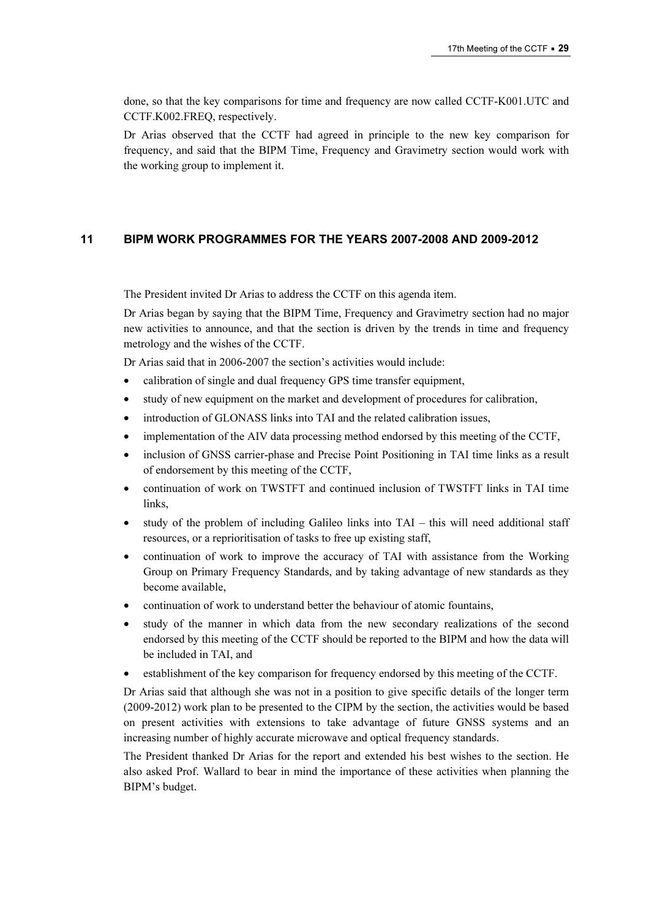done, so that the key comparisons for time and frequency are now called CCTF-K001.UTC and CCTF.K002.FREQ, respectively.

Dr Arias observed that the CCTF had agreed in principle to the new key comparison for frequency, and said that the BIPM Time, Frequency and Gravimetry section would work with the working group to implement it.

## 11 BIPM WORK PROGRAMMES FOR THE YEARS 2007-2008 AND 2009-2012

The President invited Dr Arias to address the CCTF on this agenda item.

Dr Arias began by saying that the BIPM Time, Frequency and Gravimetry section had no major new activities to announce, and that the section is driven by the trends in time and frequency metrology and the wishes of the CCTF.

Dr Arias said that in 2006-2007 the section's activities would include:

- calibration of single and dual frequency GPS time transfer equipment,
- study of new equipment on the market and development of procedures for calibration,
- introduction of GLONASS links into TAI and the related calibration issues,
- implementation of the AIV data processing method endorsed by this meeting of the CCTF,
- inclusion of GNSS carrier-phase and Precise Point Positioning in TAI time links as a result of endorsement by this meeting of the CCTF,
- continuation of work on TWSTFT and continued inclusion of TWSTFT links in TAI time links,
- study of the problem of including Galileo links into TAI – this will need additional staff resources, or a reprioritisation of tasks to free up existing staff,
- continuation of work to improve the accuracy of TAI with assistance from the Working Group on Primary Frequency Standards, and by taking advantage of new standards as they become available,
- continuation of work to understand better the behaviour of atomic fountains,
- study of the manner in which data from the new secondary realizations of the second endorsed by this meeting of the CCTF should be reported to the BIPM and how the data will be included in TAI, and
- establishment of the key comparison for frequency endorsed by this meeting of the CCTF.

Dr Arias said that although she was not in a position to give specific details of the longer term (2009-2012) work plan to be presented to the CIPM by the section, the activities would be based on present activities with extensions to take advantage of future GNSS systems and an increasing number of highly accurate microwave and optical frequency standards.

The President thanked Dr Arias for the report and extended his best wishes to the section. He also asked Prof. Wallard to bear in mind the importance of these activities when planning the BIPM's budget.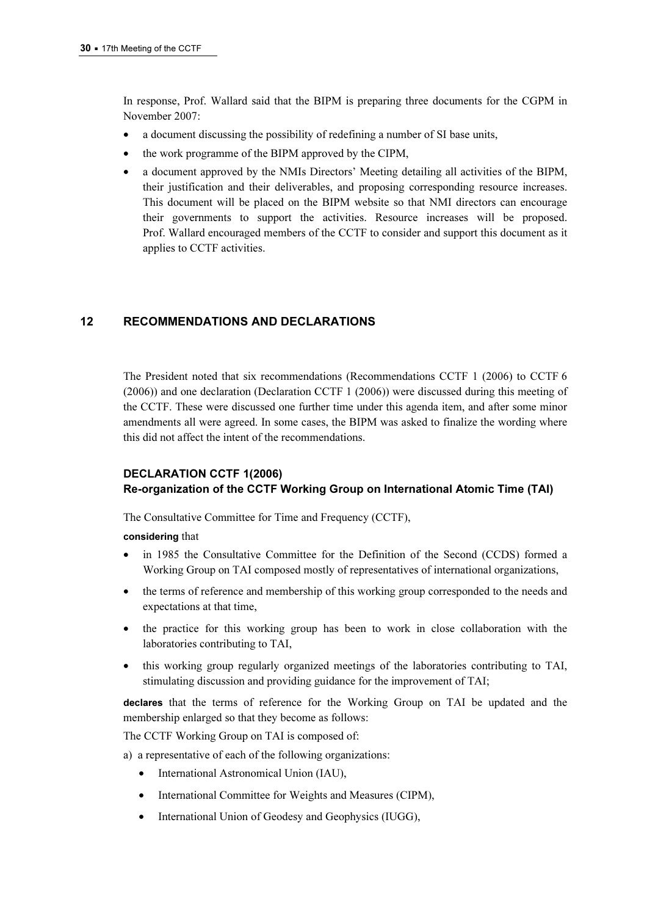In response, Prof. Wallard said that the BIPM is preparing three documents for the CGPM in November 2007:

- a document discussing the possibility of redefining a number of SI base units,
- the work programme of the BIPM approved by the CIPM,
- a document approved by the NMIs Directors' Meeting detailing all activities of the BIPM, their justification and their deliverables, and proposing corresponding resource increases. This document will be placed on the BIPM website so that NMI directors can encourage their governments to support the activities. Resource increases will be proposed. Prof. Wallard encouraged members of the CCTF to consider and support this document as it applies to CCTF activities.

## 12 RECOMMENDATIONS AND DECLARATIONS

The President noted that six recommendations (Recommendations CCTF 1 (2006) to CCTF 6 (2006)) and one declaration (Declaration CCTF 1 (2006)) were discussed during this meeting of the CCTF. These were discussed one further time under this agenda item, and after some minor amendments all were agreed. In some cases, the BIPM was asked to finalize the wording where this did not affect the intent of the recommendations.

### DECLARATION CCTF 1(2006)
### Re-organization of the CCTF Working Group on International Atomic Time (TAI)

The Consultative Committee for Time and Frequency (CCTF),

**considering** that

- in 1985 the Consultative Committee for the Definition of the Second (CCDS) formed a Working Group on TAI composed mostly of representatives of international organizations,
- the terms of reference and membership of this working group corresponded to the needs and expectations at that time,
- the practice for this working group has been to work in close collaboration with the laboratories contributing to TAI,
- this working group regularly organized meetings of the laboratories contributing to TAI, stimulating discussion and providing guidance for the improvement of TAI;

**declares** that the terms of reference for the Working Group on TAI be updated and the membership enlarged so that they become as follows:

The CCTF Working Group on TAI is composed of:

a) a representative of each of the following organizations:

- International Astronomical Union (IAU),
- International Committee for Weights and Measures (CIPM),
- International Union of Geodesy and Geophysics (IUGG),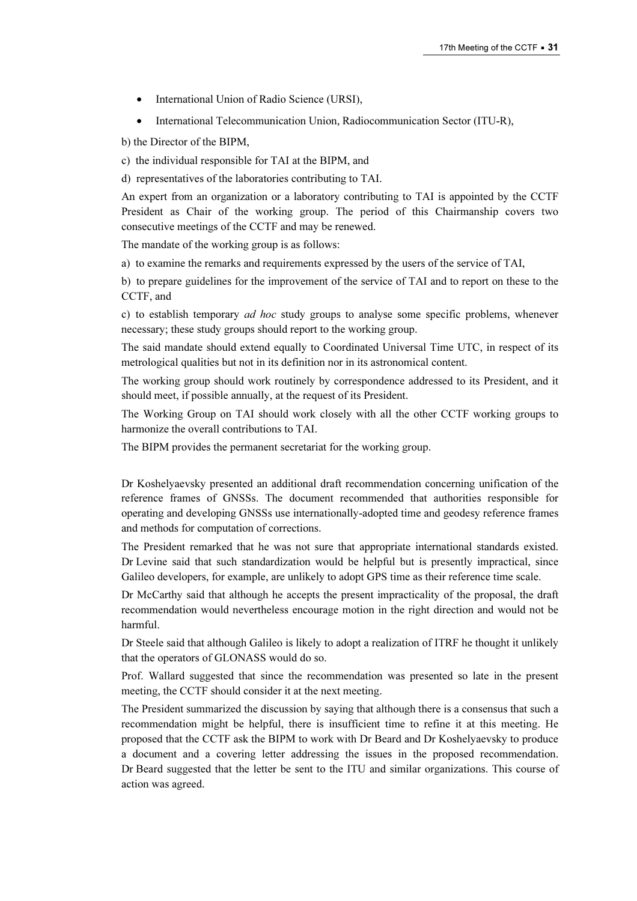- International Union of Radio Science (URSI),
- International Telecommunication Union, Radiocommunication Sector (ITU-R),

b) the Director of the BIPM,

c) the individual responsible for TAI at the BIPM, and

d) representatives of the laboratories contributing to TAI.

An expert from an organization or a laboratory contributing to TAI is appointed by the CCTF President as Chair of the working group. The period of this Chairmanship covers two consecutive meetings of the CCTF and may be renewed.

The mandate of the working group is as follows:

a) to examine the remarks and requirements expressed by the users of the service of TAI,

b) to prepare guidelines for the improvement of the service of TAI and to report on these to the CCTF, and

c) to establish temporary *ad hoc* study groups to analyse some specific problems, whenever necessary; these study groups should report to the working group.

The said mandate should extend equally to Coordinated Universal Time UTC, in respect of its metrological qualities but not in its definition nor in its astronomical content.

The working group should work routinely by correspondence addressed to its President, and it should meet, if possible annually, at the request of its President.

The Working Group on TAI should work closely with all the other CCTF working groups to harmonize the overall contributions to TAI.

The BIPM provides the permanent secretariat for the working group.

Dr Koshelyaevsky presented an additional draft recommendation concerning unification of the reference frames of GNSSs. The document recommended that authorities responsible for operating and developing GNSSs use internationally-adopted time and geodesy reference frames and methods for computation of corrections.

The President remarked that he was not sure that appropriate international standards existed. Dr Levine said that such standardization would be helpful but is presently impractical, since Galileo developers, for example, are unlikely to adopt GPS time as their reference time scale.

Dr McCarthy said that although he accepts the present impracticality of the proposal, the draft recommendation would nevertheless encourage motion in the right direction and would not be harmful.

Dr Steele said that although Galileo is likely to adopt a realization of ITRF he thought it unlikely that the operators of GLONASS would do so.

Prof. Wallard suggested that since the recommendation was presented so late in the present meeting, the CCTF should consider it at the next meeting.

The President summarized the discussion by saying that although there is a consensus that such a recommendation might be helpful, there is insufficient time to refine it at this meeting. He proposed that the CCTF ask the BIPM to work with Dr Beard and Dr Koshelyaevsky to produce a document and a covering letter addressing the issues in the proposed recommendation. Dr Beard suggested that the letter be sent to the ITU and similar organizations. This course of action was agreed.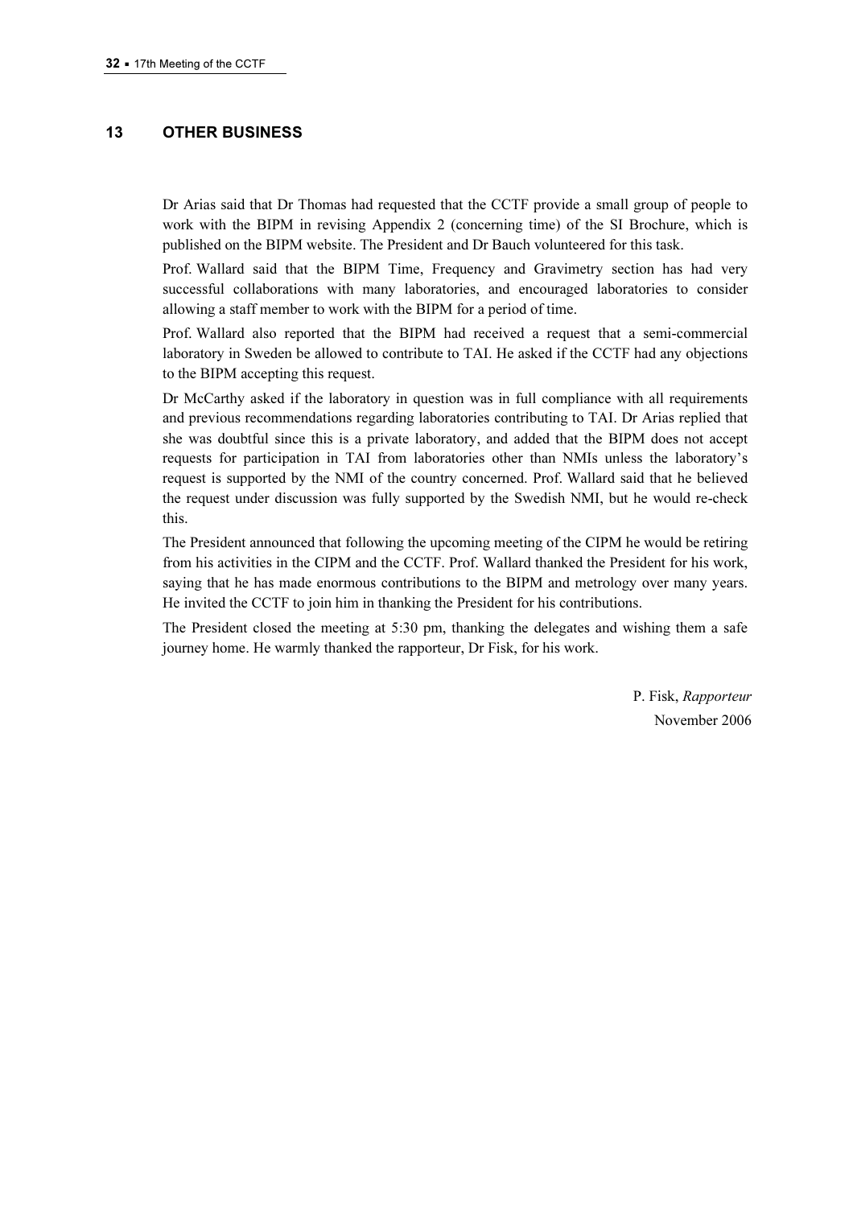## 13 OTHER BUSINESS

Dr Arias said that Dr Thomas had requested that the CCTF provide a small group of people to work with the BIPM in revising Appendix 2 (concerning time) of the SI Brochure, which is published on the BIPM website. The President and Dr Bauch volunteered for this task.

Prof. Wallard said that the BIPM Time, Frequency and Gravimetry section has had very successful collaborations with many laboratories, and encouraged laboratories to consider allowing a staff member to work with the BIPM for a period of time.

Prof. Wallard also reported that the BIPM had received a request that a semi-commercial laboratory in Sweden be allowed to contribute to TAI. He asked if the CCTF had any objections to the BIPM accepting this request.

Dr McCarthy asked if the laboratory in question was in full compliance with all requirements and previous recommendations regarding laboratories contributing to TAI. Dr Arias replied that she was doubtful since this is a private laboratory, and added that the BIPM does not accept requests for participation in TAI from laboratories other than NMIs unless the laboratory's request is supported by the NMI of the country concerned. Prof. Wallard said that he believed the request under discussion was fully supported by the Swedish NMI, but he would re-check this.

The President announced that following the upcoming meeting of the CIPM he would be retiring from his activities in the CIPM and the CCTF. Prof. Wallard thanked the President for his work, saying that he has made enormous contributions to the BIPM and metrology over many years. He invited the CCTF to join him in thanking the President for his contributions.

The President closed the meeting at 5:30 pm, thanking the delegates and wishing them a safe journey home. He warmly thanked the rapporteur, Dr Fisk, for his work.

P. Fisk, *Rapporteur*
November 2006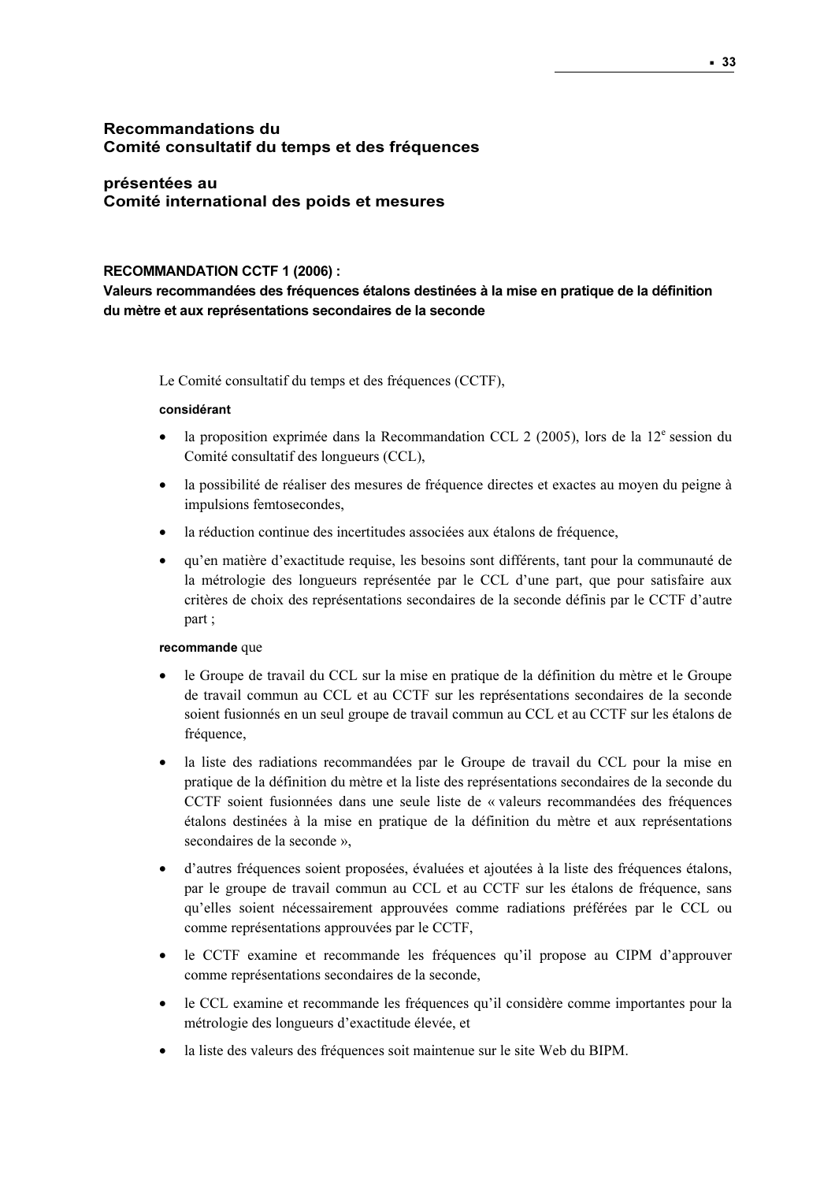## Recommandations du Comité consultatif du temps et des fréquences

## présentées au Comité international des poids et mesures

### RECOMMANDATION CCTF 1 (2006) :

### Valeurs recommandées des fréquences étalons destinées à la mise en pratique de la définition du mètre et aux représentations secondaires de la seconde

Le Comité consultatif du temps et des fréquences (CCTF),

**considérant**

- la proposition exprimée dans la Recommandation CCL 2 (2005), lors de la 12e session du Comité consultatif des longueurs (CCL),
- la possibilité de réaliser des mesures de fréquence directes et exactes au moyen du peigne à impulsions femtosecondes,
- la réduction continue des incertitudes associées aux étalons de fréquence,
- qu'en matière d'exactitude requise, les besoins sont différents, tant pour la communauté de la métrologie des longueurs représentée par le CCL d'une part, que pour satisfaire aux critères de choix des représentations secondaires de la seconde définis par le CCTF d'autre part ;

**recommande** que

- le Groupe de travail du CCL sur la mise en pratique de la définition du mètre et le Groupe de travail commun au CCL et au CCTF sur les représentations secondaires de la seconde soient fusionnés en un seul groupe de travail commun au CCL et au CCTF sur les étalons de fréquence,
- la liste des radiations recommandées par le Groupe de travail du CCL pour la mise en pratique de la définition du mètre et la liste des représentations secondaires de la seconde du CCTF soient fusionnées dans une seule liste de « valeurs recommandées des fréquences étalons destinées à la mise en pratique de la définition du mètre et aux représentations secondaires de la seconde »,
- d'autres fréquences soient proposées, évaluées et ajoutées à la liste des fréquences étalons, par le groupe de travail commun au CCL et au CCTF sur les étalons de fréquence, sans qu'elles soient nécessairement approuvées comme radiations préférées par le CCL ou comme représentations approuvées par le CCTF,
- le CCTF examine et recommande les fréquences qu'il propose au CIPM d'approuver comme représentations secondaires de la seconde,
- le CCL examine et recommande les fréquences qu'il considère comme importantes pour la métrologie des longueurs d'exactitude élevée, et
- la liste des valeurs des fréquences soit maintenue sur le site Web du BIPM.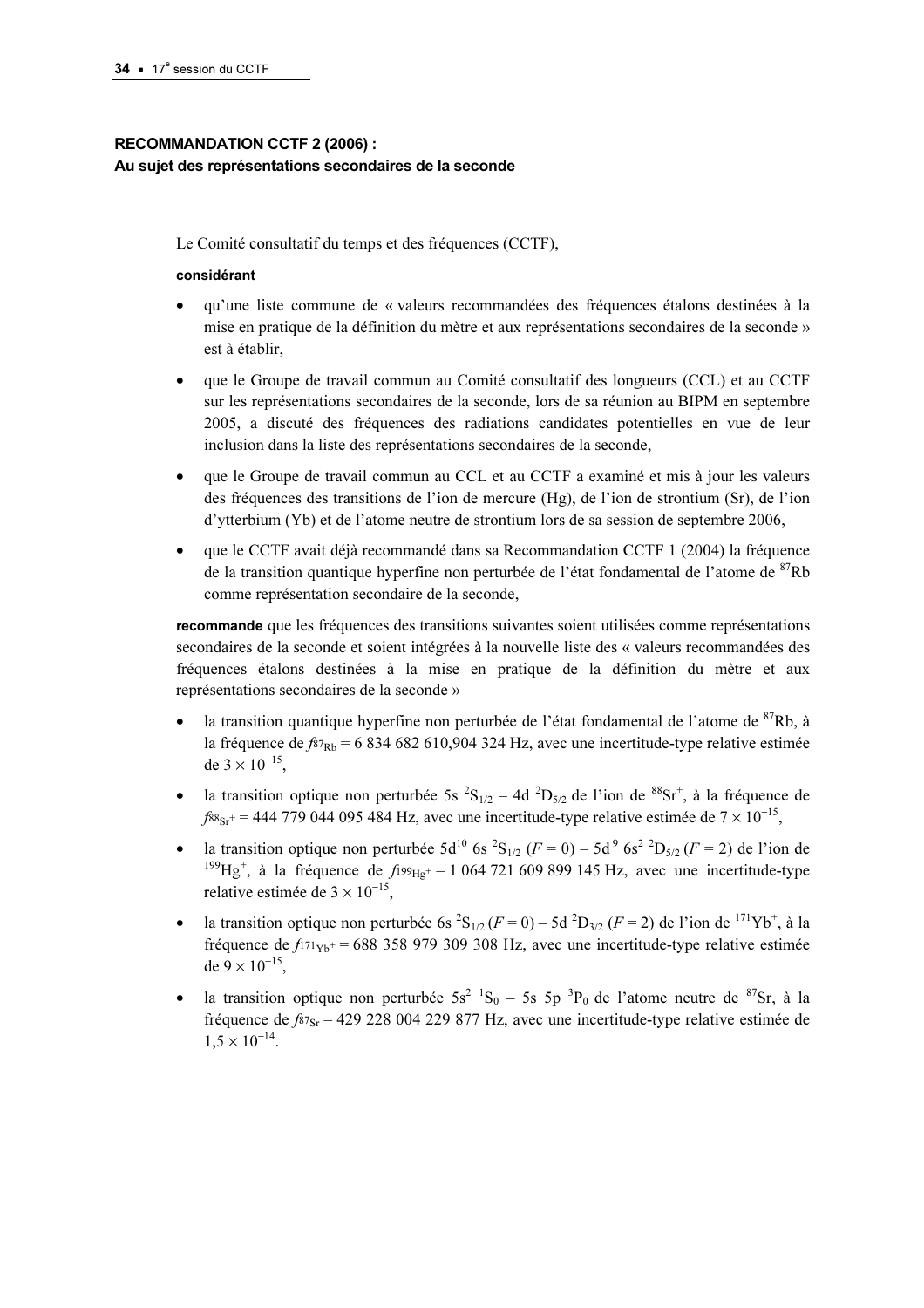**RECOMMANDATION CCTF 2 (2006) :**
**Au sujet des représentations secondaires de la seconde**

Le Comité consultatif du temps et des fréquences (CCTF),

**considérant**

- qu'une liste commune de « valeurs recommandées des fréquences étalons destinées à la mise en pratique de la définition du mètre et aux représentations secondaires de la seconde » est à établir,
- que le Groupe de travail commun au Comité consultatif des longueurs (CCL) et au CCTF sur les représentations secondaires de la seconde, lors de sa réunion au BIPM en septembre 2005, a discuté des fréquences des radiations candidates potentielles en vue de leur inclusion dans la liste des représentations secondaires de la seconde,
- que le Groupe de travail commun au CCL et au CCTF a examiné et mis à jour les valeurs des fréquences des transitions de l'ion de mercure (Hg), de l'ion de strontium (Sr), de l'ion d'ytterbium (Yb) et de l'atome neutre de strontium lors de sa session de septembre 2006,
- que le CCTF avait déjà recommandé dans sa Recommandation CCTF 1 (2004) la fréquence de la transition quantique hyperfine non perturbée de l'état fondamental de l'atome de $^{87}$Rb comme représentation secondaire de la seconde,

**recommande** que les fréquences des transitions suivantes soient utilisées comme représentations secondaires de la seconde et soient intégrées à la nouvelle liste des « valeurs recommandées des fréquences étalons destinées à la mise en pratique de la définition du mètre et aux représentations secondaires de la seconde »

- la transition quantique hyperfine non perturbée de l'état fondamental de l'atome de $^{87}$Rb, à la fréquence de $f_{^{87}\text{Rb}}$ = 6 834 682 610,904 324 Hz, avec une incertitude-type relative estimée de $3 \times 10^{-15}$,
- la transition optique non perturbée 5s $^2S_{1/2}$ – 4d $^2D_{5/2}$ de l'ion de $^{88}Sr^+$, à la fréquence de $f_{^{88}\text{Sr}^+}$ = 444 779 044 095 484 Hz, avec une incertitude-type relative estimée de $7 \times 10^{-15}$,
- la transition optique non perturbée 5d$^{10}$ 6s $^2S_{1/2}$ ($F$ = 0) – 5d$^9$ 6s$^2$ $^2D_{5/2}$ ($F$ = 2) de l'ion de $^{199}Hg^+$, à la fréquence de $f_{^{199}\text{Hg}^+}$ = 1 064 721 609 899 145 Hz, avec une incertitude-type relative estimée de $3 \times 10^{-15}$,
- la transition optique non perturbée 6s $^2S_{1/2}$ ($F$ = 0) – 5d $^2D_{3/2}$ ($F$ = 2) de l'ion de $^{171}Yb^+$, à la fréquence de $f_{^{171}\text{Yb}^+}$ = 688 358 979 309 308 Hz, avec une incertitude-type relative estimée de $9 \times 10^{-15}$,
- la transition optique non perturbée 5s$^2$ $^1S_0$ – 5s 5p $^3P_0$ de l'atome neutre de $^{87}$Sr, à la fréquence de $f_{^{87}\text{Sr}}$ = 429 228 004 229 877 Hz, avec une incertitude-type relative estimée de $1{,}5 \times 10^{-14}$.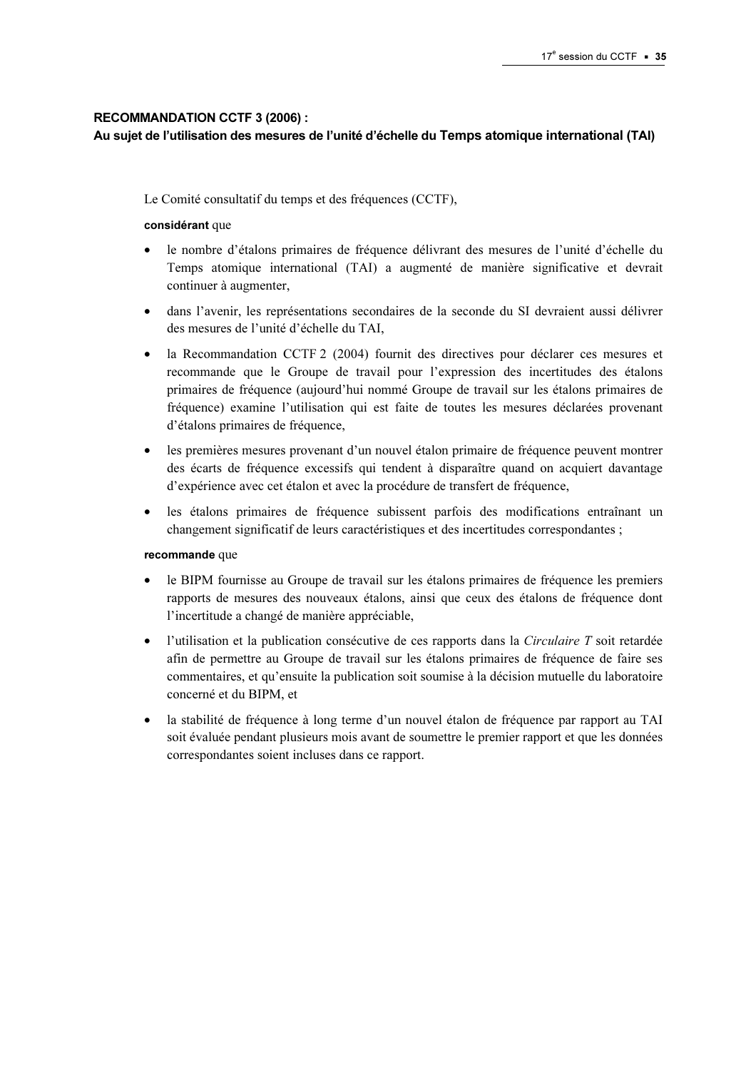**RECOMMANDATION CCTF 3 (2006) :**
**Au sujet de l'utilisation des mesures de l'unité d'échelle du Temps atomique international (TAI)**

Le Comité consultatif du temps et des fréquences (CCTF),

**considérant** que

- le nombre d'étalons primaires de fréquence délivrant des mesures de l'unité d'échelle du Temps atomique international (TAI) a augmenté de manière significative et devrait continuer à augmenter,
- dans l'avenir, les représentations secondaires de la seconde du SI devraient aussi délivrer des mesures de l'unité d'échelle du TAI,
- la Recommandation CCTF 2 (2004) fournit des directives pour déclarer ces mesures et recommande que le Groupe de travail pour l'expression des incertitudes des étalons primaires de fréquence (aujourd'hui nommé Groupe de travail sur les étalons primaires de fréquence) examine l'utilisation qui est faite de toutes les mesures déclarées provenant d'étalons primaires de fréquence,
- les premières mesures provenant d'un nouvel étalon primaire de fréquence peuvent montrer des écarts de fréquence excessifs qui tendent à disparaître quand on acquiert davantage d'expérience avec cet étalon et avec la procédure de transfert de fréquence,
- les étalons primaires de fréquence subissent parfois des modifications entraînant un changement significatif de leurs caractéristiques et des incertitudes correspondantes ;

**recommande** que

- le BIPM fournisse au Groupe de travail sur les étalons primaires de fréquence les premiers rapports de mesures des nouveaux étalons, ainsi que ceux des étalons de fréquence dont l'incertitude a changé de manière appréciable,
- l'utilisation et la publication consécutive de ces rapports dans la *Circulaire T* soit retardée afin de permettre au Groupe de travail sur les étalons primaires de fréquence de faire ses commentaires, et qu'ensuite la publication soit soumise à la décision mutuelle du laboratoire concerné et du BIPM, et
- la stabilité de fréquence à long terme d'un nouvel étalon de fréquence par rapport au TAI soit évaluée pendant plusieurs mois avant de soumettre le premier rapport et que les données correspondantes soient incluses dans ce rapport.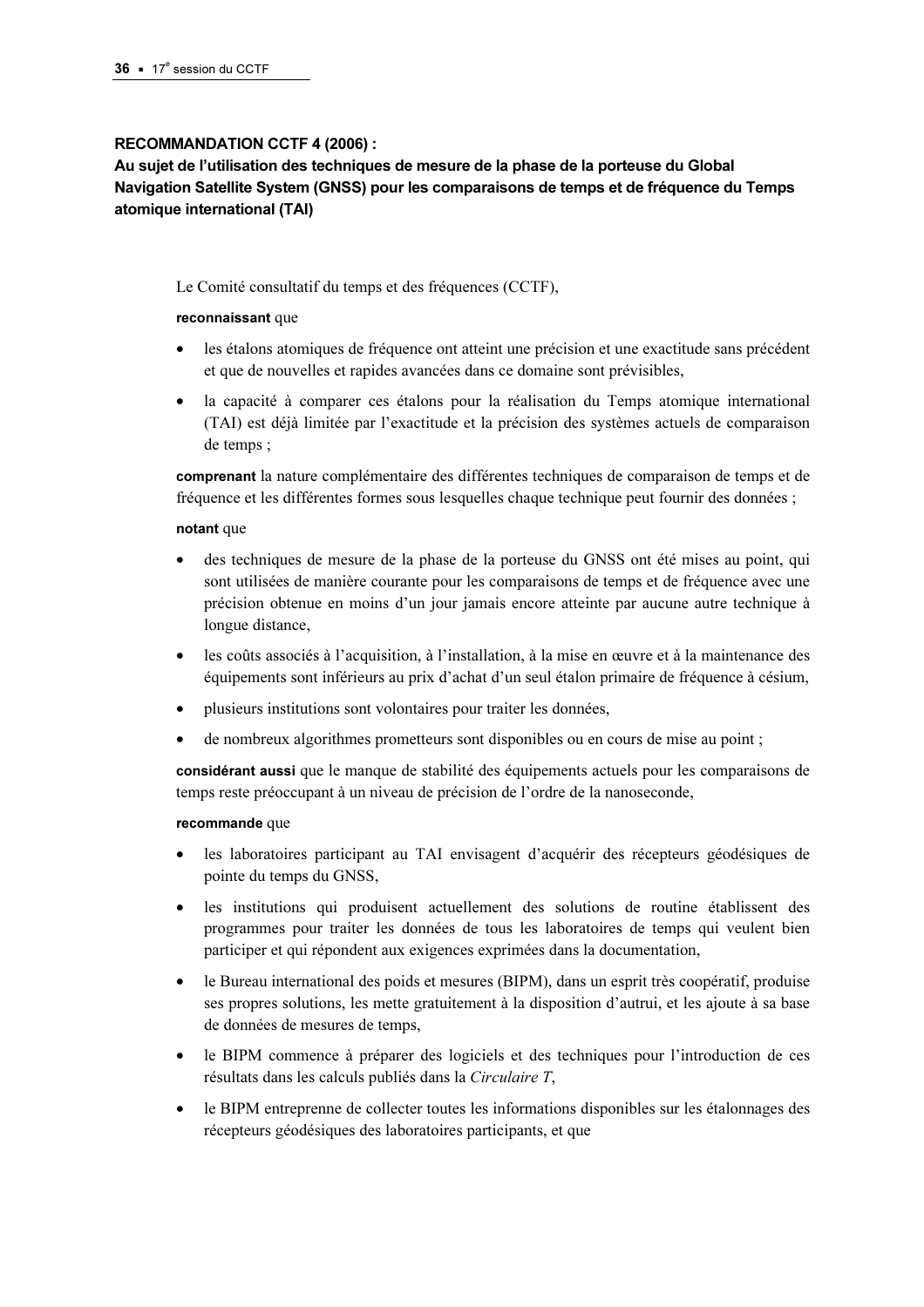**RECOMMANDATION CCTF 4 (2006) :**
**Au sujet de l'utilisation des techniques de mesure de la phase de la porteuse du Global Navigation Satellite System (GNSS) pour les comparaisons de temps et de fréquence du Temps atomique international (TAI)**

Le Comité consultatif du temps et des fréquences (CCTF),

**reconnaissant** que

- les étalons atomiques de fréquence ont atteint une précision et une exactitude sans précédent et que de nouvelles et rapides avancées dans ce domaine sont prévisibles,
- la capacité à comparer ces étalons pour la réalisation du Temps atomique international (TAI) est déjà limitée par l'exactitude et la précision des systèmes actuels de comparaison de temps ;

**comprenant** la nature complémentaire des différentes techniques de comparaison de temps et de fréquence et les différentes formes sous lesquelles chaque technique peut fournir des données ;

**notant** que

- des techniques de mesure de la phase de la porteuse du GNSS ont été mises au point, qui sont utilisées de manière courante pour les comparaisons de temps et de fréquence avec une précision obtenue en moins d'un jour jamais encore atteinte par aucune autre technique à longue distance,
- les coûts associés à l'acquisition, à l'installation, à la mise en œuvre et à la maintenance des équipements sont inférieurs au prix d'achat d'un seul étalon primaire de fréquence à césium,
- plusieurs institutions sont volontaires pour traiter les données,
- de nombreux algorithmes prometteurs sont disponibles ou en cours de mise au point ;

**considérant aussi** que le manque de stabilité des équipements actuels pour les comparaisons de temps reste préoccupant à un niveau de précision de l'ordre de la nanoseconde,

**recommande** que

- les laboratoires participant au TAI envisagent d'acquérir des récepteurs géodésiques de pointe du temps du GNSS,
- les institutions qui produisent actuellement des solutions de routine établissent des programmes pour traiter les données de tous les laboratoires de temps qui veulent bien participer et qui répondent aux exigences exprimées dans la documentation,
- le Bureau international des poids et mesures (BIPM), dans un esprit très coopératif, produise ses propres solutions, les mette gratuitement à la disposition d'autrui, et les ajoute à sa base de données de mesures de temps,
- le BIPM commence à préparer des logiciels et des techniques pour l'introduction de ces résultats dans les calculs publiés dans la *Circulaire T*,
- le BIPM entreprenne de collecter toutes les informations disponibles sur les étalonnages des récepteurs géodésiques des laboratoires participants, et que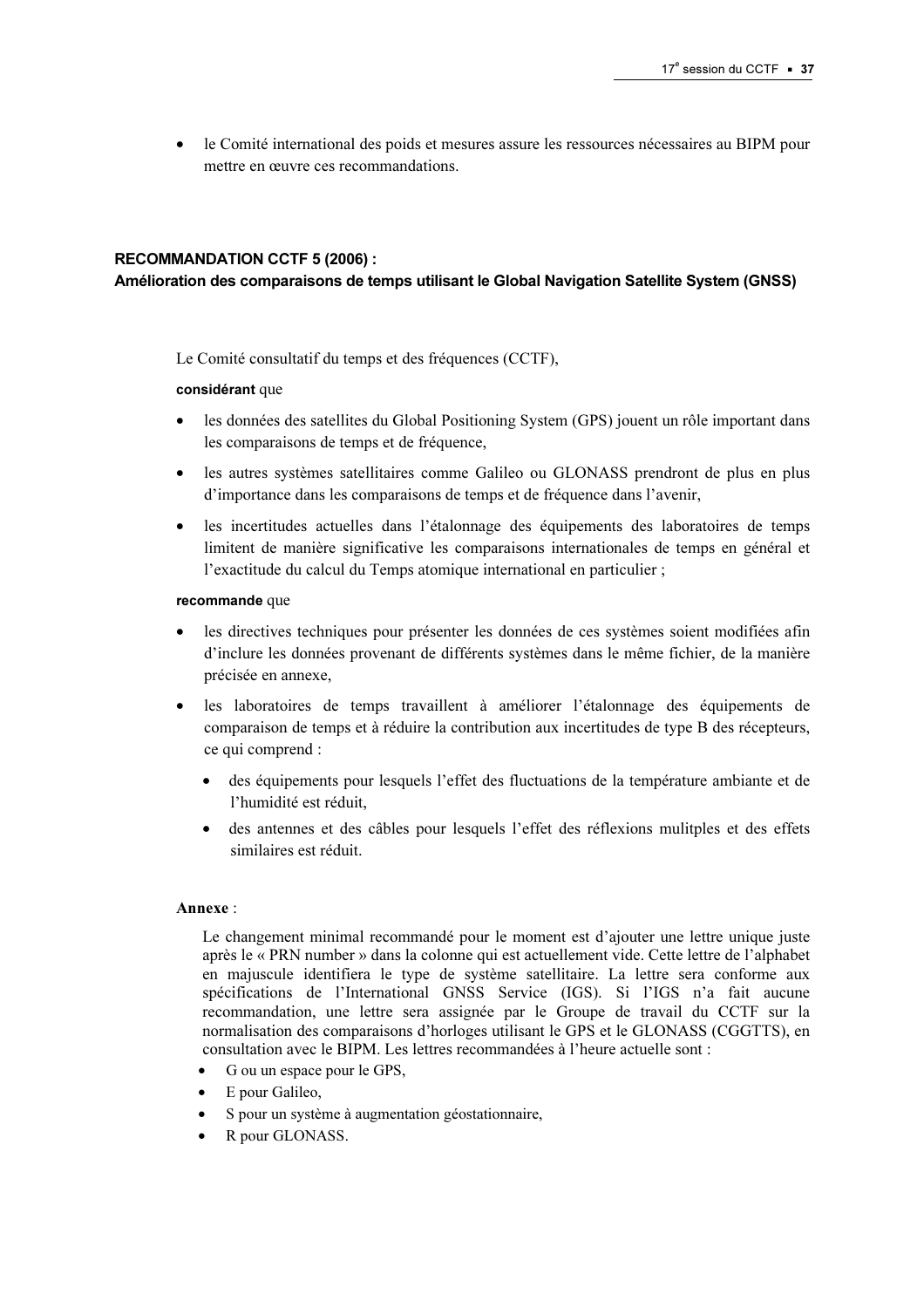- le Comité international des poids et mesures assure les ressources nécessaires au BIPM pour mettre en œuvre ces recommandations.

**RECOMMANDATION CCTF 5 (2006) :**
**Amélioration des comparaisons de temps utilisant le Global Navigation Satellite System (GNSS)**

Le Comité consultatif du temps et des fréquences (CCTF),

**considérant** que

- les données des satellites du Global Positioning System (GPS) jouent un rôle important dans les comparaisons de temps et de fréquence,
- les autres systèmes satellitaires comme Galileo ou GLONASS prendront de plus en plus d'importance dans les comparaisons de temps et de fréquence dans l'avenir,
- les incertitudes actuelles dans l'étalonnage des équipements des laboratoires de temps limitent de manière significative les comparaisons internationales de temps en général et l'exactitude du calcul du Temps atomique international en particulier ;

**recommande** que

- les directives techniques pour présenter les données de ces systèmes soient modifiées afin d'inclure les données provenant de différents systèmes dans le même fichier, de la manière précisée en annexe,
- les laboratoires de temps travaillent à améliorer l'étalonnage des équipements de comparaison de temps et à réduire la contribution aux incertitudes de type B des récepteurs, ce qui comprend :
  - des équipements pour lesquels l'effet des fluctuations de la température ambiante et de l'humidité est réduit,
  - des antennes et des câbles pour lesquels l'effet des réflexions mulitples et des effets similaires est réduit.

**Annexe** :

Le changement minimal recommandé pour le moment est d'ajouter une lettre unique juste après le « PRN number » dans la colonne qui est actuellement vide. Cette lettre de l'alphabet en majuscule identifiera le type de système satellitaire. La lettre sera conforme aux spécifications de l'International GNSS Service (IGS). Si l'IGS n'a fait aucune recommandation, une lettre sera assignée par le Groupe de travail du CCTF sur la normalisation des comparaisons d'horloges utilisant le GPS et le GLONASS (CGGTTS), en consultation avec le BIPM. Les lettres recommandées à l'heure actuelle sont :

- G ou un espace pour le GPS,
- E pour Galileo,
- S pour un système à augmentation géostationnaire,
- R pour GLONASS.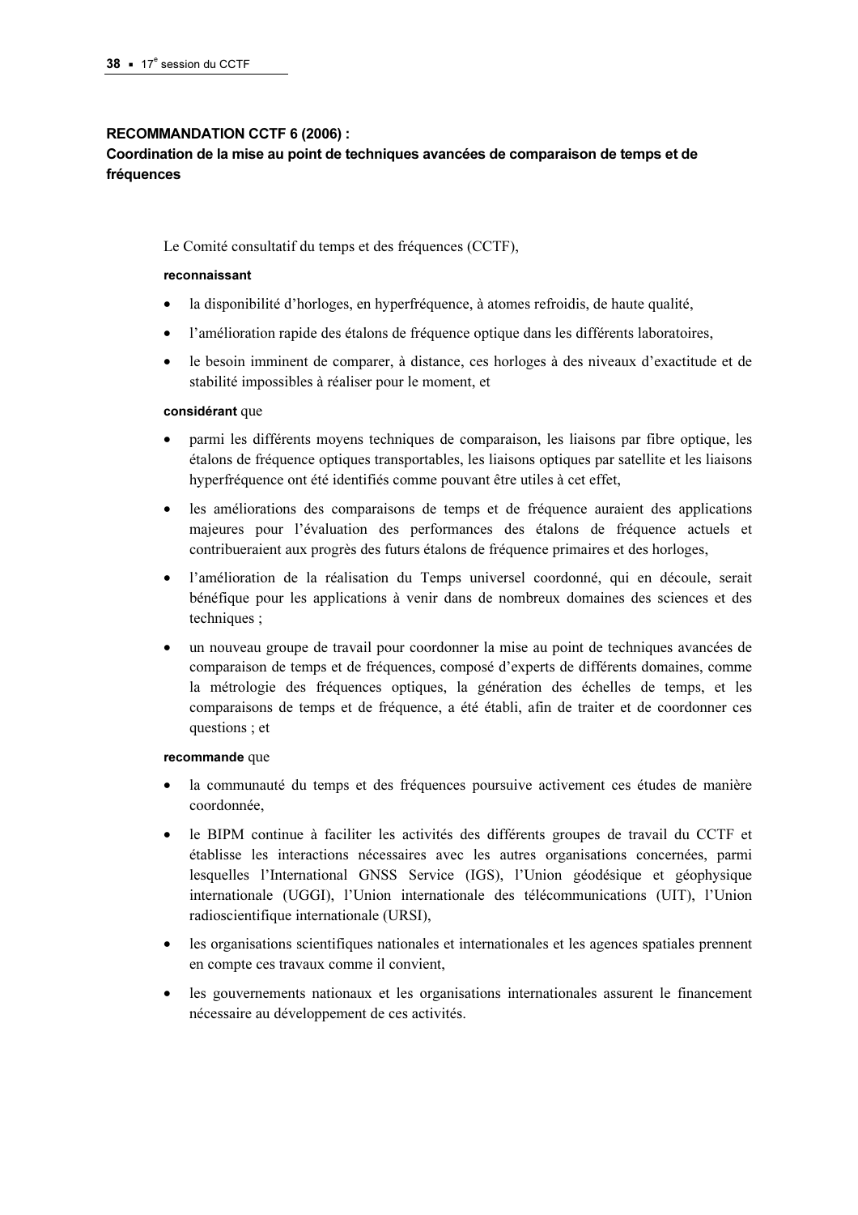### RECOMMANDATION CCTF 6 (2006) :
### Coordination de la mise au point de techniques avancées de comparaison de temps et de fréquences

Le Comité consultatif du temps et des fréquences (CCTF),

**reconnaissant**

- la disponibilité d'horloges, en hyperfréquence, à atomes refroidis, de haute qualité,
- l'amélioration rapide des étalons de fréquence optique dans les différents laboratoires,
- le besoin imminent de comparer, à distance, ces horloges à des niveaux d'exactitude et de stabilité impossibles à réaliser pour le moment, et

**considérant** que

- parmi les différents moyens techniques de comparaison, les liaisons par fibre optique, les étalons de fréquence optiques transportables, les liaisons optiques par satellite et les liaisons hyperfréquence ont été identifiés comme pouvant être utiles à cet effet,
- les améliorations des comparaisons de temps et de fréquence auraient des applications majeures pour l'évaluation des performances des étalons de fréquence actuels et contribueraient aux progrès des futurs étalons de fréquence primaires et des horloges,
- l'amélioration de la réalisation du Temps universel coordonné, qui en découle, serait bénéfique pour les applications à venir dans de nombreux domaines des sciences et des techniques ;
- un nouveau groupe de travail pour coordonner la mise au point de techniques avancées de comparaison de temps et de fréquences, composé d'experts de différents domaines, comme la métrologie des fréquences optiques, la génération des échelles de temps, et les comparaisons de temps et de fréquence, a été établi, afin de traiter et de coordonner ces questions ; et

**recommande** que

- la communauté du temps et des fréquences poursuive activement ces études de manière coordonnée,
- le BIPM continue à faciliter les activités des différents groupes de travail du CCTF et établisse les interactions nécessaires avec les autres organisations concernées, parmi lesquelles l'International GNSS Service (IGS), l'Union géodésique et géophysique internationale (UGGI), l'Union internationale des télécommunications (UIT), l'Union radioscientifique internationale (URSI),
- les organisations scientifiques nationales et internationales et les agences spatiales prennent en compte ces travaux comme il convient,
- les gouvernements nationaux et les organisations internationales assurent le financement nécessaire au développement de ces activités.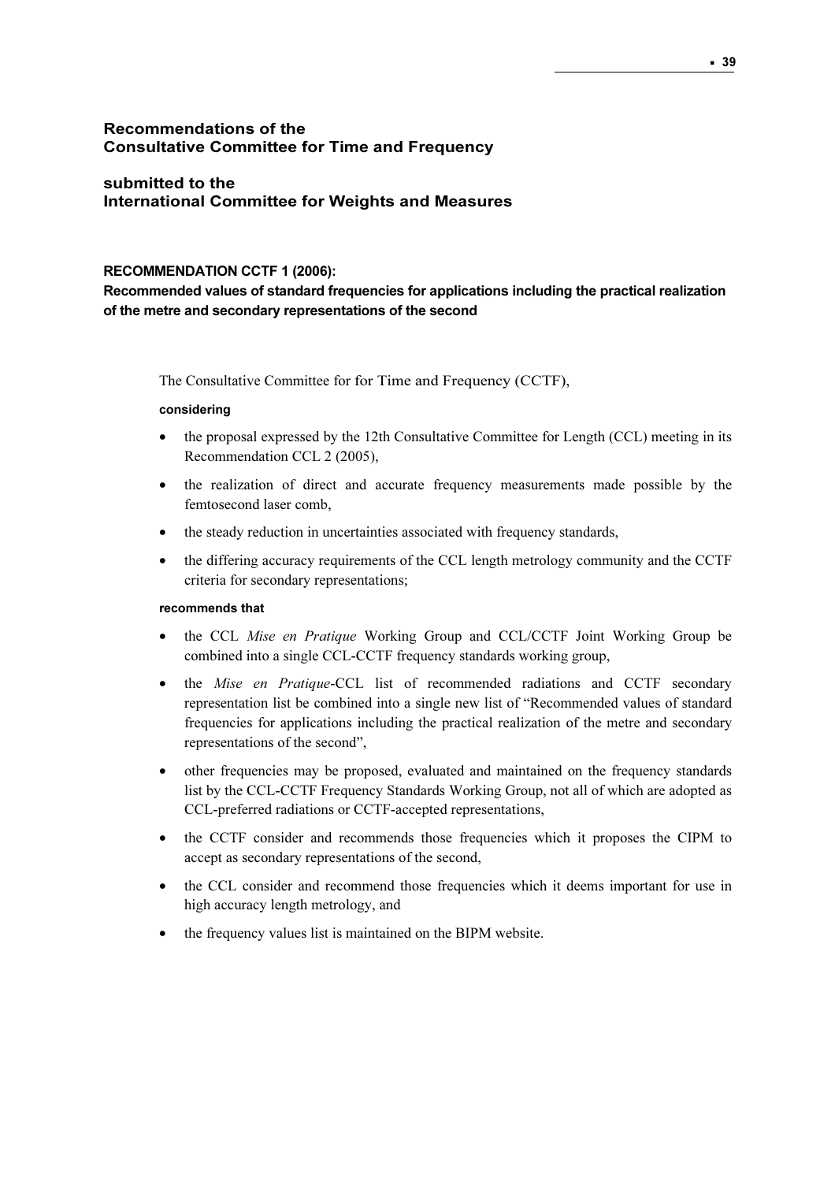## Recommendations of the Consultative Committee for Time and Frequency

## submitted to the International Committee for Weights and Measures

### RECOMMENDATION CCTF 1 (2006):

**Recommended values of standard frequencies for applications including the practical realization of the metre and secondary representations of the second**

The Consultative Committee for for Time and Frequency (CCTF),

**considering**

- the proposal expressed by the 12th Consultative Committee for Length (CCL) meeting in its Recommendation CCL 2 (2005),
- the realization of direct and accurate frequency measurements made possible by the femtosecond laser comb,
- the steady reduction in uncertainties associated with frequency standards,
- the differing accuracy requirements of the CCL length metrology community and the CCTF criteria for secondary representations;

**recommends that**

- the CCL *Mise en Pratique* Working Group and CCL/CCTF Joint Working Group be combined into a single CCL-CCTF frequency standards working group,
- the *Mise en Pratique*-CCL list of recommended radiations and CCTF secondary representation list be combined into a single new list of "Recommended values of standard frequencies for applications including the practical realization of the metre and secondary representations of the second",
- other frequencies may be proposed, evaluated and maintained on the frequency standards list by the CCL-CCTF Frequency Standards Working Group, not all of which are adopted as CCL-preferred radiations or CCTF-accepted representations,
- the CCTF consider and recommends those frequencies which it proposes the CIPM to accept as secondary representations of the second,
- the CCL consider and recommend those frequencies which it deems important for use in high accuracy length metrology, and
- the frequency values list is maintained on the BIPM website.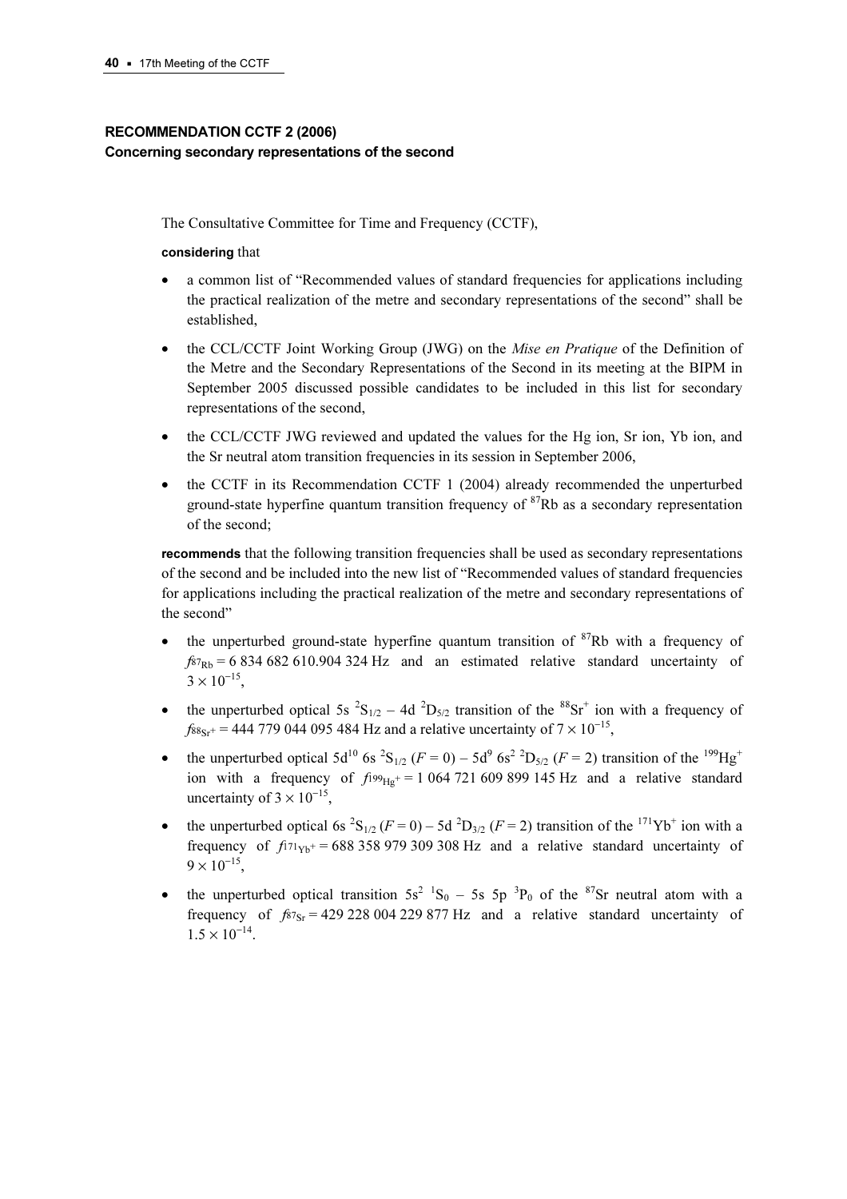## RECOMMENDATION CCTF 2 (2006)
### Concerning secondary representations of the second

The Consultative Committee for Time and Frequency (CCTF),

**considering** that

- a common list of "Recommended values of standard frequencies for applications including the practical realization of the metre and secondary representations of the second" shall be established,
- the CCL/CCTF Joint Working Group (JWG) on the *Mise en Pratique* of the Definition of the Metre and the Secondary Representations of the Second in its meeting at the BIPM in September 2005 discussed possible candidates to be included in this list for secondary representations of the second,
- the CCL/CCTF JWG reviewed and updated the values for the Hg ion, Sr ion, Yb ion, and the Sr neutral atom transition frequencies in its session in September 2006,
- the CCTF in its Recommendation CCTF 1 (2004) already recommended the unperturbed ground-state hyperfine quantum transition frequency of $^{87}$Rb as a secondary representation of the second;

**recommends** that the following transition frequencies shall be used as secondary representations of the second and be included into the new list of "Recommended values of standard frequencies for applications including the practical realization of the metre and secondary representations of the second"

- the unperturbed ground-state hyperfine quantum transition of $^{87}$Rb with a frequency of $f_{^{87}\mathrm{Rb}}$ = 6 834 682 610.904 324 Hz and an estimated relative standard uncertainty of $3 \times 10^{-15}$,
- the unperturbed optical 5s $^2S_{1/2}$ – 4d $^2D_{5/2}$ transition of the $^{88}\mathrm{Sr}^+$ ion with a frequency of $f_{^{88}\mathrm{Sr}^+}$ = 444 779 044 095 484 Hz and a relative uncertainty of $7 \times 10^{-15}$,
- the unperturbed optical $5d^{10}$ 6s $^2S_{1/2}$ ($F = 0$) – $5d^9$ $6s^2$ $^2D_{5/2}$ ($F = 2$) transition of the $^{199}\mathrm{Hg}^+$ ion with a frequency of $f_{^{199}\mathrm{Hg}^+}$ = 1 064 721 609 899 145 Hz and a relative standard uncertainty of $3 \times 10^{-15}$,
- the unperturbed optical 6s $^2S_{1/2}$ ($F = 0$) – 5d $^2D_{3/2}$ ($F = 2$) transition of the $^{171}\mathrm{Yb}^+$ ion with a frequency of $f_{^{171}\mathrm{Yb}^+}$ = 688 358 979 309 308 Hz and a relative standard uncertainty of $9 \times 10^{-15}$,
- the unperturbed optical transition $5s^2$ $^1S_0$ – 5s 5p $^3P_0$ of the $^{87}$Sr neutral atom with a frequency of $f_{^{87}\mathrm{Sr}}$ = 429 228 004 229 877 Hz and a relative standard uncertainty of $1.5 \times 10^{-14}$.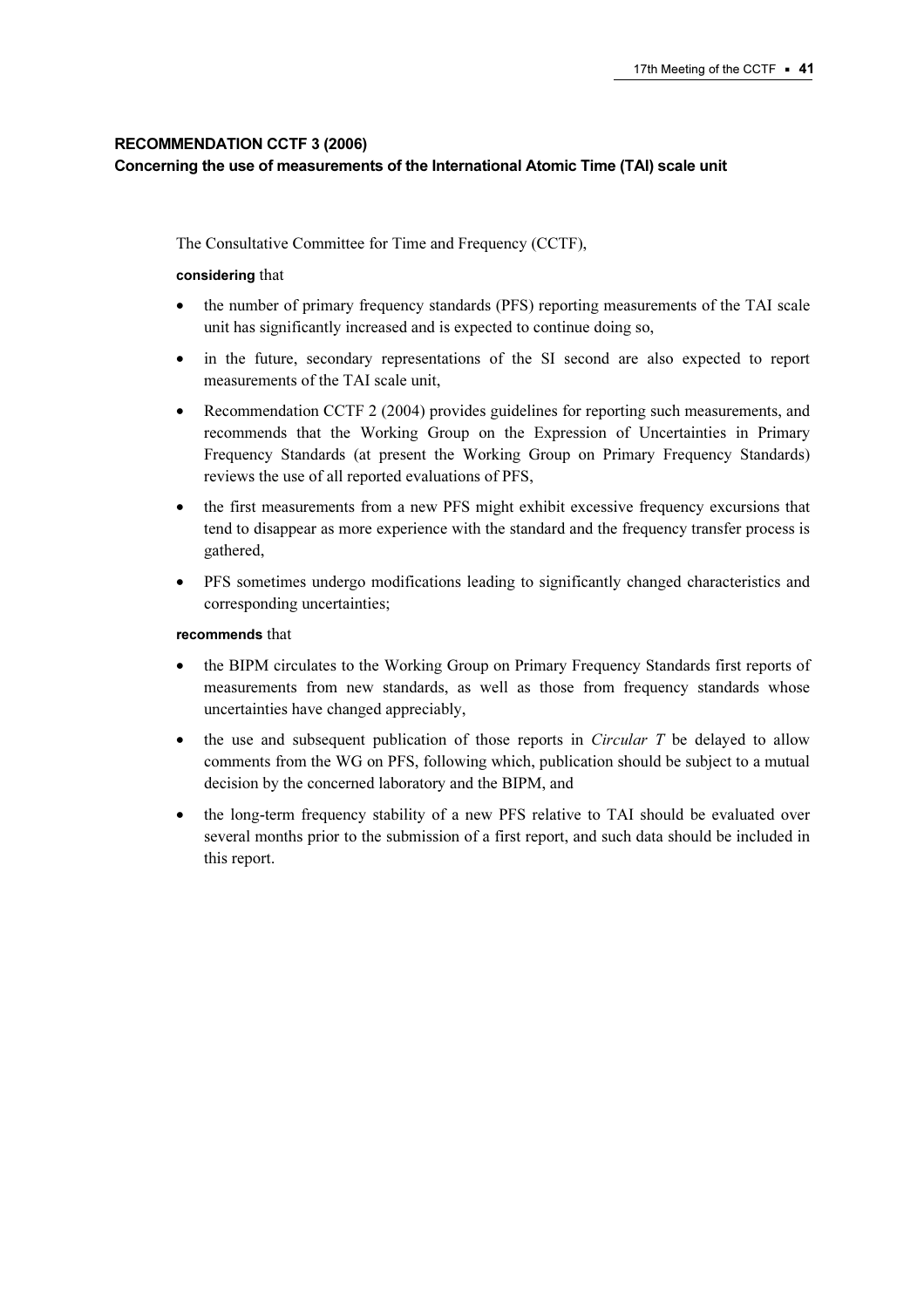## RECOMMENDATION CCTF 3 (2006)
### Concerning the use of measurements of the International Atomic Time (TAI) scale unit

The Consultative Committee for Time and Frequency (CCTF),

**considering** that

- the number of primary frequency standards (PFS) reporting measurements of the TAI scale unit has significantly increased and is expected to continue doing so,
- in the future, secondary representations of the SI second are also expected to report measurements of the TAI scale unit,
- Recommendation CCTF 2 (2004) provides guidelines for reporting such measurements, and recommends that the Working Group on the Expression of Uncertainties in Primary Frequency Standards (at present the Working Group on Primary Frequency Standards) reviews the use of all reported evaluations of PFS,
- the first measurements from a new PFS might exhibit excessive frequency excursions that tend to disappear as more experience with the standard and the frequency transfer process is gathered,
- PFS sometimes undergo modifications leading to significantly changed characteristics and corresponding uncertainties;

**recommends** that

- the BIPM circulates to the Working Group on Primary Frequency Standards first reports of measurements from new standards, as well as those from frequency standards whose uncertainties have changed appreciably,
- the use and subsequent publication of those reports in *Circular T* be delayed to allow comments from the WG on PFS, following which, publication should be subject to a mutual decision by the concerned laboratory and the BIPM, and
- the long-term frequency stability of a new PFS relative to TAI should be evaluated over several months prior to the submission of a first report, and such data should be included in this report.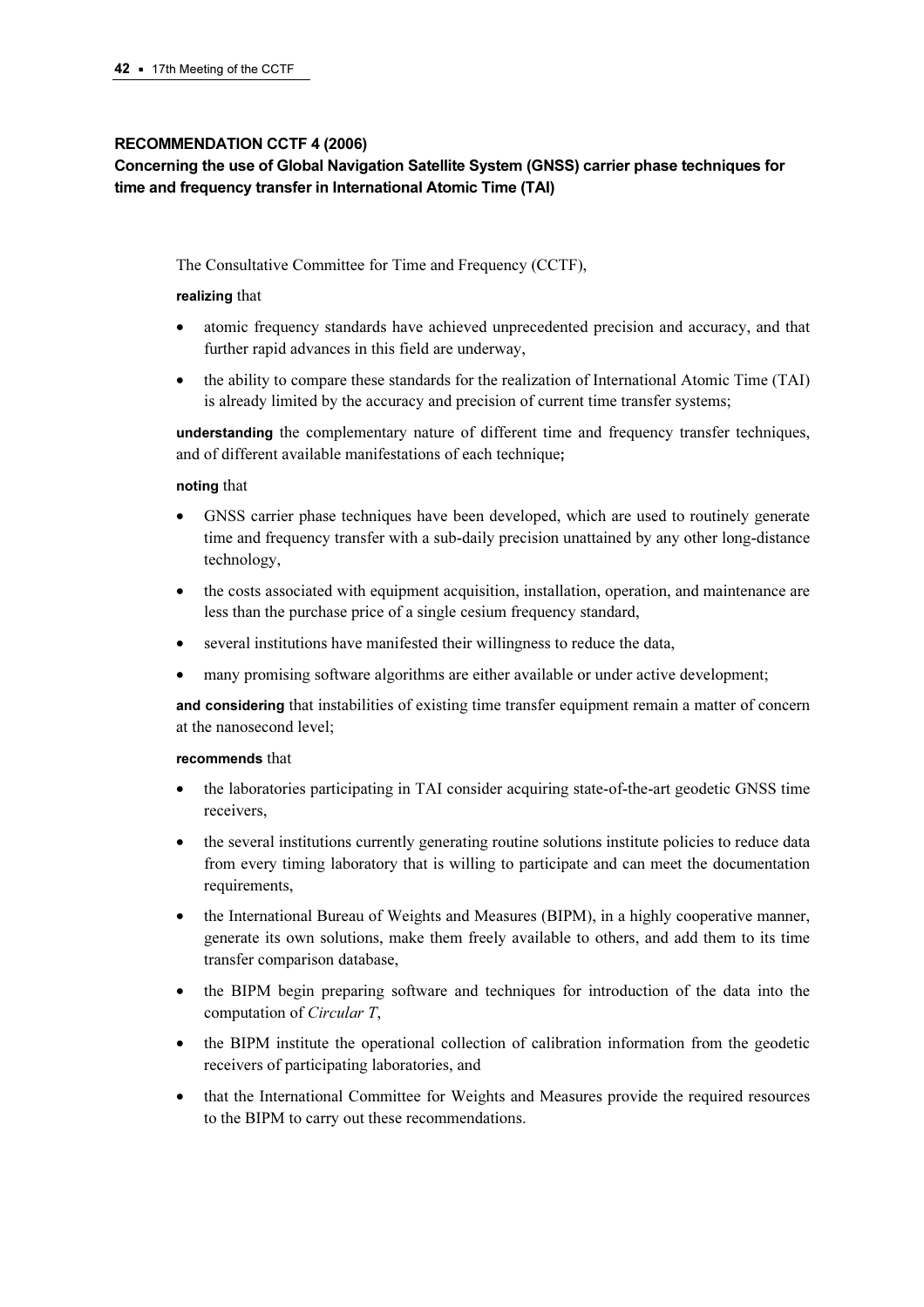### RECOMMENDATION CCTF 4 (2006)

**Concerning the use of Global Navigation Satellite System (GNSS) carrier phase techniques for time and frequency transfer in International Atomic Time (TAI)**

The Consultative Committee for Time and Frequency (CCTF),

**realizing** that

- atomic frequency standards have achieved unprecedented precision and accuracy, and that further rapid advances in this field are underway,
- the ability to compare these standards for the realization of International Atomic Time (TAI) is already limited by the accuracy and precision of current time transfer systems;

**understanding** the complementary nature of different time and frequency transfer techniques, and of different available manifestations of each technique;

**noting** that

- GNSS carrier phase techniques have been developed, which are used to routinely generate time and frequency transfer with a sub-daily precision unattained by any other long-distance technology,
- the costs associated with equipment acquisition, installation, operation, and maintenance are less than the purchase price of a single cesium frequency standard,
- several institutions have manifested their willingness to reduce the data,
- many promising software algorithms are either available or under active development;

**and considering** that instabilities of existing time transfer equipment remain a matter of concern at the nanosecond level;

**recommends** that

- the laboratories participating in TAI consider acquiring state-of-the-art geodetic GNSS time receivers,
- the several institutions currently generating routine solutions institute policies to reduce data from every timing laboratory that is willing to participate and can meet the documentation requirements,
- the International Bureau of Weights and Measures (BIPM), in a highly cooperative manner, generate its own solutions, make them freely available to others, and add them to its time transfer comparison database,
- the BIPM begin preparing software and techniques for introduction of the data into the computation of *Circular T*,
- the BIPM institute the operational collection of calibration information from the geodetic receivers of participating laboratories, and
- that the International Committee for Weights and Measures provide the required resources to the BIPM to carry out these recommendations.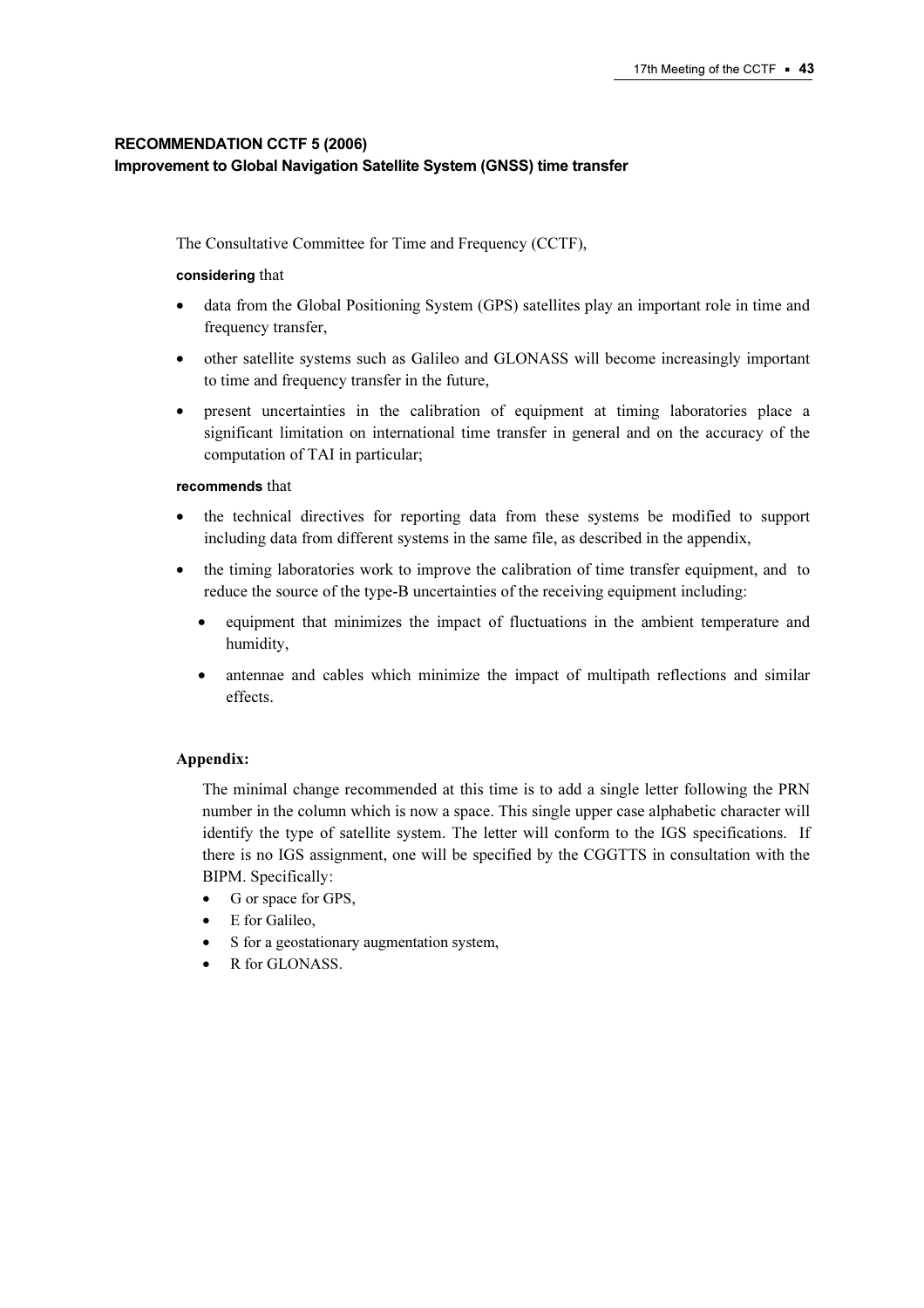## RECOMMENDATION CCTF 5 (2006)
### Improvement to Global Navigation Satellite System (GNSS) time transfer

The Consultative Committee for Time and Frequency (CCTF),

**considering** that

- data from the Global Positioning System (GPS) satellites play an important role in time and frequency transfer,
- other satellite systems such as Galileo and GLONASS will become increasingly important to time and frequency transfer in the future,
- present uncertainties in the calibration of equipment at timing laboratories place a significant limitation on international time transfer in general and on the accuracy of the computation of TAI in particular;

**recommends** that

- the technical directives for reporting data from these systems be modified to support including data from different systems in the same file, as described in the appendix,
- the timing laboratories work to improve the calibration of time transfer equipment, and to reduce the source of the type-B uncertainties of the receiving equipment including:
  - equipment that minimizes the impact of fluctuations in the ambient temperature and humidity,
  - antennae and cables which minimize the impact of multipath reflections and similar effects.

**Appendix:**

The minimal change recommended at this time is to add a single letter following the PRN number in the column which is now a space. This single upper case alphabetic character will identify the type of satellite system. The letter will conform to the IGS specifications. If there is no IGS assignment, one will be specified by the CGGTTS in consultation with the BIPM. Specifically:

- G or space for GPS,
- E for Galileo,
- S for a geostationary augmentation system,
- R for GLONASS.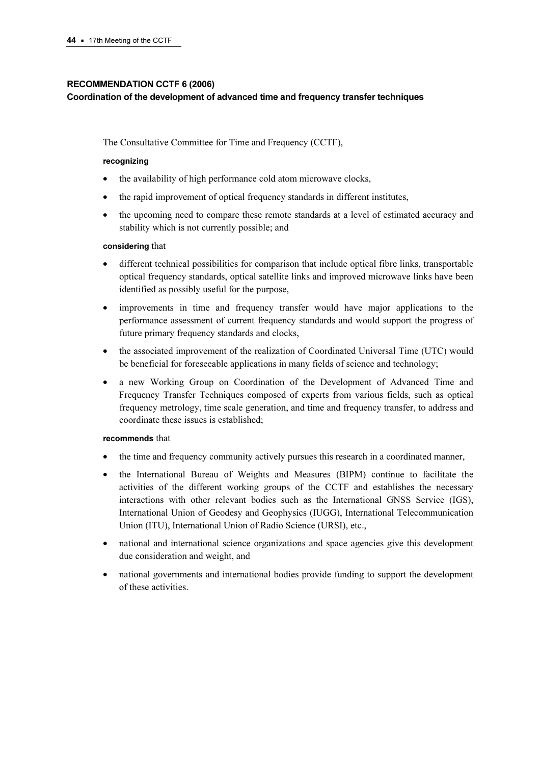## RECOMMENDATION CCTF 6 (2006)
### Coordination of the development of advanced time and frequency transfer techniques

The Consultative Committee for Time and Frequency (CCTF),

**recognizing**

- the availability of high performance cold atom microwave clocks,
- the rapid improvement of optical frequency standards in different institutes,
- the upcoming need to compare these remote standards at a level of estimated accuracy and stability which is not currently possible; and

**considering** that

- different technical possibilities for comparison that include optical fibre links, transportable optical frequency standards, optical satellite links and improved microwave links have been identified as possibly useful for the purpose,
- improvements in time and frequency transfer would have major applications to the performance assessment of current frequency standards and would support the progress of future primary frequency standards and clocks,
- the associated improvement of the realization of Coordinated Universal Time (UTC) would be beneficial for foreseeable applications in many fields of science and technology;
- a new Working Group on Coordination of the Development of Advanced Time and Frequency Transfer Techniques composed of experts from various fields, such as optical frequency metrology, time scale generation, and time and frequency transfer, to address and coordinate these issues is established;

**recommends** that

- the time and frequency community actively pursues this research in a coordinated manner,
- the International Bureau of Weights and Measures (BIPM) continue to facilitate the activities of the different working groups of the CCTF and establishes the necessary interactions with other relevant bodies such as the International GNSS Service (IGS), International Union of Geodesy and Geophysics (IUGG), International Telecommunication Union (ITU), International Union of Radio Science (URSI), etc.,
- national and international science organizations and space agencies give this development due consideration and weight, and
- national governments and international bodies provide funding to support the development of these activities.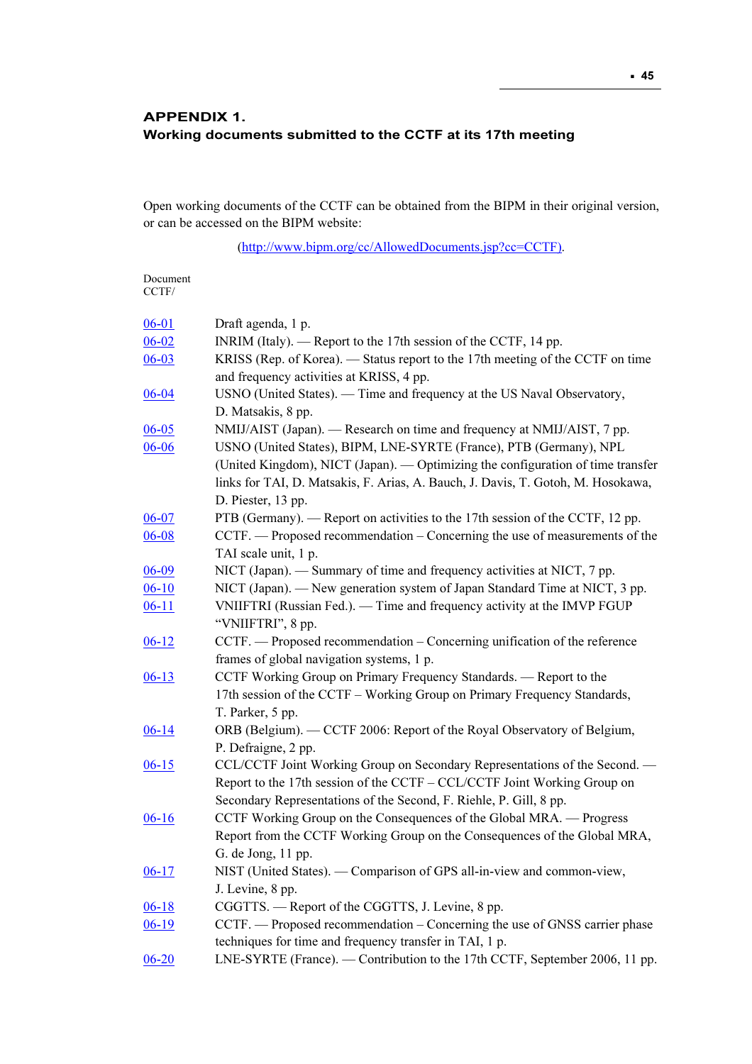## APPENDIX 1.
## Working documents submitted to the CCTF at its 17th meeting

Open working documents of the CCTF can be obtained from the BIPM in their original version, or can be accessed on the BIPM website:

(http://www.bipm.org/cc/AllowedDocuments.jsp?cc=CCTF).

| Document CCTF/ | |
|---|---|
| 06-01 | Draft agenda, 1 p. |
| 06-02 | INRIM (Italy). — Report to the 17th session of the CCTF, 14 pp. |
| 06-03 | KRISS (Rep. of Korea). — Status report to the 17th meeting of the CCTF on time and frequency activities at KRISS, 4 pp. |
| 06-04 | USNO (United States). — Time and frequency at the US Naval Observatory, D. Matsakis, 8 pp. |
| 06-05 | NMIJ/AIST (Japan). — Research on time and frequency at NMIJ/AIST, 7 pp. |
| 06-06 | USNO (United States), BIPM, LNE-SYRTE (France), PTB (Germany), NPL (United Kingdom), NICT (Japan). — Optimizing the configuration of time transfer links for TAI, D. Matsakis, F. Arias, A. Bauch, J. Davis, T. Gotoh, M. Hosokawa, D. Piester, 13 pp. |
| 06-07 | PTB (Germany). — Report on activities to the 17th session of the CCTF, 12 pp. |
| 06-08 | CCTF. — Proposed recommendation – Concerning the use of measurements of the TAI scale unit, 1 p. |
| 06-09 | NICT (Japan). — Summary of time and frequency activities at NICT, 7 pp. |
| 06-10 | NICT (Japan). — New generation system of Japan Standard Time at NICT, 3 pp. |
| 06-11 | VNIIFTRI (Russian Fed.). — Time and frequency activity at the IMVP FGUP "VNIIFTRI", 8 pp. |
| 06-12 | CCTF. — Proposed recommendation – Concerning unification of the reference frames of global navigation systems, 1 p. |
| 06-13 | CCTF Working Group on Primary Frequency Standards. — Report to the 17th session of the CCTF – Working Group on Primary Frequency Standards, T. Parker, 5 pp. |
| 06-14 | ORB (Belgium). — CCTF 2006: Report of the Royal Observatory of Belgium, P. Defraigne, 2 pp. |
| 06-15 | CCL/CCTF Joint Working Group on Secondary Representations of the Second. — Report to the 17th session of the CCTF – CCL/CCTF Joint Working Group on Secondary Representations of the Second, F. Riehle, P. Gill, 8 pp. |
| 06-16 | CCTF Working Group on the Consequences of the Global MRA. — Progress Report from the CCTF Working Group on the Consequences of the Global MRA, G. de Jong, 11 pp. |
| 06-17 | NIST (United States). — Comparison of GPS all-in-view and common-view, J. Levine, 8 pp. |
| 06-18 | CGGTTS. — Report of the CGGTTS, J. Levine, 8 pp. |
| 06-19 | CCTF. — Proposed recommendation – Concerning the use of GNSS carrier phase techniques for time and frequency transfer in TAI, 1 p. |
| 06-20 | LNE-SYRTE (France). — Contribution to the 17th CCTF, September 2006, 11 pp. |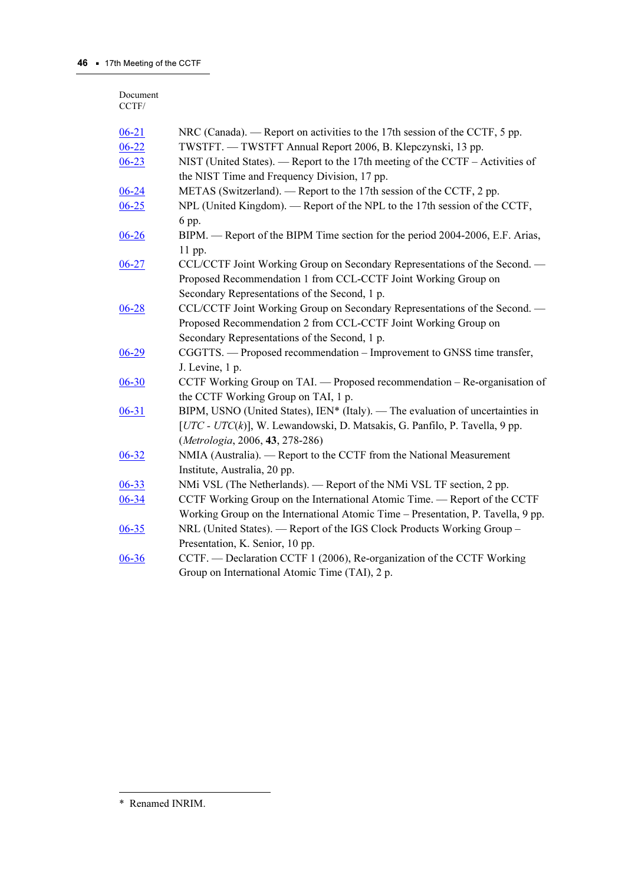Document CCTF/

| | |
|---|---|
| 06-21 | NRC (Canada). — Report on activities to the 17th session of the CCTF, 5 pp. |
| 06-22 | TWSTFT. — TWSTFT Annual Report 2006, B. Klepczynski, 13 pp. |
| 06-23 | NIST (United States). — Report to the 17th meeting of the CCTF – Activities of the NIST Time and Frequency Division, 17 pp. |
| 06-24 | METAS (Switzerland). — Report to the 17th session of the CCTF, 2 pp. |
| 06-25 | NPL (United Kingdom). — Report of the NPL to the 17th session of the CCTF, 6 pp. |
| 06-26 | BIPM. — Report of the BIPM Time section for the period 2004-2006, E.F. Arias, 11 pp. |
| 06-27 | CCL/CCTF Joint Working Group on Secondary Representations of the Second. — Proposed Recommendation 1 from CCL-CCTF Joint Working Group on Secondary Representations of the Second, 1 p. |
| 06-28 | CCL/CCTF Joint Working Group on Secondary Representations of the Second. — Proposed Recommendation 2 from CCL-CCTF Joint Working Group on Secondary Representations of the Second, 1 p. |
| 06-29 | CGGTTS. — Proposed recommendation – Improvement to GNSS time transfer, J. Levine, 1 p. |
| 06-30 | CCTF Working Group on TAI. — Proposed recommendation – Re-organisation of the CCTF Working Group on TAI, 1 p. |
| 06-31 | BIPM, USNO (United States), IEN* (Italy). — The evaluation of uncertainties in [*UTC* - *UTC*(*k*)], W. Lewandowski, D. Matsakis, G. Panfilo, P. Tavella, 9 pp. (*Metrologia*, 2006, **43**, 278-286) |
| 06-32 | NMIA (Australia). — Report to the CCTF from the National Measurement Institute, Australia, 20 pp. |
| 06-33 | NMi VSL (The Netherlands). — Report of the NMi VSL TF section, 2 pp. |
| 06-34 | CCTF Working Group on the International Atomic Time. — Report of the CCTF Working Group on the International Atomic Time – Presentation, P. Tavella, 9 pp. |
| 06-35 | NRL (United States). — Report of the IGS Clock Products Working Group – Presentation, K. Senior, 10 pp. |
| 06-36 | CCTF. — Declaration CCTF 1 (2006), Re-organization of the CCTF Working Group on International Atomic Time (TAI), 2 p. |

\* Renamed INRIM.